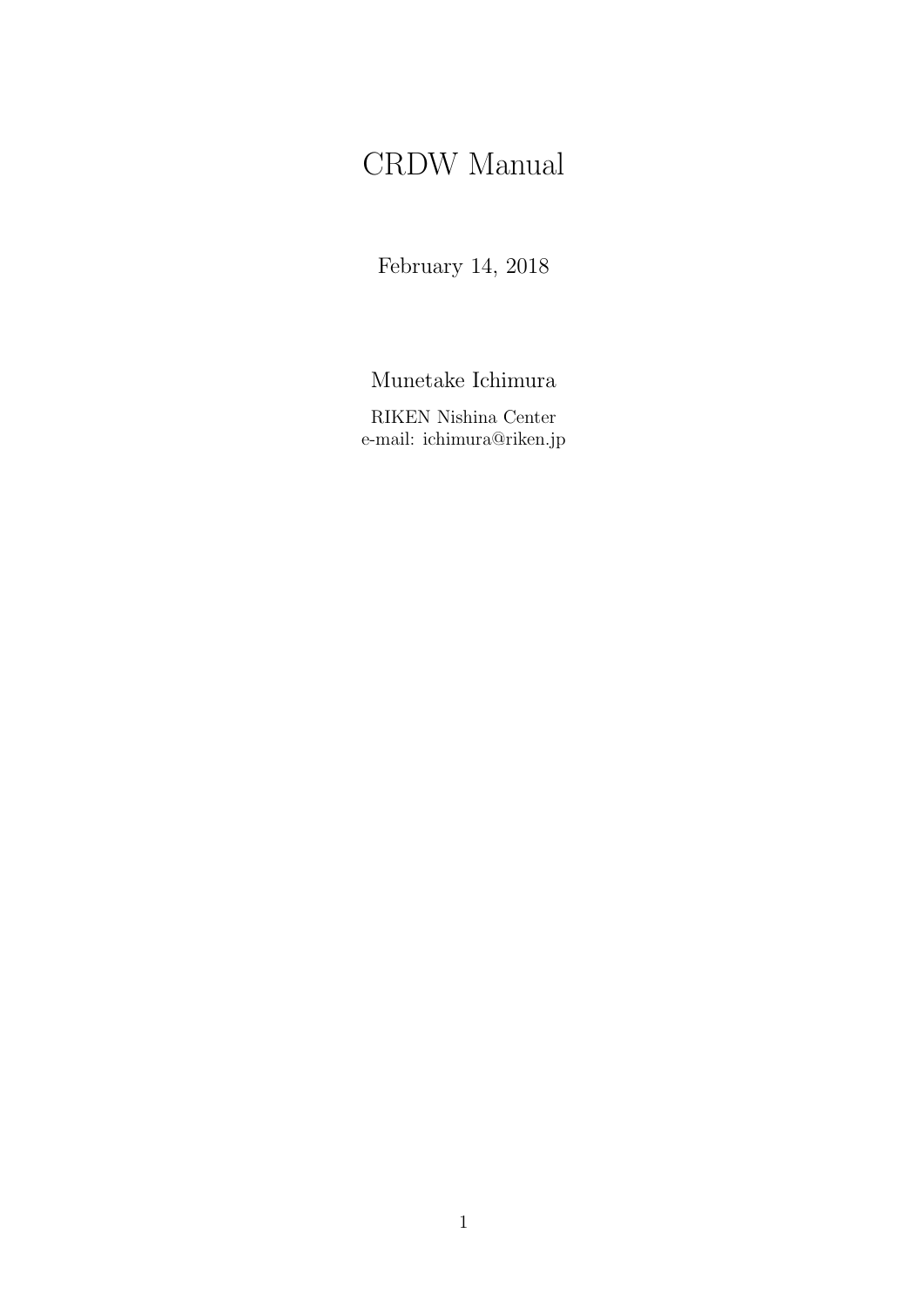# CRDW Manual

February 14, 2018

Munetake Ichimura

RIKEN Nishina Center
e-mail: ichimura@riken.jp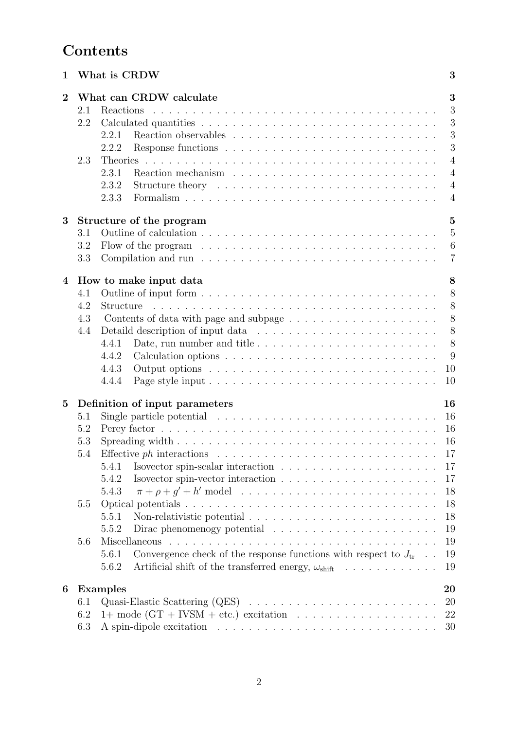# Contents

**1 What is CRDW** **3**

**2 What can CRDW calculate** **3**

- 2.1 Reactions 3
- 2.2 Calculated quantities 3
  - 2.2.1 Reaction observables 3
  - 2.2.2 Response functions 3
- 2.3 Theories 4
  - 2.3.1 Reaction mechanism 4
  - 2.3.2 Structure theory 4
  - 2.3.3 Formalism 4

**3 Structure of the program** **5**

- 3.1 Outline of calculation 5
- 3.2 Flow of the program 6
- 3.3 Compilation and run 7

**4 How to make input data** **8**

- 4.1 Outline of input form 8
- 4.2 Structure 8
- 4.3 Contents of data with page and subpage 8
- 4.4 Detaild description of input data 8
  - 4.4.1 Date, run number and title 8
  - 4.4.2 Calculation options 9
  - 4.4.3 Output options 10
  - 4.4.4 Page style input 10

**5 Definition of input parameters** **16**

- 5.1 Single particle potential 16
- 5.2 Perey factor 16
- 5.3 Spreading width 16
- 5.4 Effective *ph* interactions 17
  - 5.4.1 Isovector spin-scalar interaction 17
  - 5.4.2 Isovector spin-vector interaction 17
  - 5.4.3 $\pi + \rho + g' + h'$ model 18
- 5.5 Optical potentials 18
  - 5.5.1 Non-relativistic potential 18
  - 5.5.2 Dirac phenomenogy potential 19
- 5.6 Miscellaneous 19
  - 5.6.1 Convergence check of the response functions with respect to $J_{\rm tr}$ 19
  - 5.6.2 Artificial shift of the transferred energy, $\omega_{\rm shift}$ 19

**6 Examples** **20**

- 6.1 Quasi-Elastic Scattering (QES) 20
- 6.2 1+ mode (GT + IVSM + etc.) excitation 22
- 6.3 A spin-dipole excitation 30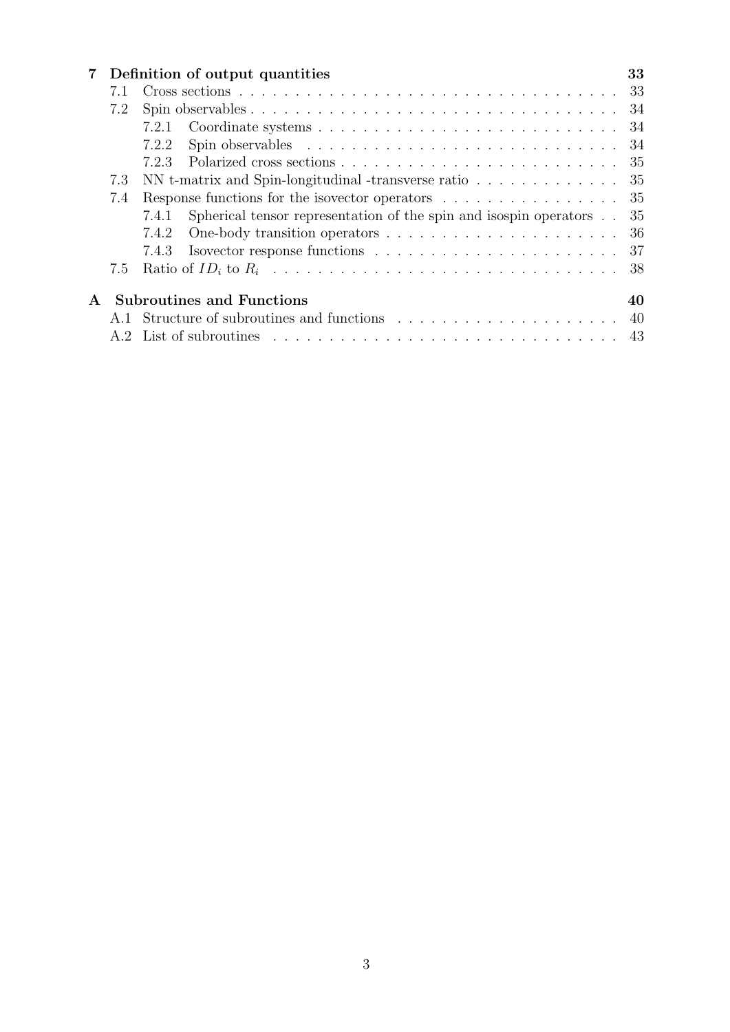| | | |
|---|---|---|
| **7** | **Definition of output quantities** | **33** |
| 7.1 | Cross sections | 33 |
| 7.2 | Spin observables | 34 |
| 7.2.1 | Coordinate systems | 34 |
| 7.2.2 | Spin observables | 34 |
| 7.2.3 | Polarized cross sections | 35 |
| 7.3 | NN t-matrix and Spin-longitudinal -transverse ratio | 35 |
| 7.4 | Response functions for the isovector operators | 35 |
| 7.4.1 | Spherical tensor representation of the spin and isospin operators | 35 |
| 7.4.2 | One-body transition operators | 36 |
| 7.4.3 | Isovector response functions | 37 |
| 7.5 | Ratio of $ID_i$ to $R_i$ | 38 |
| **A** | **Subroutines and Functions** | **40** |
| A.1 | Structure of subroutines and functions | 40 |
| A.2 | List of subroutines | 43 |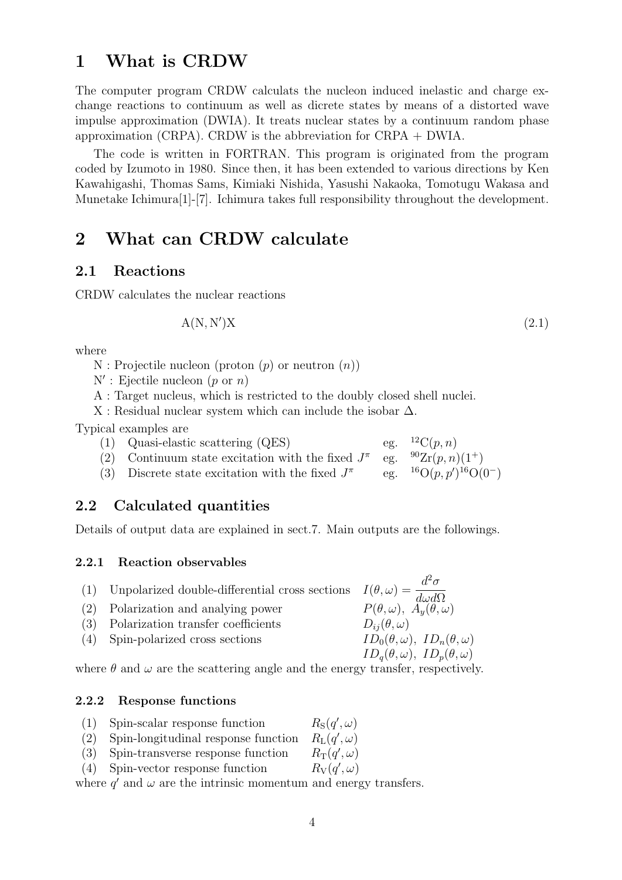# 1 What is CRDW

The computer program CRDW calculats the nucleon induced inelastic and charge exchange reactions to continuum as well as dicrete states by means of a distorted wave impulse approximation (DWIA). It treats nuclear states by a continuum random phase approximation (CRPA). CRDW is the abbreviation for CRPA + DWIA.

The code is written in FORTRAN. This program is originated from the program coded by Izumoto in 1980. Since then, it has been extended to various directions by Ken Kawahigashi, Thomas Sams, Kimiaki Nishida, Yasushi Nakaoka, Tomotugu Wakasa and Munetake Ichimura[1]-[7]. Ichimura takes full responsibility throughout the development.

# 2 What can CRDW calculate

## 2.1 Reactions

CRDW calculates the nuclear reactions

$$\mathrm{A(N, N')X} \tag{2.1}$$

where

N : Projectile nucleon (proton ($p$) or neutron ($n$))

N$'$ : Ejectile nucleon ($p$ or $n$)

A : Target nucleus, which is restricted to the doubly closed shell nuclei.

X : Residual nuclear system which can include the isobar $\Delta$.

Typical examples are

| | | |
|---|---|---|
| (1) | Quasi-elastic scattering (QES) | eg. $^{12}\mathrm{C}(p,n)$ |
| (2) | Continuum state excitation with the fixed $J^\pi$ | eg. $^{90}\mathrm{Zr}(p,n)(1^+)$ |
| (3) | Discrete state excitation with the fixed $J^\pi$ | eg. $^{16}\mathrm{O}(p,p')^{16}\mathrm{O}(0^-)$ |

## 2.2 Calculated quantities

Details of output data are explained in sect.7. Main outputs are the followings.

### 2.2.1 Reaction observables

| | | |
|---|---|---|
| (1) | Unpolarized double-differential cross sections | $I(\theta,\omega) = \dfrac{d^2\sigma}{d\omega d\Omega}$ |
| (2) | Polarization and analying power | $P(\theta,\omega),\ A_y(\theta,\omega)$ |
| (3) | Polarization transfer coefficients | $D_{ij}(\theta,\omega)$ |
| (4) | Spin-polarized cross sections | $ID_0(\theta,\omega),\ ID_n(\theta,\omega)$ |
| | | $ID_q(\theta,\omega),\ ID_p(\theta,\omega)$ |

where $\theta$ and $\omega$ are the scattering angle and the energy transfer, respectively.

### 2.2.2 Response functions

| | | |
|---|---|---|
| (1) | Spin-scalar response function | $R_{\mathrm{S}}(q',\omega)$ |
| (2) | Spin-longitudinal response function | $R_{\mathrm{L}}(q',\omega)$ |
| (3) | Spin-transverse response function | $R_{\mathrm{T}}(q',\omega)$ |
| (4) | Spin-vector response function | $R_{\mathrm{V}}(q',\omega)$ |

where $q'$ and $\omega$ are the intrinsic momentum and energy transfers.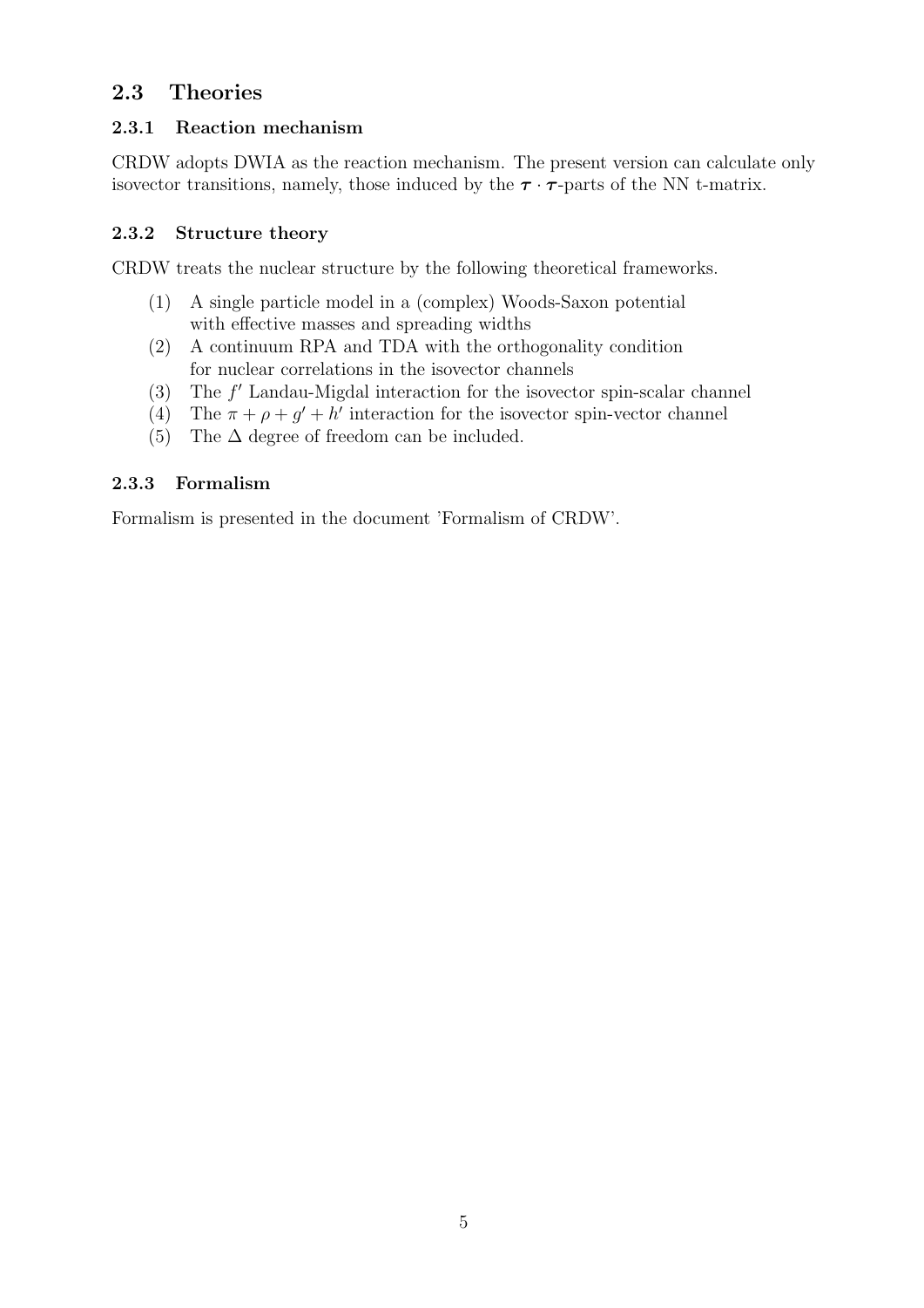## 2.3 Theories

### 2.3.1 Reaction mechanism

CRDW adopts DWIA as the reaction mechanism. The present version can calculate only isovector transitions, namely, those induced by the $\boldsymbol{\tau} \cdot \boldsymbol{\tau}$-parts of the NN t-matrix.

### 2.3.2 Structure theory

CRDW treats the nuclear structure by the following theoretical frameworks.

(1) A single particle model in a (complex) Woods-Saxon potential with effective masses and spreading widths
(2) A continuum RPA and TDA with the orthogonality condition for nuclear correlations in the isovector channels
(3) The $f'$ Landau-Migdal interaction for the isovector spin-scalar channel
(4) The $\pi + \rho + g' + h'$ interaction for the isovector spin-vector channel
(5) The $\Delta$ degree of freedom can be included.

### 2.3.3 Formalism

Formalism is presented in the document 'Formalism of CRDW'.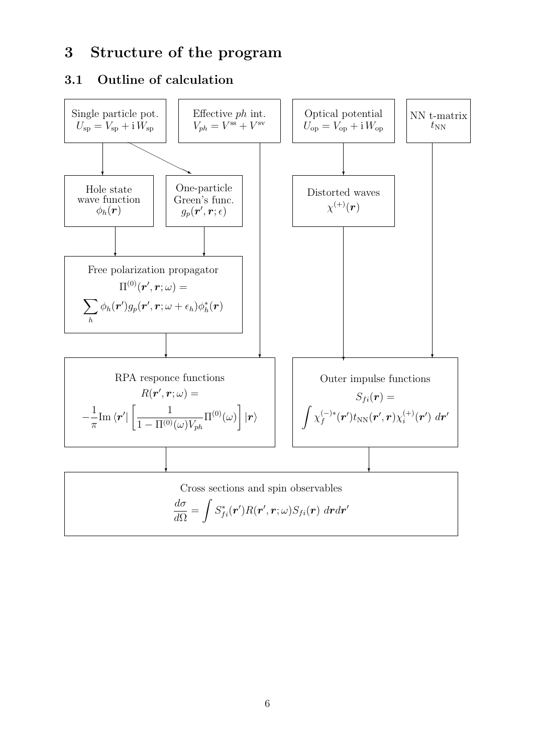# 3 Structure of the program

## 3.1 Outline of calculation

Single particle pot.
$U_{\rm sp} = V_{\rm sp} + {\rm i}\, W_{\rm sp}$

Effective $ph$ int.
$V_{ph} = V^{\rm ss} + V^{\rm sv}$

Optical potential
$U_{\rm op} = V_{\rm op} + {\rm i}\, W_{\rm op}$

NN t-matrix
$t_{\rm NN}$

Hole state wave function
$\phi_h(\boldsymbol{r})$

One-particle Green's func.
$g_p(\boldsymbol{r}', \boldsymbol{r}; \epsilon)$

Distorted waves
$\chi^{(+)}(\boldsymbol{r})$

Free polarization propagator

$$\Pi^{(0)}(\boldsymbol{r}', \boldsymbol{r}; \omega) = \sum_h \phi_h(\boldsymbol{r}') g_p(\boldsymbol{r}', \boldsymbol{r}; \omega + \epsilon_h) \phi_h^*(\boldsymbol{r})$$

RPA responce functions

$$R(\boldsymbol{r}', \boldsymbol{r}; \omega) = -\frac{1}{\pi} {\rm Im}\, \langle \boldsymbol{r}' | \left[ \frac{1}{1 - \Pi^{(0)}(\omega) V_{ph}} \Pi^{(0)}(\omega) \right] | \boldsymbol{r} \rangle$$

Outer impulse functions

$$S_{fi}(\boldsymbol{r}) = \int \chi_f^{(-)*}(\boldsymbol{r}') t_{\rm NN}(\boldsymbol{r}', \boldsymbol{r}) \chi_i^{(+)}(\boldsymbol{r}')\; d\boldsymbol{r}'$$

Cross sections and spin observables

$$\frac{d\sigma}{d\Omega} = \int S_{fi}^*(\boldsymbol{r}') R(\boldsymbol{r}', \boldsymbol{r}; \omega) S_{fi}(\boldsymbol{r})\; d\boldsymbol{r} d\boldsymbol{r}'$$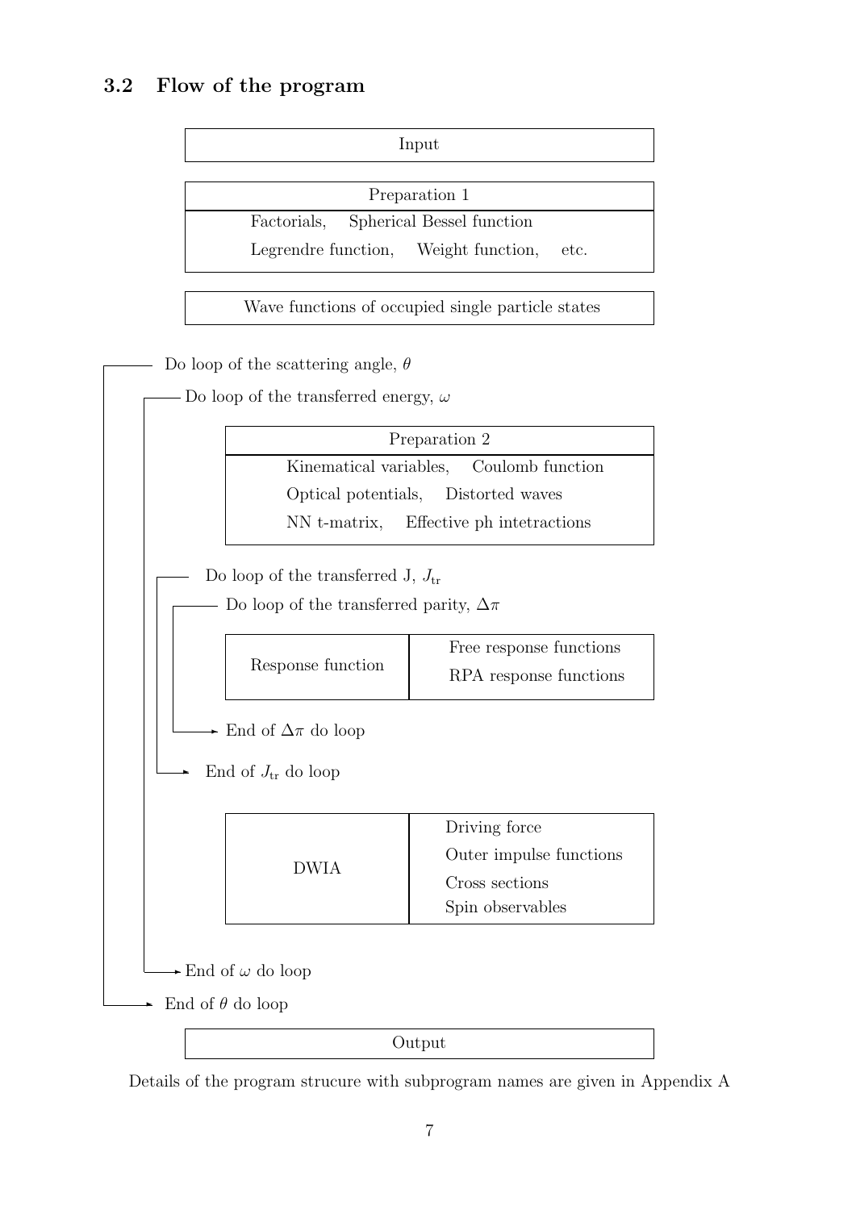### 3.2 Flow of the program

```
Input

Preparation 1
    Factorials,    Spherical Bessel function
    Legrendre function,    Weight function,    etc.

Wave functions of occupied single particle states

┌── Do loop of the scattering angle, θ
│ ┌── Do loop of the transferred energy, ω
│ │
│ │     Preparation 2
│ │         Kinematical variables,    Coulomb function
│ │         Optical potentials,    Distorted waves
│ │         NN t-matrix,    Effective ph intetractions
│ │
│ │ ┌── Do loop of the transferred J, J_tr
│ │ │ ┌── Do loop of the transferred parity, Δπ
│ │ │ │
│ │ │ │   Response function | Free response functions
│ │ │ │                     | RPA response functions
│ │ │ │
│ │ │ └─> End of Δπ do loop
│ │ └─> End of J_tr do loop
│ │
│ │       DWIA | Driving force
│ │            | Outer impulse functions
│ │            | Cross sections
│ │            | Spin observables
│ │
│ └─> End of ω do loop
└─> End of θ do loop

Output
```

Details of the program strucure with subprogram names are given in Appendix A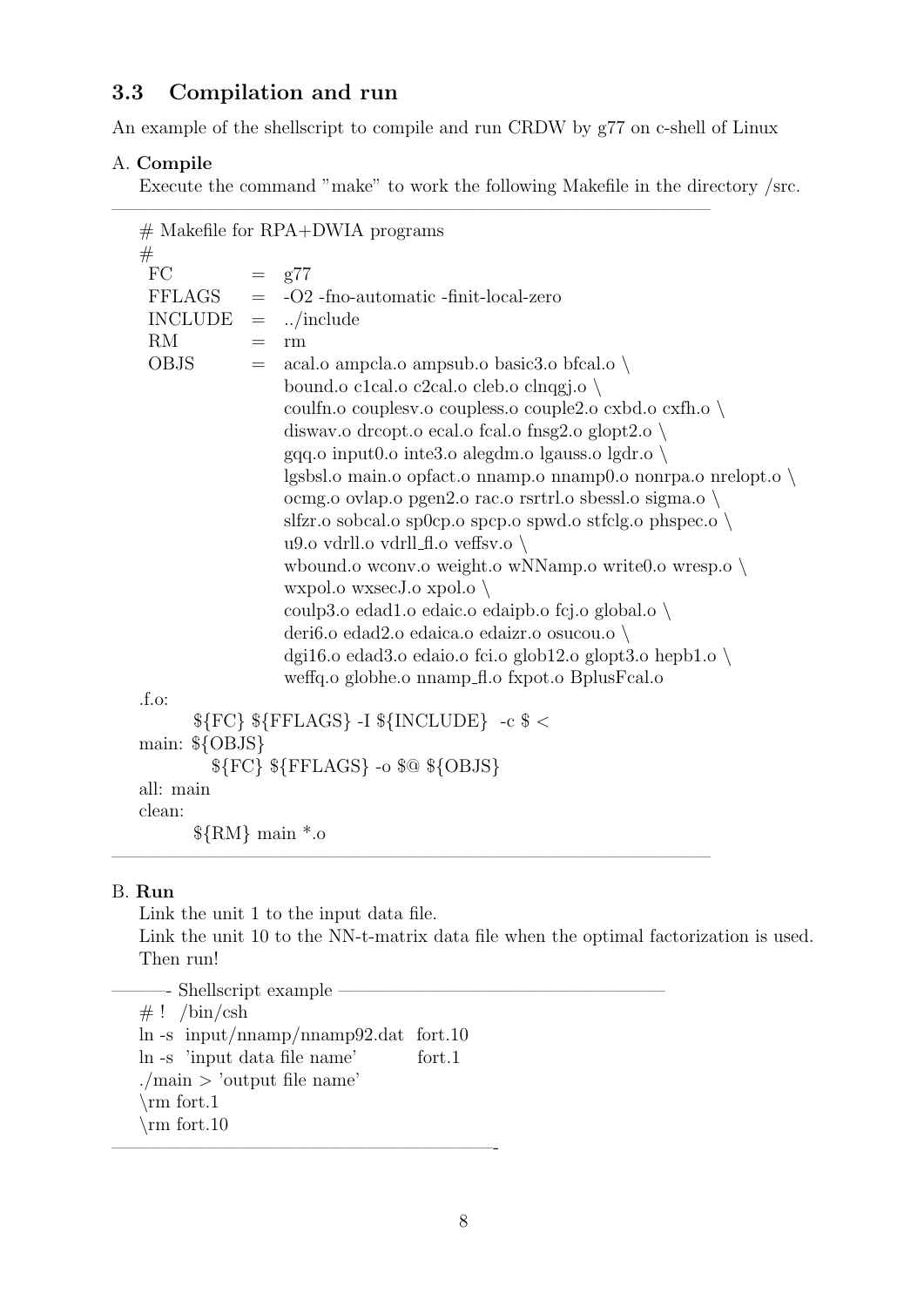## 3.3 Compilation and run

An example of the shellscript to compile and run CRDW by g77 on c-shell of Linux

A. **Compile**

Execute the command "make" to work the following Makefile in the directory /src.

```
# Makefile for RPA+DWIA programs
#
 FC       =  g77
 FFLAGS   =  -O2 -fno-automatic -finit-local-zero
 INCLUDE  =  ../include
 RM       =  rm
 OBJS     =  acal.o ampcla.o ampsub.o basic3.o bfcal.o \
             bound.o c1cal.o c2cal.o cleb.o clnqgj.o \
             coulfn.o couplesv.o coupless.o couple2.o cxbd.o cxfh.o \
             diswav.o drcopt.o ecal.o fcal.o fnsg2.o glopt2.o \
             gqq.o input0.o inte3.o alegdm.o lgauss.o lgdr.o \
             lgsbsl.o main.o opfact.o nnamp.o nnamp0.o nonrpa.o nrelopt.o \
             ocmg.o ovlap.o pgen2.o rac.o rsrtrl.o sbessl.o sigma.o \
             slfzr.o sobcal.o sp0cp.o spcp.o spwd.o stfclg.o phspec.o \
             u9.o vdrll.o vdrll_fl.o veffsv.o \
             wbound.o wconv.o weight.o wNNamp.o write0.o wresp.o \
             wxpol.o wxsecJ.o xpol.o \
             coulp3.o edad1.o edaic.o edaipb.o fcj.o global.o \
             deri6.o edad2.o edaica.o edaizr.o osucou.o \
             dgi16.o edad3.o edaio.o fci.o glob12.o glopt3.o hepb1.o \
             weffq.o globhe.o nnamp_fl.o fxpot.o BplusFcal.o
.f.o:
        ${FC} ${FFLAGS} -I ${INCLUDE}  -c $ <
main: ${OBJS}
          ${FC} ${FFLAGS} -o $@ ${OBJS}
all: main
clean:
        ${RM} main *.o
```

B. **Run**

Link the unit 1 to the input data file.
Link the unit 10 to the NN-t-matrix data file when the optimal factorization is used.
Then run!

Shellscript example

```
# !  /bin/csh
ln -s  input/nnamp/nnamp92.dat  fort.10
ln -s  'input data file name'    fort.1
./main > 'output file name'
\rm fort.1
\rm fort.10
```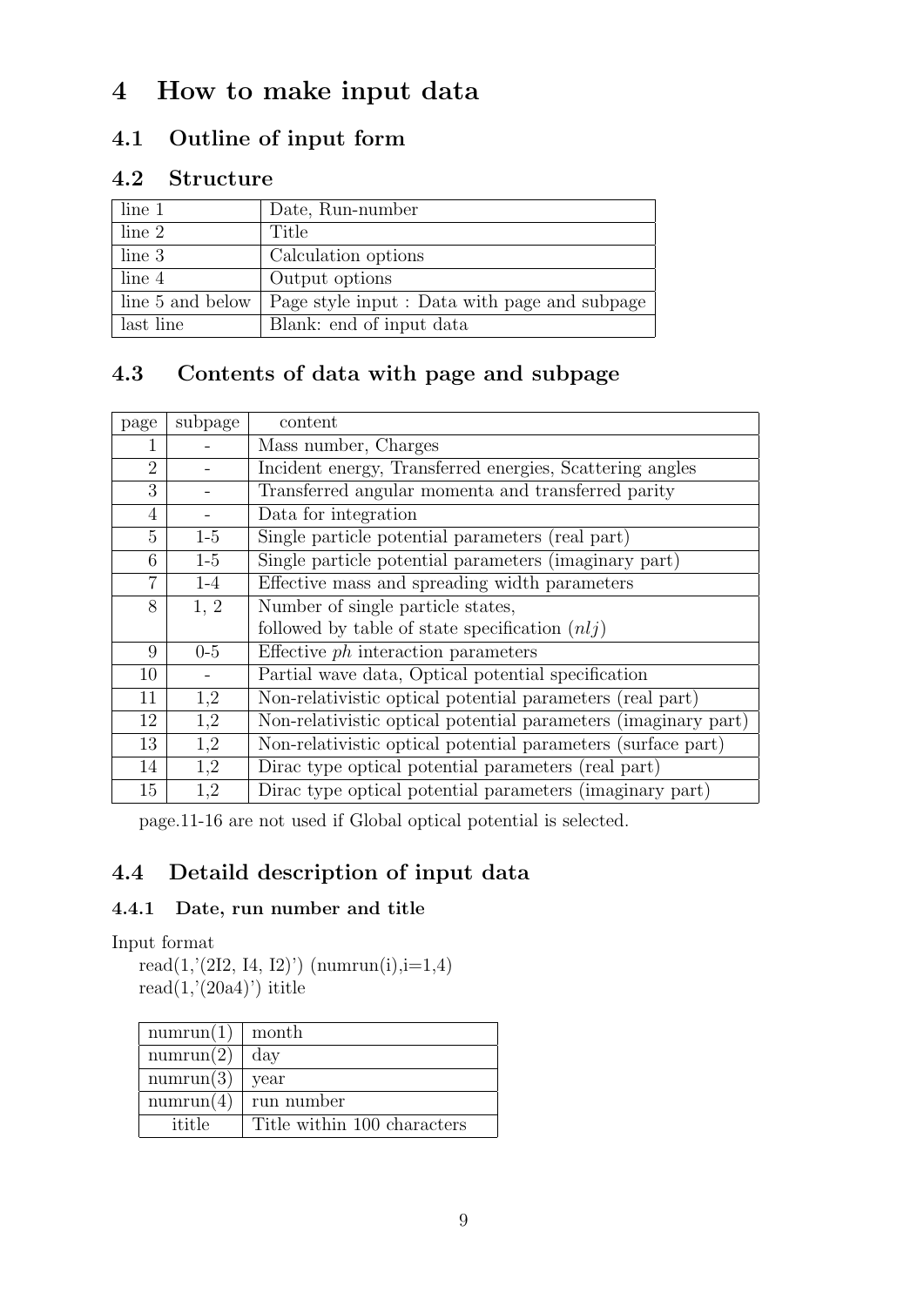# 4 How to make input data

## 4.1 Outline of input form

## 4.2 Structure

| line 1 | Date, Run-number |
|---|---|
| line 2 | Title |
| line 3 | Calculation options |
| line 4 | Output options |
| line 5 and below | Page style input : Data with page and subpage |
| last line | Blank: end of input data |

## 4.3 Contents of data with page and subpage

| page | subpage | content |
|---|---|---|
| 1 | - | Mass number, Charges |
| 2 | - | Incident energy, Transferred energies, Scattering angles |
| 3 | - | Transferred angular momenta and transferred parity |
| 4 | - | Data for integration |
| 5 | 1-5 | Single particle potential parameters (real part) |
| 6 | 1-5 | Single particle potential parameters (imaginary part) |
| 7 | 1-4 | Effective mass and spreading width parameters |
| 8 | 1, 2 | Number of single particle states, followed by table of state specification ($nlj$) |
| 9 | 0-5 | Effective *ph* interaction parameters |
| 10 | - | Partial wave data, Optical potential specification |
| 11 | 1,2 | Non-relativistic optical potential parameters (real part) |
| 12 | 1,2 | Non-relativistic optical potential parameters (imaginary part) |
| 13 | 1,2 | Non-relativistic optical potential parameters (surface part) |
| 14 | 1,2 | Dirac type optical potential parameters (real part) |
| 15 | 1,2 | Dirac type optical potential parameters (imaginary part) |

page.11-16 are not used if Global optical potential is selected.

## 4.4 Detaild description of input data

### 4.4.1 Date, run number and title

Input format

read(1,'(2I2, I4, I2)') (numrun(i),i=1,4)
read(1,'(20a4)') ititle

| numrun(1) | month |
|---|---|
| numrun(2) | day |
| numrun(3) | year |
| numrun(4) | run number |
| ititle | Title within 100 characters |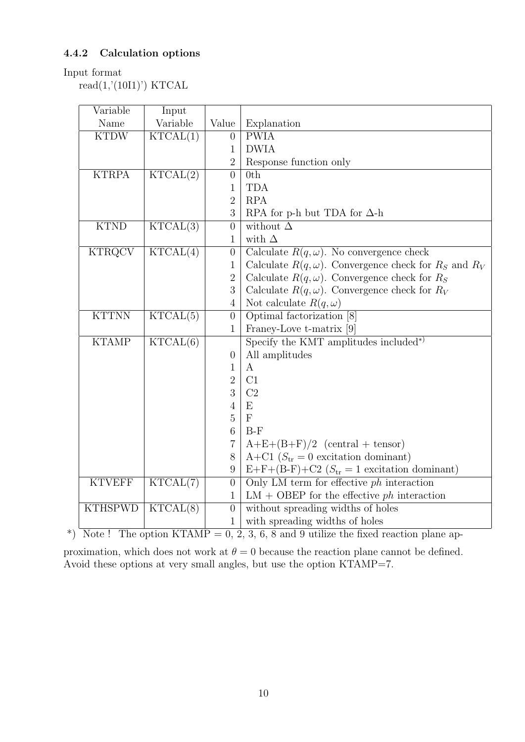### 4.4.2 Calculation options

Input format

read(1,'(10I1)') KTCAL

| Variable Name | Input Variable | Value | Explanation |
|---|---|---|---|
| KTDW | KTCAL(1) | 0 | PWIA |
| | | 1 | DWIA |
| | | 2 | Response function only |
| KTRPA | KTCAL(2) | 0 | 0th |
| | | 1 | TDA |
| | | 2 | RPA |
| | | 3 | RPA for p-h but TDA for $\Delta$-h |
| KTND | KTCAL(3) | 0 | without $\Delta$ |
| | | 1 | with $\Delta$ |
| KTRQCV | KTCAL(4) | 0 | Calculate $R(q,\omega)$. No convergence check |
| | | 1 | Calculate $R(q,\omega)$. Convergence check for $R_S$ and $R_V$ |
| | | 2 | Calculate $R(q,\omega)$. Convergence check for $R_S$ |
| | | 3 | Calculate $R(q,\omega)$. Convergence check for $R_V$ |
| | | 4 | Not calculate $R(q,\omega)$ |
| KTTNN | KTCAL(5) | 0 | Optimal factorization [8] |
| | | 1 | Franey-Love t-matrix [9] |
| KTAMP | KTCAL(6) | | Specify the KMT amplitudes included*) |
| | | 0 | All amplitudes |
| | | 1 | A |
| | | 2 | C1 |
| | | 3 | C2 |
| | | 4 | E |
| | | 5 | F |
| | | 6 | B-F |
| | | 7 | A+E+(B+F)/2 (central + tensor) |
| | | 8 | A+C1 ($S_{\rm tr}=0$ excitation dominant) |
| | | 9 | E+F+(B-F)+C2 ($S_{\rm tr}=1$ excitation dominant) |
| KTVEFF | KTCAL(7) | 0 | Only LM term for effective *ph* interaction |
| | | 1 | LM + OBEP for the effective *ph* interaction |
| KTHSPWD | KTCAL(8) | 0 | without spreading widths of holes |
| | | 1 | with spreading widths of holes |

*) Note ! The option KTAMP = 0, 2, 3, 6, 8 and 9 utilize the fixed reaction plane approximation, which does not work at $\theta = 0$ because the reaction plane cannot be defined. Avoid these options at very small angles, but use the option KTAMP=7.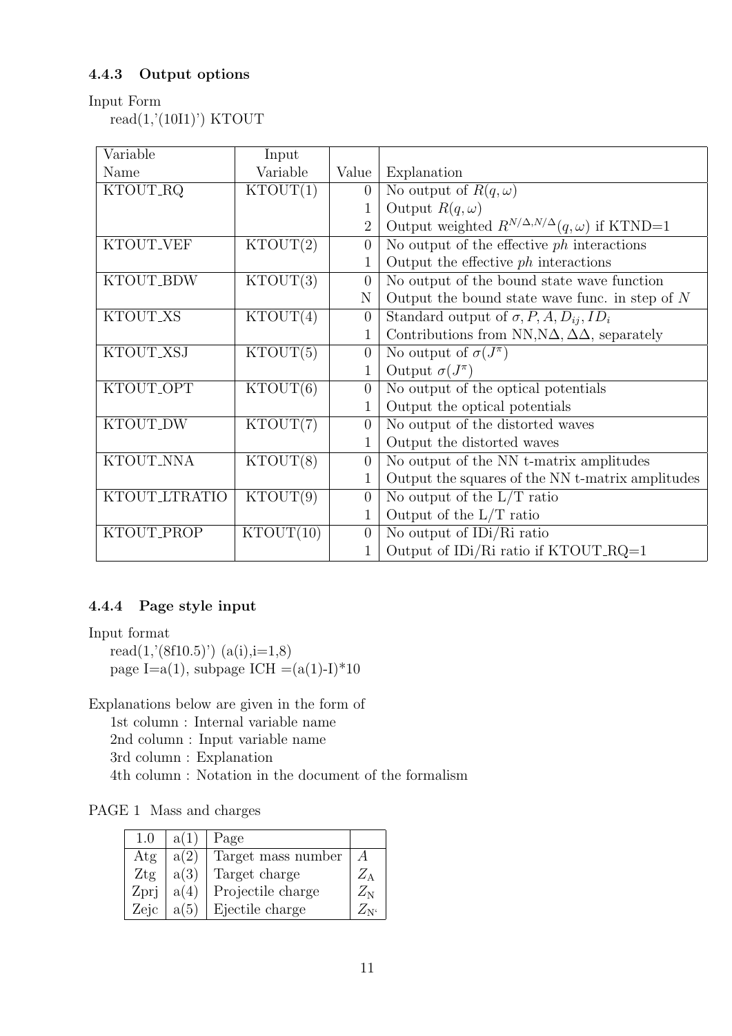### 4.4.3 Output options

Input Form

read(1,'(10I1)') KTOUT

| Variable Name | Input Variable | Value | Explanation |
|---|---|---|---|
| KTOUT_RQ | KTOUT(1) | 0 | No output of $R(q, \omega)$ |
| | | 1 | Output $R(q, \omega)$ |
| | | 2 | Output weighted $R^{N/\Delta,N/\Delta}(q, \omega)$ if KTND=1 |
| KTOUT_VEF | KTOUT(2) | 0 | No output of the effective *ph* interactions |
| | | 1 | Output the effective *ph* interactions |
| KTOUT_BDW | KTOUT(3) | 0 | No output of the bound state wave function |
| | | N | Output the bound state wave func. in step of $N$ |
| KTOUT_XS | KTOUT(4) | 0 | Standard output of $\sigma, P, A, D_{ij}, ID_i$ |
| | | 1 | Contributions from NN,N$\Delta$, $\Delta\Delta$, separately |
| KTOUT_XSJ | KTOUT(5) | 0 | No output of $\sigma(J^\pi)$ |
| | | 1 | Output $\sigma(J^\pi)$ |
| KTOUT_OPT | KTOUT(6) | 0 | No output of the optical potentials |
| | | 1 | Output the optical potentials |
| KTOUT_DW | KTOUT(7) | 0 | No output of the distorted waves |
| | | 1 | Output the distorted waves |
| KTOUT_NNA | KTOUT(8) | 0 | No output of the NN t-matrix amplitudes |
| | | 1 | Output the squares of the NN t-matrix amplitudes |
| KTOUT_LTRATIO | KTOUT(9) | 0 | No output of the L/T ratio |
| | | 1 | Output of the L/T ratio |
| KTOUT_PROP | KTOUT(10) | 0 | No output of IDi/Ri ratio |
| | | 1 | Output of IDi/Ri ratio if KTOUT_RQ=1 |

### 4.4.4 Page style input

Input format

read(1,'(8f10.5)') (a(i),i=1,8)

page I=a(1), subpage ICH =(a(1)-I)*10

Explanations below are given in the form of

1st column : Internal variable name

2nd column : Input variable name

3rd column : Explanation

4th column : Notation in the document of the formalism

PAGE 1 Mass and charges

| 1.0 | a(1) | Page | |
|---|---|---|---|
| Atg | a(2) | Target mass number | $A$ |
| Ztg | a(3) | Target charge | $Z_{\rm A}$ |
| Zprj | a(4) | Projectile charge | $Z_{\rm N}$ |
| Zejc | a(5) | Ejectile charge | $Z_{\rm N'}$ |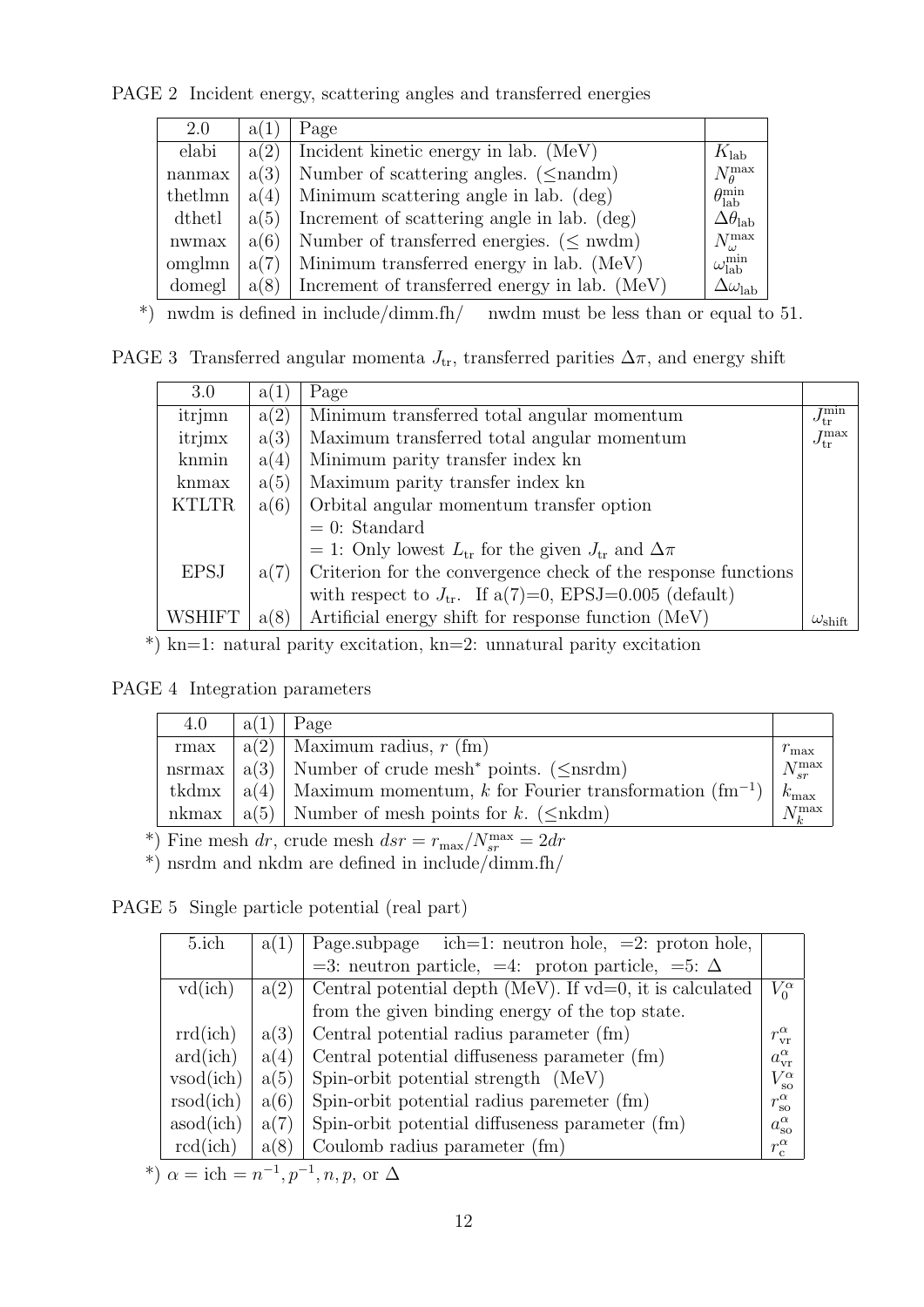PAGE 2 Incident energy, scattering angles and transferred energies

| 2.0 | a(1) | Page | |
|---|---|---|---|
| elabi | a(2) | Incident kinetic energy in lab. (MeV) | $K_{\rm lab}$ |
| nanmax | a(3) | Number of scattering angles. (≤nandm) | $N_\theta^{\rm max}$ |
| thetlmn | a(4) | Minimum scattering angle in lab. (deg) | $\theta_{\rm lab}^{\rm min}$ |
| dthetl | a(5) | Increment of scattering angle in lab. (deg) | $\Delta\theta_{\rm lab}$ |
| nwmax | a(6) | Number of transferred energies. (≤ nwdm) | $N_\omega^{\rm max}$ |
| omglmn | a(7) | Minimum transferred energy in lab. (MeV) | $\omega_{\rm lab}^{\rm min}$ |
| domegl | a(8) | Increment of transferred energy in lab. (MeV) | $\Delta\omega_{\rm lab}$ |

*) nwdm is defined in include/dimm.fh/ nwdm must be less than or equal to 51.

PAGE 3 Transferred angular momenta $J_{\rm tr}$, transferred parities $\Delta\pi$, and energy shift

| 3.0 | a(1) | Page | |
|---|---|---|---|
| itrjmn | a(2) | Minimum transferred total angular momentum | $J_{\rm tr}^{\rm min}$ |
| itrjmx | a(3) | Maximum transferred total angular momentum | $J_{\rm tr}^{\rm max}$ |
| knmin | a(4) | Minimum parity transfer index kn | |
| knmax | a(5) | Maximum parity transfer index kn | |
| KTLTR | a(6) | Orbital angular momentum transfer option | |
| | | = 0: Standard | |
| | | = 1: Only lowest $L_{\rm tr}$ for the given $J_{\rm tr}$ and $\Delta\pi$ | |
| EPSJ | a(7) | Criterion for the convergence check of the response functions | |
| | | with respect to $J_{\rm tr}$. If a(7)=0, EPSJ=0.005 (default) | |
| WSHIFT | a(8) | Artificial energy shift for response function (MeV) | $\omega_{\rm shift}$ |

*) kn=1: natural parity excitation, kn=2: unnatural parity excitation

PAGE 4 Integration parameters

| 4.0 | a(1) | Page | |
|---|---|---|---|
| rmax | a(2) | Maximum radius, $r$ (fm) | $r_{\rm max}$ |
| nsrmax | a(3) | Number of crude mesh* points. (≤nsrdm) | $N_{sr}^{\rm max}$ |
| tkdmx | a(4) | Maximum momentum, $k$ for Fourier transformation (fm$^{-1}$) | $k_{\rm max}$ |
| nkmax | a(5) | Number of mesh points for $k$. (≤nkdm) | $N_k^{\rm max}$ |

*) Fine mesh $dr$, crude mesh $dsr = r_{\rm max}/N_{sr}^{\rm max} = 2dr$

*) nsrdm and nkdm are defined in include/dimm.fh/

PAGE 5 Single particle potential (real part)

| 5.ich | a(1) | Page.subpage ich=1: neutron hole, =2: proton hole, | |
|---|---|---|---|
| | | =3: neutron particle, =4: proton particle, =5: Δ | |
| vd(ich) | a(2) | Central potential depth (MeV). If vd=0, it is calculated | $V_0^\alpha$ |
| | | from the given binding energy of the top state. | |
| rrd(ich) | a(3) | Central potential radius parameter (fm) | $r_{\rm vr}^\alpha$ |
| ard(ich) | a(4) | Central potential diffuseness parameter (fm) | $a_{\rm vr}^\alpha$ |
| vsod(ich) | a(5) | Spin-orbit potential strength (MeV) | $V_{\rm so}^\alpha$ |
| rsod(ich) | a(6) | Spin-orbit potential radius paremeter (fm) | $r_{\rm so}^\alpha$ |
| asod(ich) | a(7) | Spin-orbit potential diffuseness parameter (fm) | $a_{\rm so}^\alpha$ |
| rcd(ich) | a(8) | Coulomb radius parameter (fm) | $r_{\rm c}^\alpha$ |

*) $\alpha$ = ich = $n^{-1}, p^{-1}, n, p$, or $\Delta$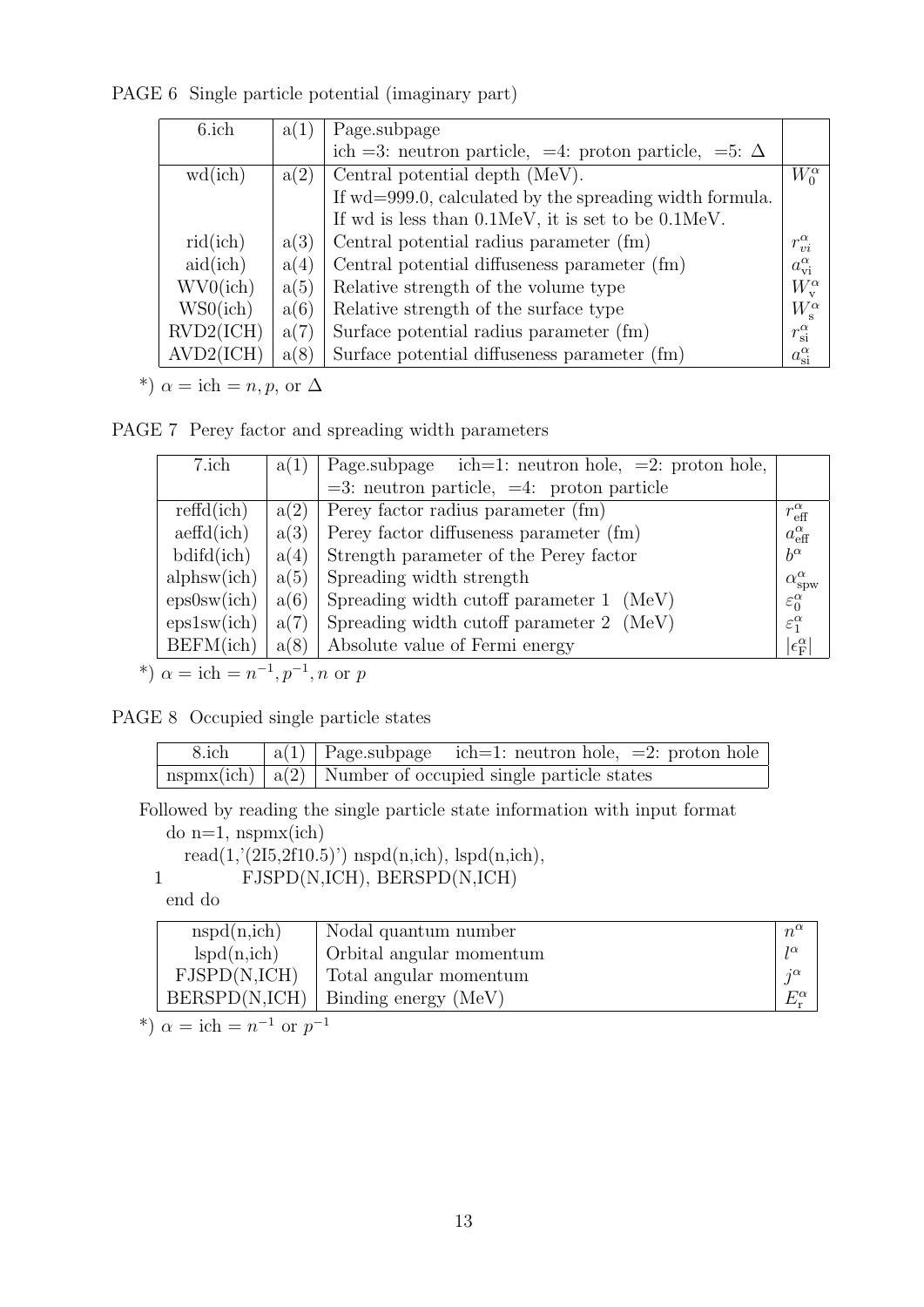PAGE 6 Single particle potential (imaginary part)

| 6.ich | a(1) | Page.subpage | |
|---|---|---|---|
| | | ich =3: neutron particle, =4: proton particle, =5: $\Delta$ | |
| wd(ich) | a(2) | Central potential depth (MeV). | $W_0^\alpha$ |
| | | If wd=999.0, calculated by the spreading width formula. | |
| | | If wd is less than 0.1MeV, it is set to be 0.1MeV. | |
| rid(ich) | a(3) | Central potential radius parameter (fm) | $r_{vi}^\alpha$ |
| aid(ich) | a(4) | Central potential diffuseness parameter (fm) | $a_{\rm vi}^\alpha$ |
| WV0(ich) | a(5) | Relative strength of the volume type | $W_{\rm v}^\alpha$ |
| WS0(ich) | a(6) | Relative strength of the surface type | $W_{\rm s}^\alpha$ |
| RVD2(ICH) | a(7) | Surface potential radius parameter (fm) | $r_{\rm si}^\alpha$ |
| AVD2(ICH) | a(8) | Surface potential diffuseness parameter (fm) | $a_{\rm si}^\alpha$ |

*) $\alpha$ = ich = $n, p$, or $\Delta$

PAGE 7 Perey factor and spreading width parameters

| 7.ich | a(1) | Page.subpage ich=1: neutron hole, =2: proton hole, | |
|---|---|---|---|
| | | =3: neutron particle, =4: proton particle | |
| reffd(ich) | a(2) | Perey factor radius parameter (fm) | $r_{\rm eff}^\alpha$ |
| aeffd(ich) | a(3) | Perey factor diffuseness parameter (fm) | $a_{\rm eff}^\alpha$ |
| bdifd(ich) | a(4) | Strength parameter of the Perey factor | $b^\alpha$ |
| alphsw(ich) | a(5) | Spreading width strength | $\alpha_{\rm spw}^\alpha$ |
| eps0sw(ich) | a(6) | Spreading width cutoff parameter 1 (MeV) | $\varepsilon_0^\alpha$ |
| eps1sw(ich) | a(7) | Spreading width cutoff parameter 2 (MeV) | $\varepsilon_1^\alpha$ |
| BEFM(ich) | a(8) | Absolute value of Fermi energy | $\lvert\epsilon_{\rm F}^\alpha\rvert$ |

*) $\alpha$ = ich = $n^{-1}, p^{-1}, n$ or $p$

PAGE 8 Occupied single particle states

| 8.ich | a(1) | Page.subpage ich=1: neutron hole, =2: proton hole |
|---|---|---|
| nspmx(ich) | a(2) | Number of occupied single particle states |

Followed by reading the single particle state information with input format

```
   do n=1, nspmx(ich)
      read(1,'(2I5,2f10.5)') nspd(n,ich), lspd(n,ich),
 1            FJSPD(N,ICH), BERSPD(N,ICH)
   end do
```

| nspd(n,ich) | Nodal quantum number | $n^\alpha$ |
|---|---|---|
| lspd(n,ich) | Orbital angular momentum | $l^\alpha$ |
| FJSPD(N,ICH) | Total angular momentum | $j^\alpha$ |
| BERSPD(N,ICH) | Binding energy (MeV) | $E_{\rm r}^\alpha$ |

*) $\alpha$ = ich = $n^{-1}$ or $p^{-1}$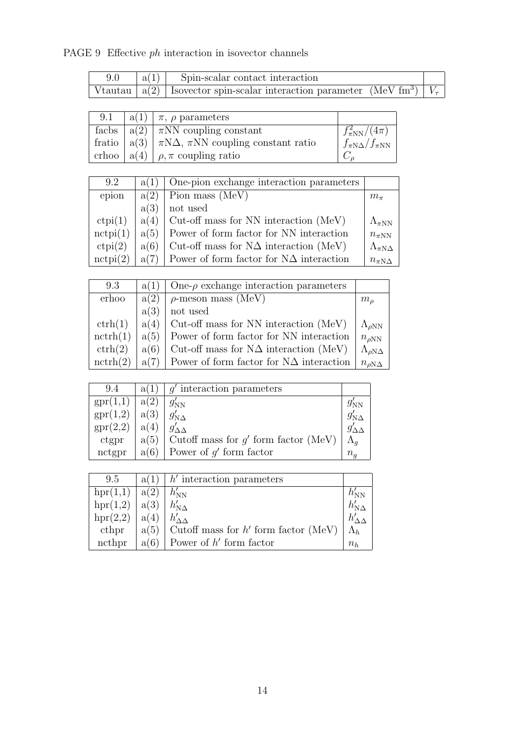PAGE 9 Effective *ph* interaction in isovector channels

| 9.0 | a(1) | Spin-scalar contact interaction | |
|---|---|---|---|
| Vtautau | a(2) | Isovector spin-scalar interaction parameter (MeV fm$^3$) | $V_\tau$ |

| 9.1 | a(1) | $\pi$, $\rho$ parameters | |
|---|---|---|---|
| facbs | a(2) | $\pi$NN coupling constant | $f_{\pi \mathrm{NN}}^2/(4\pi)$ |
| fratio | a(3) | $\pi$N$\Delta$, $\pi$NN coupling constant ratio | $f_{\pi \mathrm{N}\Delta}/f_{\pi \mathrm{NN}}$ |
| crhoo | a(4) | $\rho, \pi$ coupling ratio | $C_\rho$ |

| 9.2 | a(1) | One-pion exchange interaction parameters | |
|---|---|---|---|
| epion | a(2) | Pion mass (MeV) | $m_\pi$ |
| | a(3) | not used | |
| ctpi(1) | a(4) | Cut-off mass for NN interaction (MeV) | $\Lambda_{\pi \mathrm{NN}}$ |
| nctpi(1) | a(5) | Power of form factor for NN interaction | $n_{\pi \mathrm{NN}}$ |
| ctpi(2) | a(6) | Cut-off mass for N$\Delta$ interaction (MeV) | $\Lambda_{\pi \mathrm{N}\Delta}$ |
| nctpi(2) | a(7) | Power of form factor for N$\Delta$ interaction | $n_{\pi \mathrm{N}\Delta}$ |

| 9.3 | a(1) | One-$\rho$ exchange interaction parameters | |
|---|---|---|---|
| erhoo | a(2) | $\rho$-meson mass (MeV) | $m_\rho$ |
| | a(3) | not used | |
| ctrh(1) | a(4) | Cut-off mass for NN interaction (MeV) | $\Lambda_{\rho \mathrm{NN}}$ |
| nctrh(1) | a(5) | Power of form factor for NN interaction | $n_{\rho \mathrm{NN}}$ |
| ctrh(2) | a(6) | Cut-off mass for N$\Delta$ interaction (MeV) | $\Lambda_{\rho \mathrm{N}\Delta}$ |
| nctrh(2) | a(7) | Power of form factor for N$\Delta$ interaction | $n_{\rho \mathrm{N}\Delta}$ |

| 9.4 | a(1) | $g'$ interaction parameters | |
|---|---|---|---|
| gpr(1,1) | a(2) | $g'_{\mathrm{NN}}$ | $g'_{\mathrm{NN}}$ |
| gpr(1,2) | a(3) | $g'_{\mathrm{N}\Delta}$ | $g'_{\mathrm{N}\Delta}$ |
| gpr(2,2) | a(4) | $g'_{\Delta\Delta}$ | $g'_{\Delta\Delta}$ |
| ctgpr | a(5) | Cutoff mass for $g'$ form factor (MeV) | $\Lambda_g$ |
| nctgpr | a(6) | Power of $g'$ form factor | $n_g$ |

| 9.5 | a(1) | $h'$ interaction parameters | |
|---|---|---|---|
| hpr(1,1) | a(2) | $h'_{\mathrm{NN}}$ | $h'_{\mathrm{NN}}$ |
| hpr(1,2) | a(3) | $h'_{\mathrm{N}\Delta}$ | $h'_{\mathrm{N}\Delta}$ |
| hpr(2,2) | a(4) | $h'_{\Delta\Delta}$ | $h'_{\Delta\Delta}$ |
| cthpr | a(5) | Cutoff mass for $h'$ form factor (MeV) | $\Lambda_h$ |
| ncthpr | a(6) | Power of $h'$ form factor | $n_h$ |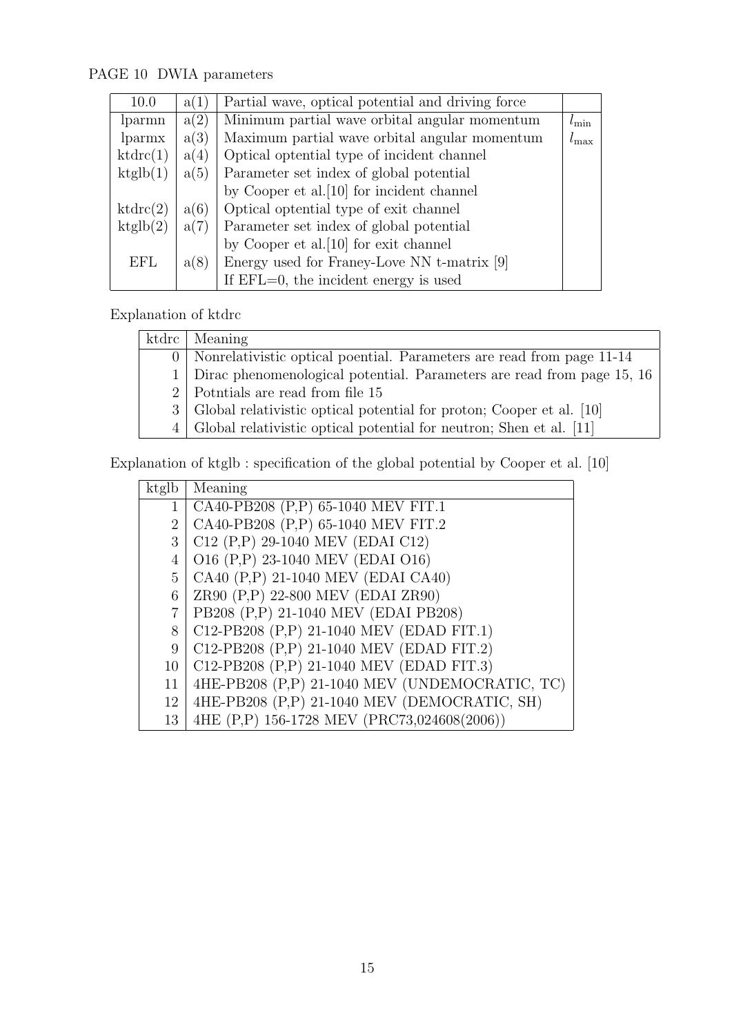PAGE 10 DWIA parameters

| 10.0 | a(1) | Partial wave, optical potential and driving force | |
|---|---|---|---|
| lparmn | a(2) | Minimum partial wave orbital angular momentum | $l_{\min}$ |
| lparmx | a(3) | Maximum partial wave orbital angular momentum | $l_{\max}$ |
| ktdrc(1) | a(4) | Optical optential type of incident channel | |
| ktglb(1) | a(5) | Parameter set index of global potential | |
| | | by Cooper et al.[10] for incident channel | |
| ktdrc(2) | a(6) | Optical optential type of exit channel | |
| ktglb(2) | a(7) | Parameter set index of global potential | |
| | | by Cooper et al.[10] for exit channel | |
| EFL | a(8) | Energy used for Franey-Love NN t-matrix [9] | |
| | | If EFL=0, the incident energy is used | |

Explanation of ktdrc

| ktdrc | Meaning |
|---|---|
| 0 | Nonrelativistic optical poential. Parameters are read from page 11-14 |
| 1 | Dirac phenomenological potential. Parameters are read from page 15, 16 |
| 2 | Potntials are read from file 15 |
| 3 | Global relativistic optical potential for proton; Cooper et al. [10] |
| 4 | Global relativistic optical potential for neutron; Shen et al. [11] |

Explanation of ktglb : specification of the global potential by Cooper et al. [10]

| ktglb | Meaning |
|---|---|
| 1 | CA40-PB208 (P,P) 65-1040 MEV FIT.1 |
| 2 | CA40-PB208 (P,P) 65-1040 MEV FIT.2 |
| 3 | C12 (P,P) 29-1040 MEV (EDAI C12) |
| 4 | O16 (P,P) 23-1040 MEV (EDAI O16) |
| 5 | CA40 (P,P) 21-1040 MEV (EDAI CA40) |
| 6 | ZR90 (P,P) 22-800 MEV (EDAI ZR90) |
| 7 | PB208 (P,P) 21-1040 MEV (EDAI PB208) |
| 8 | C12-PB208 (P,P) 21-1040 MEV (EDAD FIT.1) |
| 9 | C12-PB208 (P,P) 21-1040 MEV (EDAD FIT.2) |
| 10 | C12-PB208 (P,P) 21-1040 MEV (EDAD FIT.3) |
| 11 | 4HE-PB208 (P,P) 21-1040 MEV (UNDEMOCRATIC, TC) |
| 12 | 4HE-PB208 (P,P) 21-1040 MEV (DEMOCRATIC, SH) |
| 13 | 4HE (P,P) 156-1728 MEV (PRC73,024608(2006)) |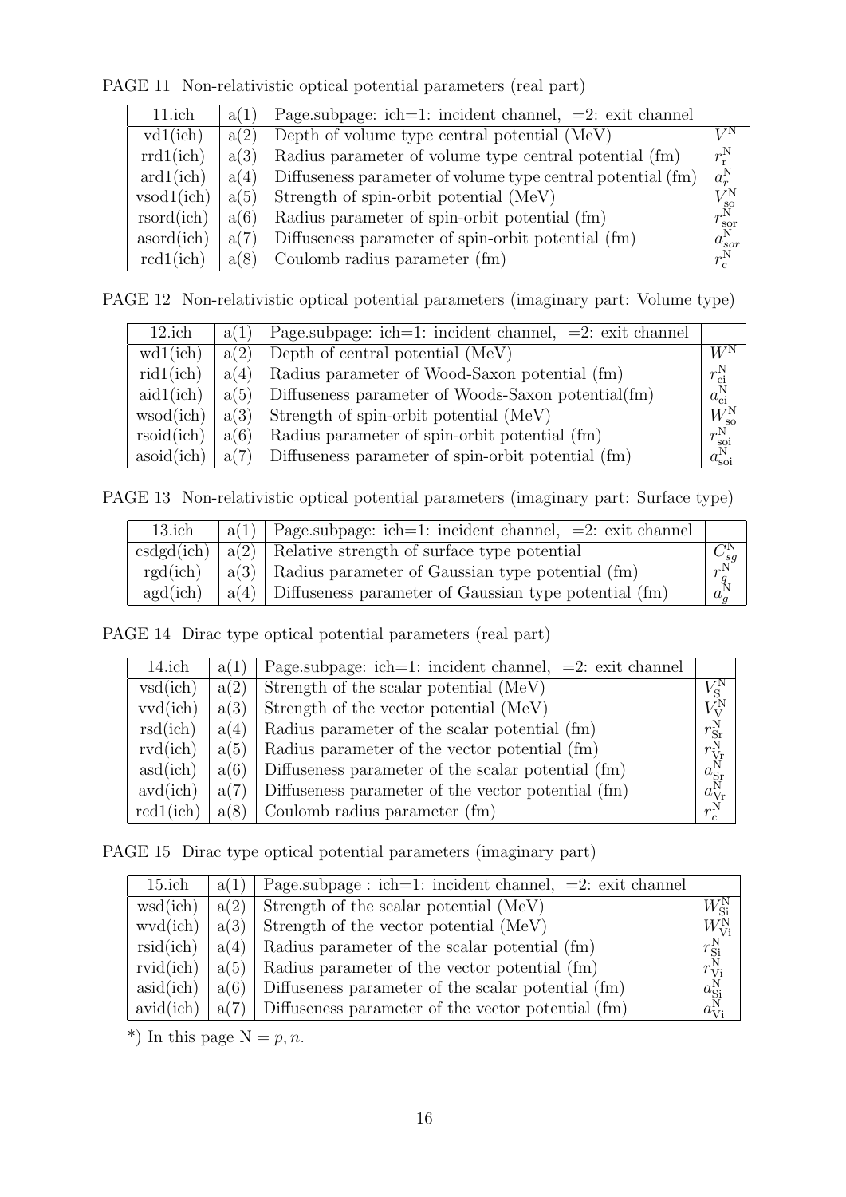PAGE 11 Non-relativistic optical potential parameters (real part)

| 11.ich | a(1) | Page.subpage: ich=1: incident channel, =2: exit channel | |
|---|---|---|---|
| vd1(ich) | a(2) | Depth of volume type central potential (MeV) | $V^{\rm N}$ |
| rrd1(ich) | a(3) | Radius parameter of volume type central potential (fm) | $r_{\rm r}^{\rm N}$ |
| ard1(ich) | a(4) | Diffuseness parameter of volume type central potential (fm) | $a_r^{\rm N}$ |
| vsod1(ich) | a(5) | Strength of spin-orbit potential (MeV) | $V_{\rm so}^{\rm N}$ |
| rsord(ich) | a(6) | Radius parameter of spin-orbit potential (fm) | $r_{\rm sor}^{\rm N}$ |
| asord(ich) | a(7) | Diffuseness parameter of spin-orbit potential (fm) | $a_{sor}^{\rm N}$ |
| rcd1(ich) | a(8) | Coulomb radius parameter (fm) | $r_{\rm c}^{\rm N}$ |

PAGE 12 Non-relativistic optical potential parameters (imaginary part: Volume type)

| 12.ich | a(1) | Page.subpage: ich=1: incident channel, =2: exit channel | |
|---|---|---|---|
| wd1(ich) | a(2) | Depth of central potential (MeV) | $W^{\rm N}$ |
| rid1(ich) | a(4) | Radius parameter of Wood-Saxon potential (fm) | $r_{\rm ci}^{\rm N}$ |
| aid1(ich) | a(5) | Diffuseness parameter of Woods-Saxon potential(fm) | $a_{\rm ci}^{\rm N}$ |
| wsod(ich) | a(3) | Strength of spin-orbit potential (MeV) | $W_{\rm so}^{\rm N}$ |
| rsoid(ich) | a(6) | Radius parameter of spin-orbit potential (fm) | $r_{\rm soi}^{\rm N}$ |
| asoid(ich) | a(7) | Diffuseness parameter of spin-orbit potential (fm) | $a_{\rm soi}^{\rm N}$ |

PAGE 13 Non-relativistic optical potential parameters (imaginary part: Surface type)

| 13.ich | a(1) | Page.subpage: ich=1: incident channel, =2: exit channel | |
|---|---|---|---|
| csdgd(ich) | a(2) | Relative strength of surface type potential | $C_{sg}^{\rm N}$ |
| rgd(ich) | a(3) | Radius parameter of Gaussian type potential (fm) | $r_g^{\rm N}$ |
| agd(ich) | a(4) | Diffuseness parameter of Gaussian type potential (fm) | $a_g^{\rm N}$ |

PAGE 14 Dirac type optical potential parameters (real part)

| 14.ich | a(1) | Page.subpage: ich=1: incident channel, =2: exit channel | |
|---|---|---|---|
| vsd(ich) | a(2) | Strength of the scalar potential (MeV) | $V_{\rm S}^{\rm N}$ |
| vvd(ich) | a(3) | Strength of the vector potential (MeV) | $V_{\rm V}^{\rm N}$ |
| rsd(ich) | a(4) | Radius parameter of the scalar potential (fm) | $r_{\rm Sr}^{\rm N}$ |
| rvd(ich) | a(5) | Radius parameter of the vector potential (fm) | $r_{\rm Vr}^{\rm N}$ |
| asd(ich) | a(6) | Diffuseness parameter of the scalar potential (fm) | $a_{\rm Sr}^{\rm N}$ |
| avd(ich) | a(7) | Diffuseness parameter of the vector potential (fm) | $a_{\rm Vr}^{\rm N}$ |
| rcd1(ich) | a(8) | Coulomb radius parameter (fm) | $r_c^{\rm N}$ |

PAGE 15 Dirac type optical potential parameters (imaginary part)

| 15.ich | a(1) | Page.subpage : ich=1: incident channel, =2: exit channel | |
|---|---|---|---|
| wsd(ich) | a(2) | Strength of the scalar potential (MeV) | $W_{\rm Si}^{\rm N}$ |
| wvd(ich) | a(3) | Strength of the vector potential (MeV) | $W_{\rm Vi}^{\rm N}$ |
| rsid(ich) | a(4) | Radius parameter of the scalar potential (fm) | $r_{\rm Si}^{\rm N}$ |
| rvid(ich) | a(5) | Radius parameter of the vector potential (fm) | $r_{\rm Vi}^{\rm N}$ |
| asid(ich) | a(6) | Diffuseness parameter of the scalar potential (fm) | $a_{\rm Si}^{\rm N}$ |
| avid(ich) | a(7) | Diffuseness parameter of the vector potential (fm) | $a_{\rm Vi}^{\rm N}$ |

*) In this page $\rm N = \it p, n$.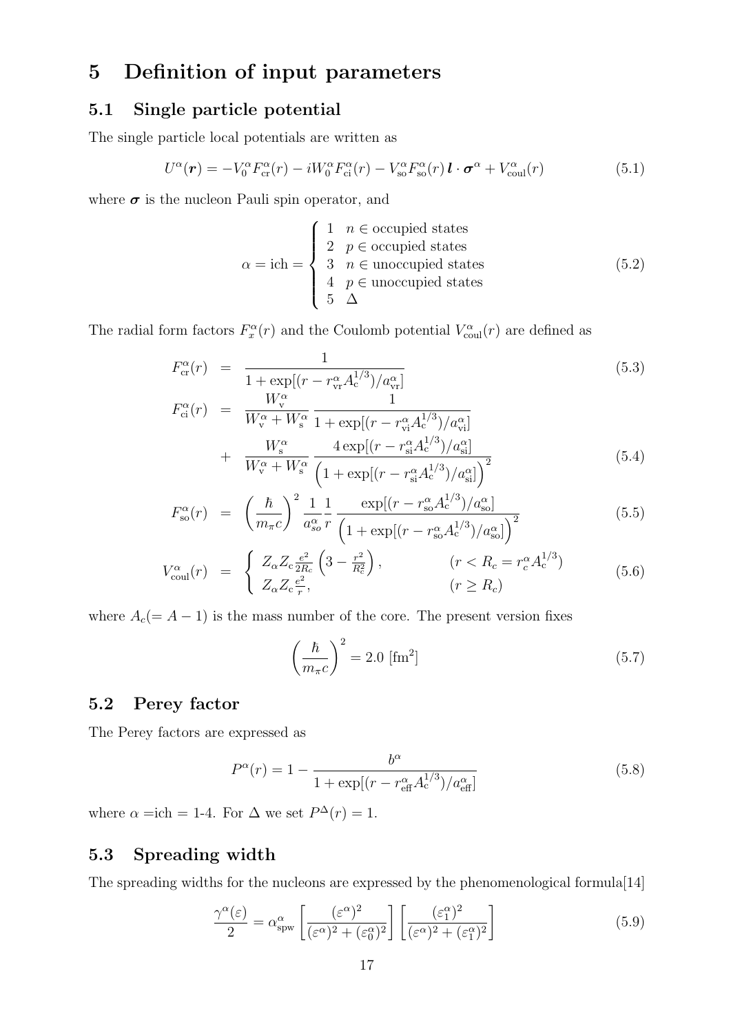# 5 Definition of input parameters

## 5.1 Single particle potential

The single particle local potentials are written as

$$U^\alpha(\boldsymbol{r}) = -V_0^\alpha F_{\rm cr}^\alpha(r) - iW_0^\alpha F_{\rm ci}^\alpha(r) - V_{\rm so}^\alpha F_{\rm so}^\alpha(r)\, \boldsymbol{l}\cdot\boldsymbol{\sigma}^\alpha + V_{\rm coul}^\alpha(r) \tag{5.1}$$

where $\boldsymbol{\sigma}$ is the nucleon Pauli spin operator, and

$$\alpha = \text{ich} = \begin{cases} 1 & n \in \text{occupied states} \\ 2 & p \in \text{occupied states} \\ 3 & n \in \text{unoccupied states} \\ 4 & p \in \text{unoccupied states} \\ 5 & \Delta \end{cases} \tag{5.2}$$

The radial form factors $F_x^\alpha(r)$ and the Coulomb potential $V_{\rm coul}^\alpha(r)$ are defined as

$$F_{\rm cr}^\alpha(r) = \frac{1}{1+\exp[(r - r_{\rm vr}^\alpha A_{\rm c}^{1/3})/a_{\rm vr}^\alpha]} \tag{5.3}$$

$$F_{\rm ci}^\alpha(r) = \frac{W_{\rm v}^\alpha}{W_{\rm v}^\alpha + W_{\rm s}^\alpha}\,\frac{1}{1+\exp[(r - r_{\rm vi}^\alpha A_{\rm c}^{1/3})/a_{\rm vi}^\alpha]} + \frac{W_{\rm s}^\alpha}{W_{\rm v}^\alpha + W_{\rm s}^\alpha}\,\frac{4\exp[(r - r_{\rm si}^\alpha A_{\rm c}^{1/3})/a_{\rm si}^\alpha]}{\left(1+\exp[(r - r_{\rm si}^\alpha A_{\rm c}^{1/3})/a_{\rm si}^\alpha]\right)^2} \tag{5.4}$$

$$F_{\rm so}^\alpha(r) = \left(\frac{\hbar}{m_\pi c}\right)^2 \frac{1}{a_{so}^\alpha}\frac{1}{r}\,\frac{\exp[(r - r_{\rm so}^\alpha A_{\rm c}^{1/3})/a_{\rm so}^\alpha]}{\left(1+\exp[(r - r_{\rm so}^\alpha A_{\rm c}^{1/3})/a_{\rm so}^\alpha]\right)^2} \tag{5.5}$$

$$V_{\rm coul}^\alpha(r) = \begin{cases} Z_\alpha Z_c \frac{e^2}{2R_c}\left(3 - \frac{r^2}{R_c^2}\right), & (r < R_c = r_c^\alpha A_{\rm c}^{1/3}) \\ Z_\alpha Z_c \frac{e^2}{r}, & (r \geq R_c) \end{cases} \tag{5.6}$$

where $A_c (= A-1)$ is the mass number of the core. The present version fixes

$$\left(\frac{\hbar}{m_\pi c}\right)^2 = 2.0\ [\text{fm}^2] \tag{5.7}$$

## 5.2 Perey factor

The Perey factors are expressed as

$$P^\alpha(r) = 1 - \frac{b^\alpha}{1+\exp[(r - r_{\rm eff}^\alpha A_{\rm c}^{1/3})/a_{\rm eff}^\alpha]} \tag{5.8}$$

where $\alpha$ =ich = 1-4. For $\Delta$ we set $P^\Delta(r) = 1$.

## 5.3 Spreading width

The spreading widths for the nucleons are expressed by the phenomenological formula[14]

$$\frac{\gamma^\alpha(\varepsilon)}{2} = \alpha_{\rm spw}^\alpha \left[\frac{(\varepsilon^\alpha)^2}{(\varepsilon^\alpha)^2 + (\varepsilon_0^\alpha)^2}\right]\left[\frac{(\varepsilon_1^\alpha)^2}{(\varepsilon^\alpha)^2 + (\varepsilon_1^\alpha)^2}\right] \tag{5.9}$$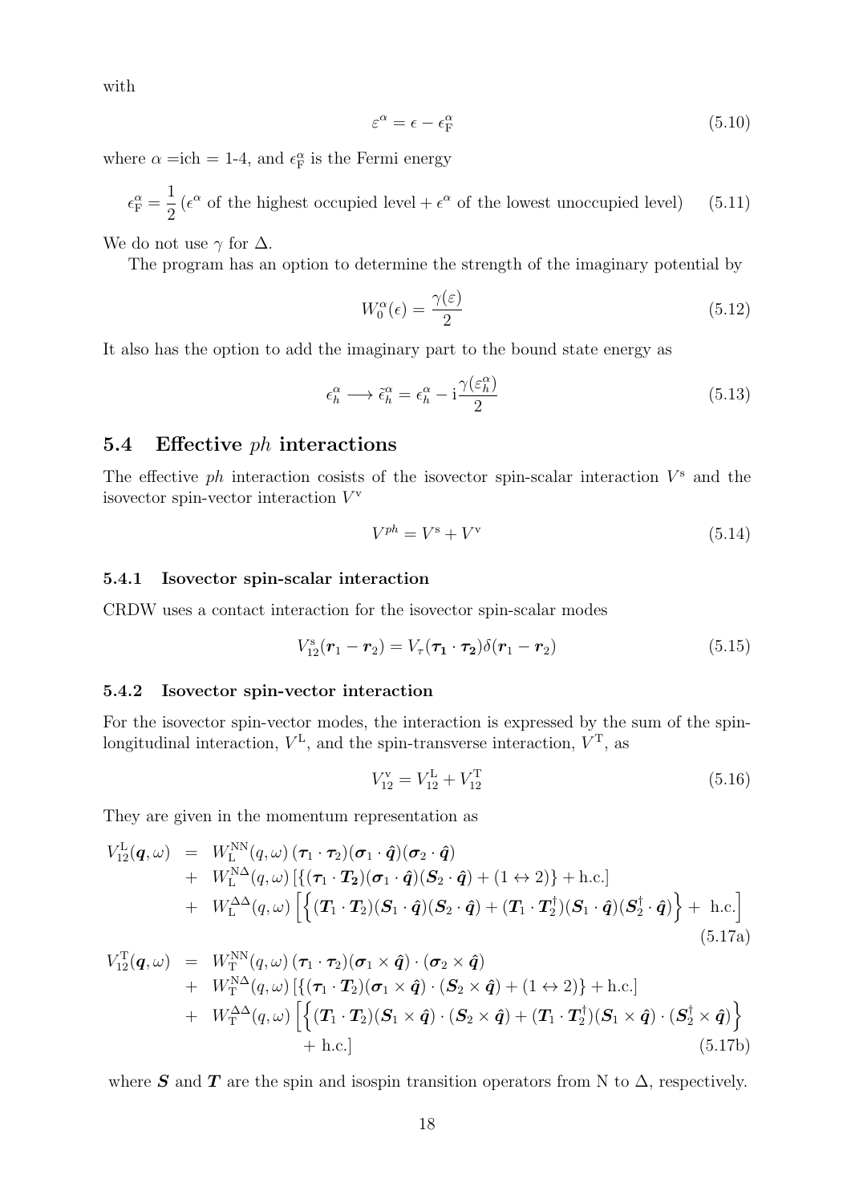with

$$\varepsilon^{\alpha} = \epsilon - \epsilon_{\mathrm{F}}^{\alpha} \tag{5.10}$$

where $\alpha$ =ich = 1-4, and $\epsilon_{\mathrm{F}}^{\alpha}$ is the Fermi energy

$$\epsilon_{\mathrm{F}}^{\alpha} = \frac{1}{2}\left(\epsilon^{\alpha} \text{ of the highest occupied level} + \epsilon^{\alpha} \text{ of the lowest unoccupied level}\right) \tag{5.11}$$

We do not use $\gamma$ for $\Delta$.

The program has an option to determine the strength of the imaginary potential by

$$W_0^{\alpha}(\epsilon) = \frac{\gamma(\varepsilon)}{2} \tag{5.12}$$

It also has the option to add the imaginary part to the bound state energy as

$$\epsilon_h^{\alpha} \longrightarrow \tilde{\epsilon}_h^{\alpha} = \epsilon_h^{\alpha} - \mathrm{i}\frac{\gamma(\varepsilon_h^{\alpha})}{2} \tag{5.13}$$

## 5.4 Effective *ph* interactions

The effective *ph* interaction cosists of the isovector spin-scalar interaction $V^{\mathrm{s}}$ and the isovector spin-vector interaction $V^{\mathrm{v}}$

$$V^{ph} = V^{\mathrm{s}} + V^{\mathrm{v}} \tag{5.14}$$

### 5.4.1 Isovector spin-scalar interaction

CRDW uses a contact interaction for the isovector spin-scalar modes

$$V_{12}^{\mathrm{s}}(\boldsymbol{r}_1 - \boldsymbol{r}_2) = V_{\tau}(\boldsymbol{\tau_1} \cdot \boldsymbol{\tau_2})\delta(\boldsymbol{r}_1 - \boldsymbol{r}_2) \tag{5.15}$$

### 5.4.2 Isovector spin-vector interaction

For the isovector spin-vector modes, the interaction is expressed by the sum of the spin-longitudinal interaction, $V^{\mathrm{L}}$, and the spin-transverse interaction, $V^{\mathrm{T}}$, as

$$V_{12}^{\mathrm{v}} = V_{12}^{\mathrm{L}} + V_{12}^{\mathrm{T}} \tag{5.16}$$

They are given in the momentum representation as

$$\begin{aligned}
V_{12}^{\mathrm{L}}(\boldsymbol{q},\omega) &= W_{\mathrm{L}}^{\mathrm{NN}}(q,\omega)\,(\boldsymbol{\tau}_1 \cdot \boldsymbol{\tau}_2)(\boldsymbol{\sigma}_1 \cdot \hat{\boldsymbol{q}})(\boldsymbol{\sigma}_2 \cdot \hat{\boldsymbol{q}}) \\
&+ W_{\mathrm{L}}^{\mathrm{N\Delta}}(q,\omega)\,[\{(\boldsymbol{\tau}_1 \cdot \boldsymbol{T_2})(\boldsymbol{\sigma}_1 \cdot \hat{\boldsymbol{q}})(\boldsymbol{S}_2 \cdot \hat{\boldsymbol{q}}) + (1 \leftrightarrow 2)\} + \text{h.c.}] \\
&+ W_{\mathrm{L}}^{\Delta\Delta}(q,\omega)\left[\Big\{(\boldsymbol{T}_1 \cdot \boldsymbol{T}_2)(\boldsymbol{S}_1 \cdot \hat{\boldsymbol{q}})(\boldsymbol{S}_2 \cdot \hat{\boldsymbol{q}}) + (\boldsymbol{T}_1 \cdot \boldsymbol{T}_2^{\dagger})(\boldsymbol{S}_1 \cdot \hat{\boldsymbol{q}})(\boldsymbol{S}_2^{\dagger} \cdot \hat{\boldsymbol{q}})\Big\} + \text{ h.c.}\right]
\end{aligned} \tag{5.17a}$$

$$\begin{aligned}
V_{12}^{\mathrm{T}}(\boldsymbol{q},\omega) &= W_{\mathrm{T}}^{\mathrm{NN}}(q,\omega)\,(\boldsymbol{\tau}_1 \cdot \boldsymbol{\tau}_2)(\boldsymbol{\sigma}_1 \times \hat{\boldsymbol{q}}) \cdot (\boldsymbol{\sigma}_2 \times \hat{\boldsymbol{q}}) \\
&+ W_{\mathrm{T}}^{\mathrm{N\Delta}}(q,\omega)\,[\{(\boldsymbol{\tau}_1 \cdot \boldsymbol{T}_2)(\boldsymbol{\sigma}_1 \times \hat{\boldsymbol{q}}) \cdot (\boldsymbol{S}_2 \times \hat{\boldsymbol{q}}) + (1 \leftrightarrow 2)\} + \text{h.c.}] \\
&+ W_{\mathrm{T}}^{\Delta\Delta}(q,\omega)\left[\Big\{(\boldsymbol{T}_1 \cdot \boldsymbol{T}_2)(\boldsymbol{S}_1 \times \hat{\boldsymbol{q}}) \cdot (\boldsymbol{S}_2 \times \hat{\boldsymbol{q}}) + (\boldsymbol{T}_1 \cdot \boldsymbol{T}_2^{\dagger})(\boldsymbol{S}_1 \times \hat{\boldsymbol{q}}) \cdot (\boldsymbol{S}_2^{\dagger} \times \hat{\boldsymbol{q}})\Big\}\right. \\
&\left. + \text{ h.c.}\right]
\end{aligned} \tag{5.17b}$$

where $\boldsymbol{S}$ and $\boldsymbol{T}$ are the spin and isospin transition operators from N to $\Delta$, respectively.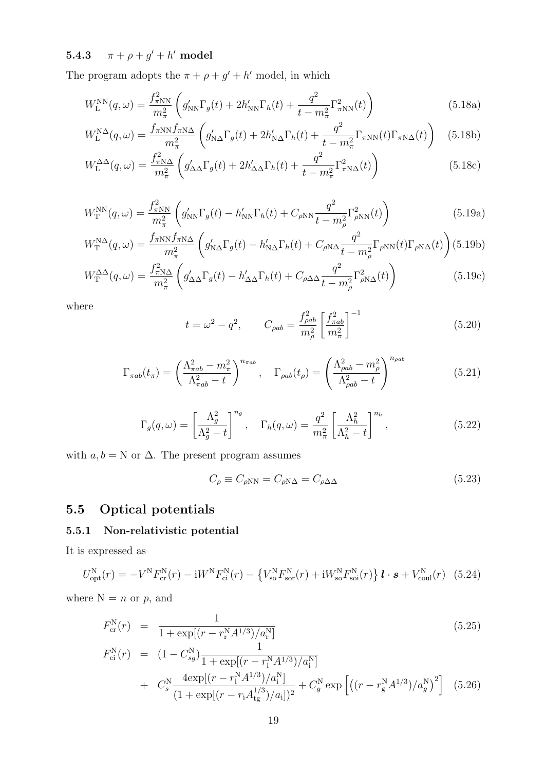### 5.4.3 $\pi + \rho + g' + h'$ model

The program adopts the $\pi + \rho + g' + h'$ model, in which

$$W_{\rm L}^{\rm NN}(q,\omega) = \frac{f_{\pi\rm NN}^2}{m_\pi^2}\left(g'_{\rm NN}\Gamma_g(t) + 2h'_{\rm NN}\Gamma_h(t) + \frac{q^2}{t-m_\pi^2}\Gamma_{\pi\rm NN}^2(t)\right) \tag{5.18a}$$

$$W_{\rm L}^{\rm N\Delta}(q,\omega) = \frac{f_{\pi\rm NN}f_{\pi\rm N\Delta}}{m_\pi^2}\left(g'_{\rm N\Delta}\Gamma_g(t) + 2h'_{\rm N\Delta}\Gamma_h(t) + \frac{q^2}{t-m_\pi^2}\Gamma_{\pi\rm NN}(t)\Gamma_{\pi\rm N\Delta}(t)\right) \tag{5.18b}$$

$$W_{\rm L}^{\Delta\Delta}(q,\omega) = \frac{f_{\pi\rm N\Delta}^2}{m_\pi^2}\left(g'_{\Delta\Delta}\Gamma_g(t) + 2h'_{\Delta\Delta}\Gamma_h(t) + \frac{q^2}{t-m_\pi^2}\Gamma_{\pi\rm N\Delta}^2(t)\right) \tag{5.18c}$$

$$W_{\rm T}^{\rm NN}(q,\omega) = \frac{f_{\pi\rm NN}^2}{m_\pi^2}\left(g'_{\rm NN}\Gamma_g(t) - h'_{\rm NN}\Gamma_h(t) + C_{\rho\rm NN}\frac{q^2}{t-m_\rho^2}\Gamma_{\rho\rm NN}^2(t)\right) \tag{5.19a}$$

$$W_{\rm T}^{\rm N\Delta}(q,\omega) = \frac{f_{\pi\rm NN}f_{\pi\rm N\Delta}}{m_\pi^2}\left(g'_{\rm N\Delta}\Gamma_g(t) - h'_{\rm N\Delta}\Gamma_h(t) + C_{\rho\rm N\Delta}\frac{q^2}{t-m_\rho^2}\Gamma_{\rho\rm NN}(t)\Gamma_{\rho\rm N\Delta}(t)\right) \tag{5.19b}$$

$$W_{\rm T}^{\Delta\Delta}(q,\omega) = \frac{f_{\pi\rm N\Delta}^2}{m_\pi^2}\left(g'_{\Delta\Delta}\Gamma_g(t) - h'_{\Delta\Delta}\Gamma_h(t) + C_{\rho\Delta\Delta}\frac{q^2}{t-m_\rho^2}\Gamma_{\rho\rm N\Delta}^2(t)\right) \tag{5.19c}$$

where

$$t = \omega^2 - q^2, \qquad C_{\rho ab} = \frac{f_{\rho ab}^2}{m_\rho^2}\left[\frac{f_{\pi ab}^2}{m_\pi^2}\right]^{-1} \tag{5.20}$$

$$\Gamma_{\pi ab}(t_\pi) = \left(\frac{\Lambda_{\pi ab}^2 - m_\pi^2}{\Lambda_{\pi ab}^2 - t}\right)^{n_{\pi ab}}, \quad \Gamma_{\rho ab}(t_\rho) = \left(\frac{\Lambda_{\rho ab}^2 - m_\rho^2}{\Lambda_{\rho ab}^2 - t}\right)^{n_{\rho ab}} \tag{5.21}$$

$$\Gamma_g(q,\omega) = \left[\frac{\Lambda_g^2}{\Lambda_g^2 - t}\right]^{n_g}, \quad \Gamma_h(q,\omega) = \frac{q^2}{m_\pi^2}\left[\frac{\Lambda_h^2}{\Lambda_h^2 - t}\right]^{n_h}, \tag{5.22}$$

with $a, b = \rm N$ or $\Delta$. The present program assumes

$$C_\rho \equiv C_{\rho\rm NN} = C_{\rho\rm N\Delta} = C_{\rho\Delta\Delta} \tag{5.23}$$

## 5.5 Optical potentials

### 5.5.1 Non-relativistic potential

It is expressed as

$$U_{\rm opt}^{\rm N}(r) = -V^{\rm N}F_{\rm cr}^{\rm N}(r) - {\rm i}W^{\rm N}F_{\rm ci}^{\rm N}(r) - \left\{V_{\rm so}^{\rm N}F_{\rm sor}^{\rm N}(r) + {\rm i}W_{\rm so}^{\rm N}F_{\rm soi}^{\rm N}(r)\right\}\boldsymbol{l}\cdot\boldsymbol{s} + V_{\rm coul}^{\rm N}(r) \tag{5.24}$$

where $\rm N = \mathit{n}$ or $p$, and

$$F_{\rm cr}^{\rm N}(r) = \frac{1}{1+\exp[(r - r_{\rm r}^{\rm N}A^{1/3})/a_{\rm r}^{\rm N}]} \tag{5.25}$$

$$F_{\rm ci}^{\rm N}(r) = (1 - C_{sg}^{\rm N})\frac{1}{1+\exp[(r - r_{\rm i}^{\rm N}A^{1/3})/a_{\rm i}^{\rm N}]} + C_s^{\rm N}\frac{4\exp[(r - r_{\rm i}^{\rm N}A^{1/3})/a_{\rm i}^{\rm N}]}{(1+\exp[(r - r_{\rm i}A_{\rm tg}^{1/3})/a_{\rm i}])^2} + C_g^{\rm N}\exp\left[\left((r - r_{\rm g}^{\rm N}A^{1/3})/a_g^{\rm N}\right)^2\right] \tag{5.26}$$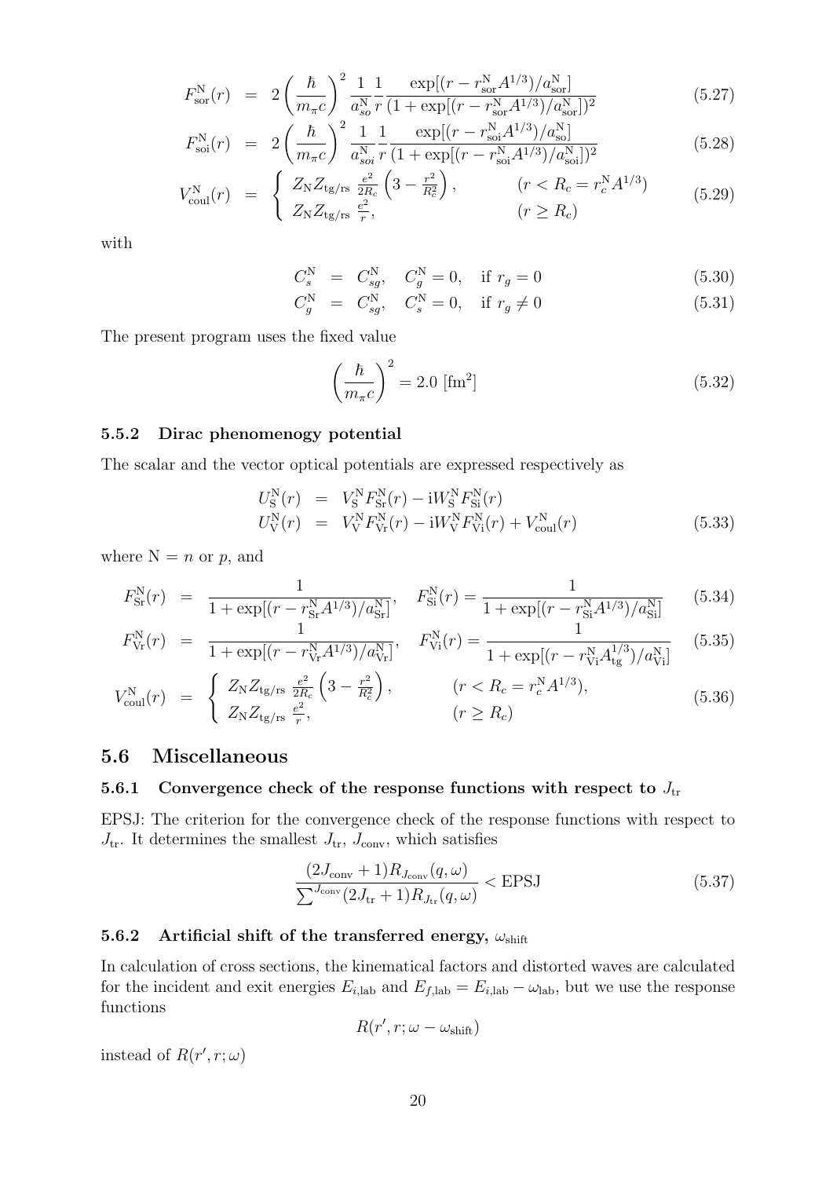$$F^{\rm N}_{\rm sor}(r) = 2\left(\frac{\hbar}{m_\pi c}\right)^2 \frac{1}{a^{\rm N}_{so}}\frac{1}{r}\frac{\exp[(r-r^{\rm N}_{\rm sor}A^{1/3})/a^{\rm N}_{\rm sor}]}{(1+\exp[(r-r^{\rm N}_{\rm sor}A^{1/3})/a^{\rm N}_{\rm sor}])^2} \tag{5.27}$$

$$F^{\rm N}_{\rm soi}(r) = 2\left(\frac{\hbar}{m_\pi c}\right)^2 \frac{1}{a^{\rm N}_{soi}}\frac{1}{r}\frac{\exp[(r-r^{\rm N}_{\rm soi}A^{1/3})/a^{\rm N}_{\rm so}]}{(1+\exp[(r-r^{\rm N}_{\rm soi}A^{1/3})/a^{\rm N}_{\rm soi}])^2} \tag{5.28}$$

$$V^{\rm N}_{\rm coul}(r) = \begin{cases} Z_{\rm N}Z_{\rm tg/rs}\,\frac{e^2}{2R_c}\left(3-\frac{r^2}{R_c^2}\right), & (r < R_c = r^{\rm N}_c A^{1/3}) \\ Z_{\rm N}Z_{\rm tg/rs}\,\frac{e^2}{r}, & (r \geq R_c) \end{cases} \tag{5.29}$$

with

$$C^{\rm N}_s = C^{\rm N}_{sg}, \quad C^{\rm N}_g = 0, \quad \text{if } r_g = 0 \tag{5.30}$$

$$C^{\rm N}_g = C^{\rm N}_{sg}, \quad C^{\rm N}_s = 0, \quad \text{if } r_g \neq 0 \tag{5.31}$$

The present program uses the fixed value

$$\left(\frac{\hbar}{m_\pi c}\right)^2 = 2.0\ [\text{fm}^2] \tag{5.32}$$

### 5.5.2 Dirac phenomenogy potential

The scalar and the vector optical potentials are expressed respectively as

$$\begin{aligned} U^{\rm N}_{\rm S}(r) &= V^{\rm N}_{\rm S}F^{\rm N}_{\rm Sr}(r) - {\rm i}W^{\rm N}_{\rm S}F^{\rm N}_{\rm Si}(r) \\ U^{\rm N}_{\rm V}(r) &= V^{\rm N}_{\rm V}F^{\rm N}_{\rm Vr}(r) - {\rm i}W^{\rm N}_{\rm V}F^{\rm N}_{\rm Vi}(r) + V^{\rm N}_{\rm coul}(r) \end{aligned} \tag{5.33}$$

where $\rm N = \mathit{n}$ or $p$, and

$$F^{\rm N}_{\rm Sr}(r) = \frac{1}{1+\exp[(r-r^{\rm N}_{\rm Sr}A^{1/3})/a^{\rm N}_{\rm Sr}]}, \quad F^{\rm N}_{\rm Si}(r) = \frac{1}{1+\exp[(r-r^{\rm N}_{\rm Si}A^{1/3})/a^{\rm N}_{\rm Si}]} \tag{5.34}$$

$$F^{\rm N}_{\rm Vr}(r) = \frac{1}{1+\exp[(r-r^{\rm N}_{\rm Vr}A^{1/3})/a^{\rm N}_{\rm Vr}]}, \quad F^{\rm N}_{\rm Vi}(r) = \frac{1}{1+\exp[(r-r^{\rm N}_{\rm Vi}A^{1/3}_{\rm tg})/a^{\rm N}_{\rm Vi}]} \tag{5.35}$$

$$V^{\rm N}_{\rm coul}(r) = \begin{cases} Z_{\rm N}Z_{\rm tg/rs}\,\frac{e^2}{2R_c}\left(3-\frac{r^2}{R_c^2}\right), & (r < R_c = r^{\rm N}_c A^{1/3}), \\ Z_{\rm N}Z_{\rm tg/rs}\,\frac{e^2}{r}, & (r \geq R_c) \end{cases} \tag{5.36}$$

## 5.6 Miscellaneous

### 5.6.1 Convergence check of the response functions with respect to $J_{\rm tr}$

EPSJ: The criterion for the convergence check of the response functions with respect to $J_{\rm tr}$. It determines the smallest $J_{\rm tr}$, $J_{\rm conv}$, which satisfies

$$\frac{(2J_{\rm conv}+1)R_{J_{\rm conv}}(q,\omega)}{\sum^{J_{\rm conv}}(2J_{\rm tr}+1)R_{J_{\rm tr}}(q,\omega)} < \text{EPSJ} \tag{5.37}$$

### 5.6.2 Artificial shift of the transferred energy, $\omega_{\rm shift}$

In calculation of cross sections, the kinematical factors and distorted waves are calculated for the incident and exit energies $E_{i,\rm lab}$ and $E_{f,\rm lab} = E_{i,\rm lab} - \omega_{\rm lab}$, but we use the response functions

$$R(r', r; \omega - \omega_{\rm shift})$$

instead of $R(r', r; \omega)$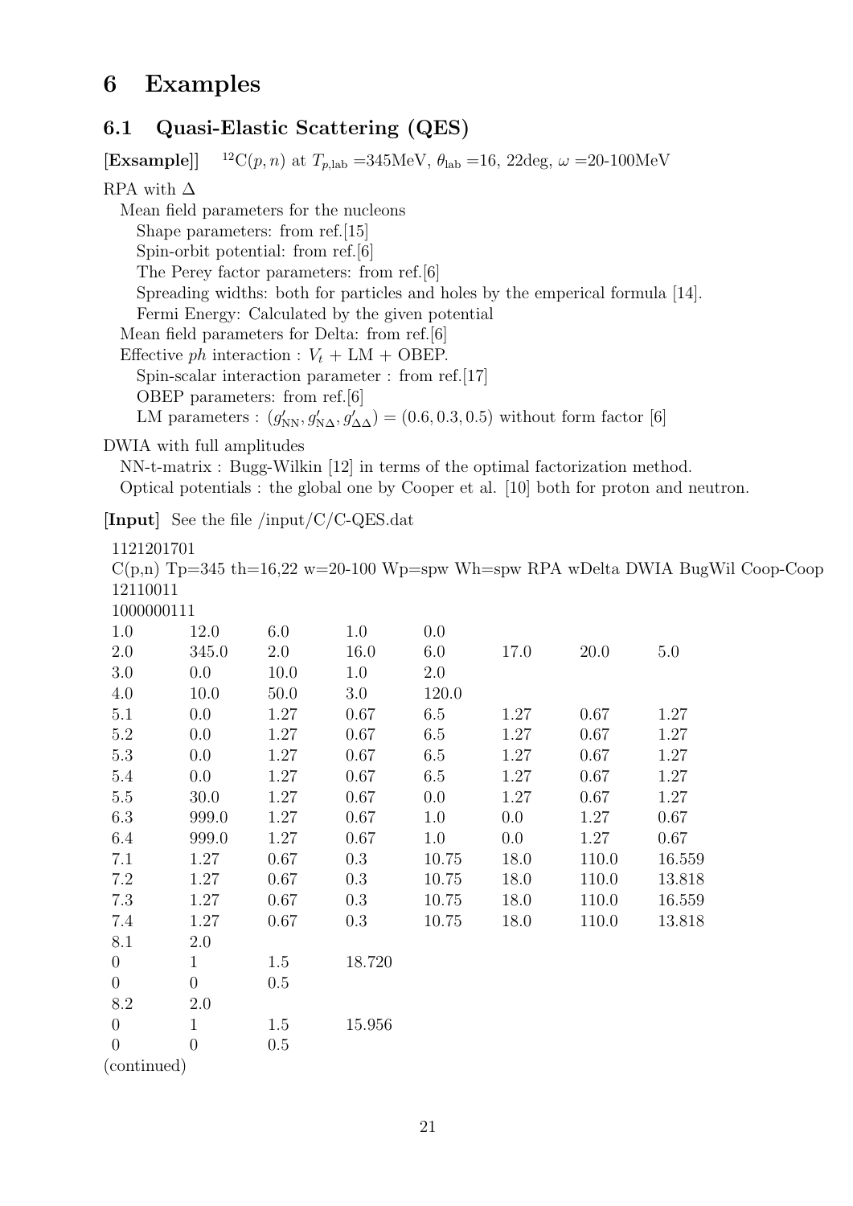# 6 Examples

## 6.1 Quasi-Elastic Scattering (QES)

**[Exsample]** $^{12}$C$(p,n)$ at $T_{p,\mathrm{lab}}$ =345MeV, $\theta_{\mathrm{lab}}$ =16, 22deg, $\omega$ =20-100MeV

RPA with $\Delta$

- Mean field parameters for the nucleons
  - Shape parameters: from ref.[15]
  - Spin-orbit potential: from ref.[6]
  - The Perey factor parameters: from ref.[6]
  - Spreading widths: both for particles and holes by the emperical formula [14].
  - Fermi Energy: Calculated by the given potential
- Mean field parameters for Delta: from ref.[6]
- Effective $ph$ interaction : $V_t$ + LM + OBEP.
  - Spin-scalar interaction parameter : from ref.[17]
  - OBEP parameters: from ref.[6]
  - LM parameters : $(g'_{\mathrm{NN}}, g'_{\mathrm{N}\Delta}, g'_{\Delta\Delta}) = (0.6, 0.3, 0.5)$ without form factor [6]

DWIA with full amplitudes

- NN-t-matrix : Bugg-Wilkin [12] in terms of the optimal factorization method.
- Optical potentials : the global one by Cooper et al. [10] both for proton and neutron.

**[Input]** See the file /input/C/C-QES.dat

```
1121201701
C(p,n) Tp=345 th=16,22 w=20-100 Wp=spw Wh=spw RPA wDelta DWIA BugWil Coop-Coop
12110011
1000000111
1.0     12.0    6.0     1.0     0.0
2.0     345.0   2.0     16.0    6.0     17.0    20.0    5.0
3.0     0.0     10.0    1.0     2.0
4.0     10.0    50.0    3.0     120.0
5.1     0.0     1.27    0.67    6.5     1.27    0.67    1.27
5.2     0.0     1.27    0.67    6.5     1.27    0.67    1.27
5.3     0.0     1.27    0.67    6.5     1.27    0.67    1.27
5.4     0.0     1.27    0.67    6.5     1.27    0.67    1.27
5.5     30.0    1.27    0.67    0.0     1.27    0.67    1.27
6.3     999.0   1.27    0.67    1.0     0.0     1.27    0.67
6.4     999.0   1.27    0.67    1.0     0.0     1.27    0.67
7.1     1.27    0.67    0.3     10.75   18.0    110.0   16.559
7.2     1.27    0.67    0.3     10.75   18.0    110.0   13.818
7.3     1.27    0.67    0.3     10.75   18.0    110.0   16.559
7.4     1.27    0.67    0.3     10.75   18.0    110.0   13.818
8.1     2.0
0       1       1.5     18.720
0       0       0.5
8.2     2.0
0       1       1.5     15.956
0       0       0.5
```

(continued)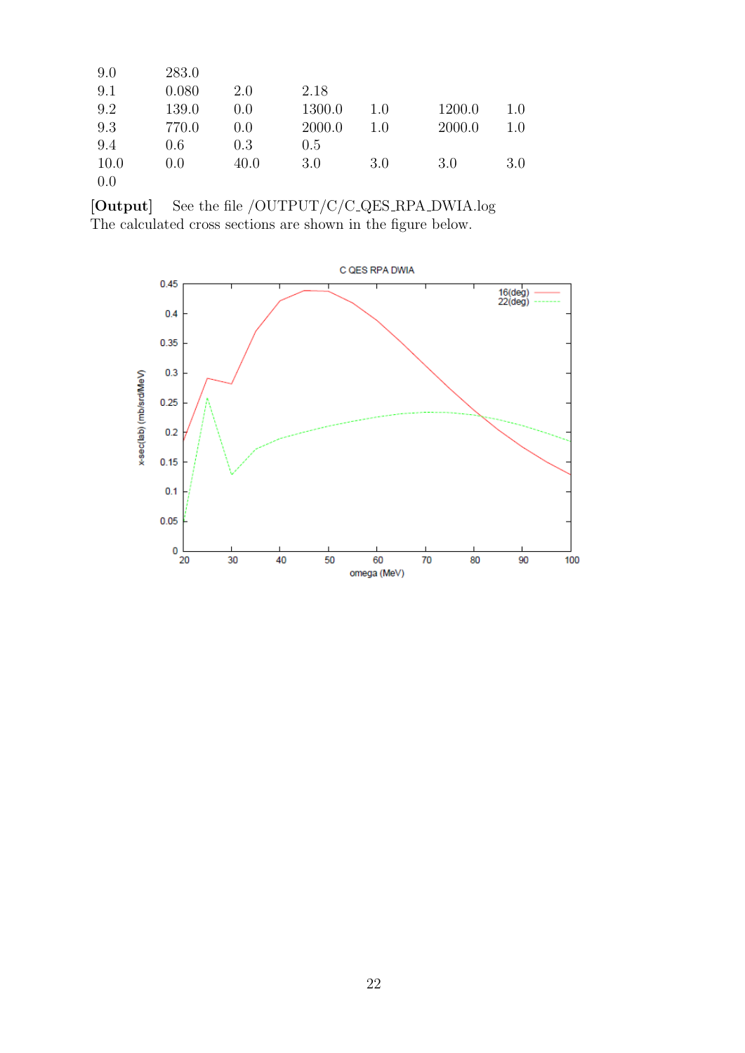```
9.0    283.0
9.1    0.080   2.0    2.18
9.2    139.0   0.0    1300.0   1.0    1200.0   1.0
9.3    770.0   0.0    2000.0   1.0    2000.0   1.0
9.4    0.6     0.3    0.5
10.0   0.0     40.0   3.0      3.0    3.0      3.0
0.0
```

**[Output]** See the file /OUTPUT/C/C_QES_RPA_DWIA.log
The calculated cross sections are shown in the figure below.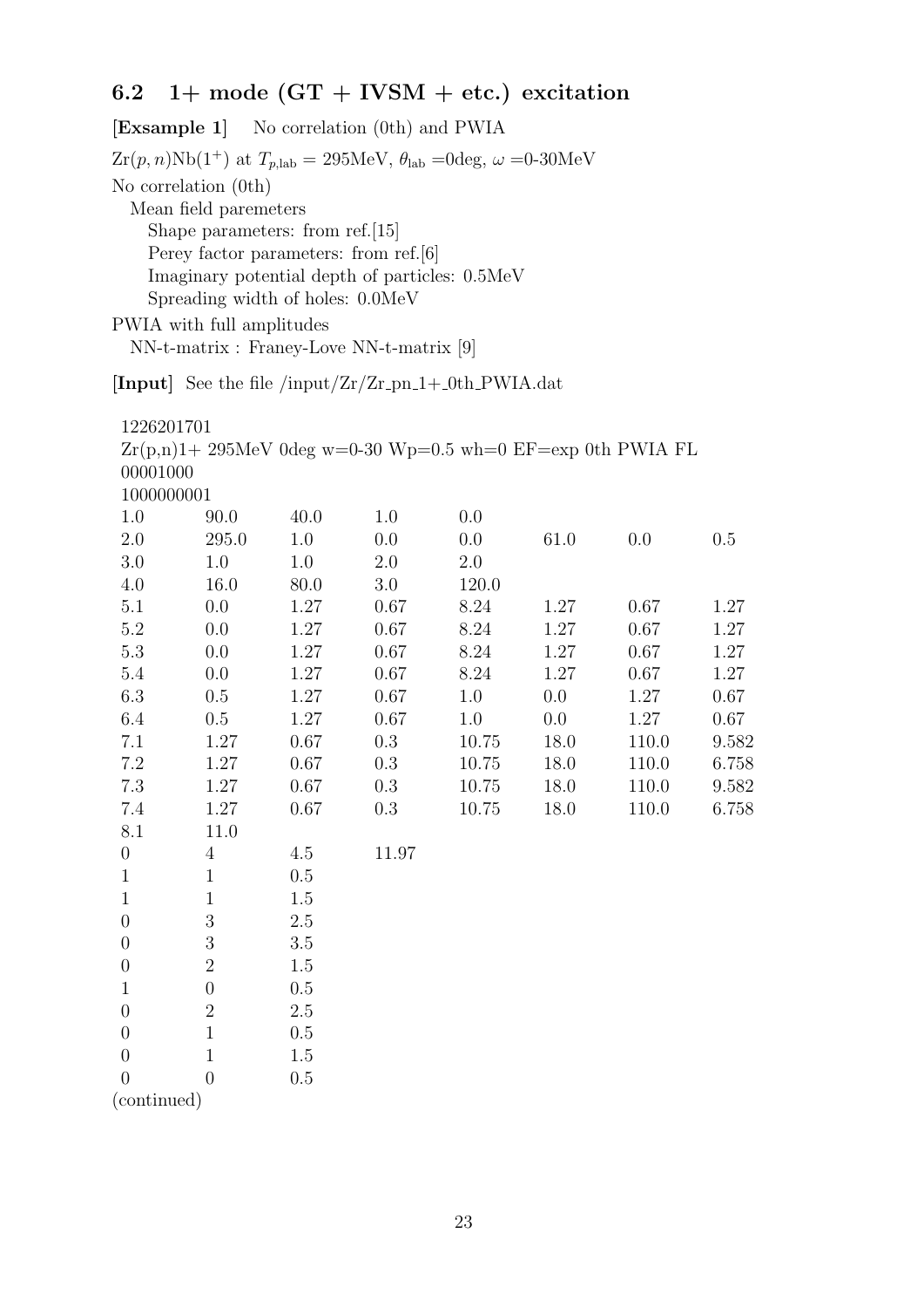## 6.2 1+ mode (GT + IVSM + etc.) excitation

**[Exsample 1]** No correlation (0th) and PWIA

Zr$(p,n)$Nb$(1^+)$ at $T_{p,\text{lab}}$ = 295MeV, $\theta_{\text{lab}}$ =0deg, $\omega$ =0-30MeV

No correlation (0th)

Mean field paremeters

Shape parameters: from ref.[15]

Perey factor parameters: from ref.[6]

Imaginary potential depth of particles: 0.5MeV

Spreading width of holes: 0.0MeV

PWIA with full amplitudes

NN-t-matrix : Franey-Love NN-t-matrix [9]

**[Input]** See the file /input/Zr/Zr_pn_1+_0th_PWIA.dat

```
1226201701
Zr(p,n)1+ 295MeV 0deg w=0-30 Wp=0.5 wh=0 EF=exp 0th PWIA FL
00001000
1000000001
1.0    90.0    40.0    1.0    0.0
2.0    295.0   1.0     0.0    0.0     61.0    0.0     0.5
3.0    1.0     1.0     2.0    2.0
4.0    16.0    80.0    3.0    120.0
5.1    0.0     1.27    0.67   8.24    1.27    0.67    1.27
5.2    0.0     1.27    0.67   8.24    1.27    0.67    1.27
5.3    0.0     1.27    0.67   8.24    1.27    0.67    1.27
5.4    0.0     1.27    0.67   8.24    1.27    0.67    1.27
6.3    0.5     1.27    0.67   1.0     0.0     1.27    0.67
6.4    0.5     1.27    0.67   1.0     0.0     1.27    0.67
7.1    1.27    0.67    0.3    10.75   18.0    110.0   9.582
7.2    1.27    0.67    0.3    10.75   18.0    110.0   6.758
7.3    1.27    0.67    0.3    10.75   18.0    110.0   9.582
7.4    1.27    0.67    0.3    10.75   18.0    110.0   6.758
8.1    11.0
0      4       4.5     11.97
1      1       0.5
1      1       1.5
0      3       2.5
0      3       3.5
0      2       1.5
1      0       0.5
0      2       2.5
0      1       0.5
0      1       1.5
0      0       0.5
```

(continued)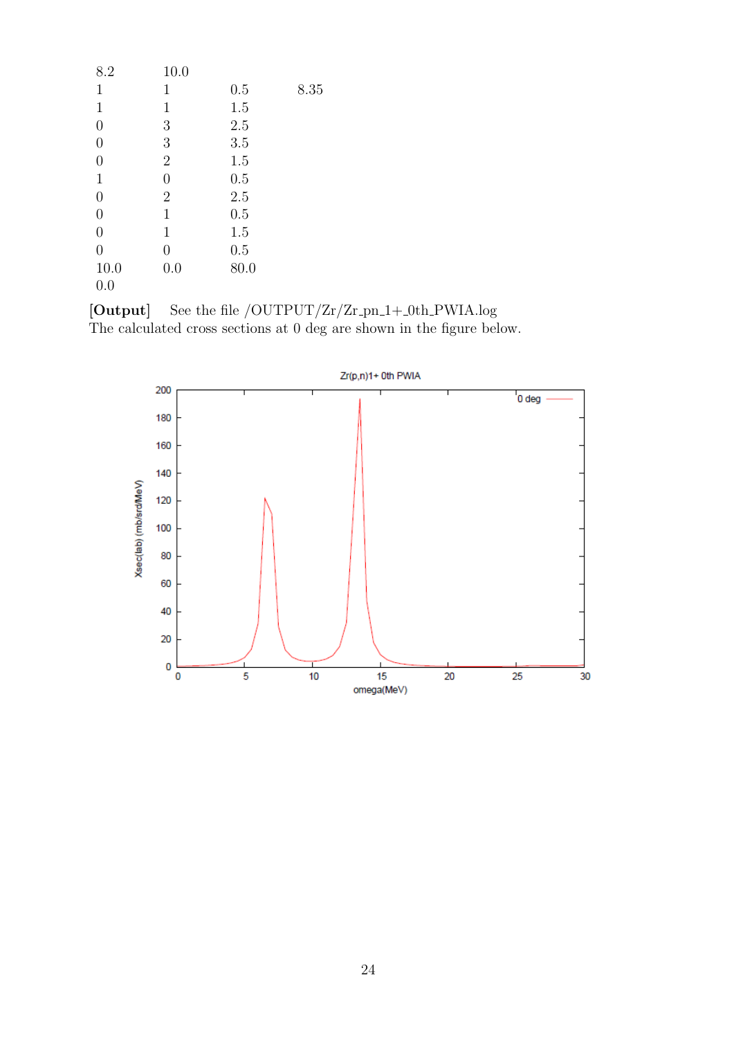```
8.2     10.0
1       1       0.5     8.35
1       1       1.5
0       3       2.5
0       3       3.5
0       2       1.5
1       0       0.5
0       2       2.5
0       1       0.5
0       1       1.5
0       0       0.5
10.0    0.0     80.0
0.0
```

**[Output]** See the file /OUTPUT/Zr/Zr_pn_1+_0th_PWIA.log
The calculated cross sections at 0 deg are shown in the figure below.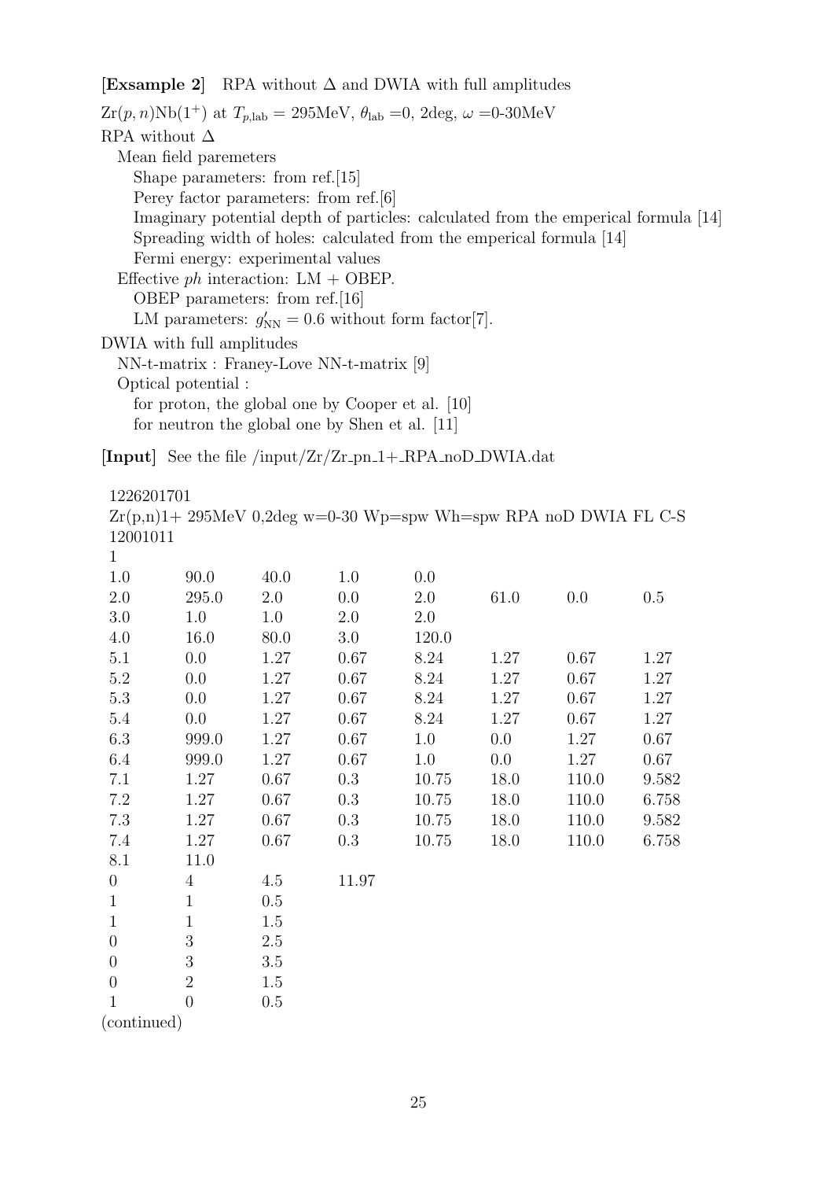**[Exsample 2]** RPA without $\Delta$ and DWIA with full amplitudes

$\mathrm{Zr}(p,n)\mathrm{Nb}(1^+)$ at $T_{p,\mathrm{lab}} = 295\mathrm{MeV}$, $\theta_{\mathrm{lab}} = 0$, 2deg, $\omega = 0$-30MeV

RPA without $\Delta$

- Mean field paremeters
  - Shape parameters: from ref.[15]
  - Perey factor parameters: from ref.[6]
  - Imaginary potential depth of particles: calculated from the emperical formula [14]
  - Spreading width of holes: calculated from the emperical formula [14]
  - Fermi energy: experimental values
- Effective *ph* interaction: LM + OBEP.
  - OBEP parameters: from ref.[16]
  - LM parameters: $g'_{\mathrm{NN}} = 0.6$ without form factor[7].

DWIA with full amplitudes

- NN-t-matrix : Franey-Love NN-t-matrix [9]
- Optical potential :
  - for proton, the global one by Cooper et al. [10]
  - for neutron the global one by Shen et al. [11]

**[Input]** See the file /input/Zr/Zr_pn_1+_RPA_noD_DWIA.dat

```
1226201701
Zr(p,n)1+ 295MeV 0,2deg w=0-30 Wp=spw Wh=spw RPA noD DWIA FL C-S
12001011
1
1.0     90.0    40.0    1.0     0.0
2.0     295.0   2.0     0.0     2.0     61.0    0.0     0.5
3.0     1.0     1.0     2.0     2.0
4.0     16.0    80.0    3.0     120.0
5.1     0.0     1.27    0.67    8.24    1.27    0.67    1.27
5.2     0.0     1.27    0.67    8.24    1.27    0.67    1.27
5.3     0.0     1.27    0.67    8.24    1.27    0.67    1.27
5.4     0.0     1.27    0.67    8.24    1.27    0.67    1.27
6.3     999.0   1.27    0.67    1.0     0.0     1.27    0.67
6.4     999.0   1.27    0.67    1.0     0.0     1.27    0.67
7.1     1.27    0.67    0.3     10.75   18.0    110.0   9.582
7.2     1.27    0.67    0.3     10.75   18.0    110.0   6.758
7.3     1.27    0.67    0.3     10.75   18.0    110.0   9.582
7.4     1.27    0.67    0.3     10.75   18.0    110.0   6.758
8.1     11.0
0       4       4.5     11.97
1       1       0.5
1       1       1.5
0       3       2.5
0       3       3.5
0       2       1.5
1       0       0.5
(continued)
```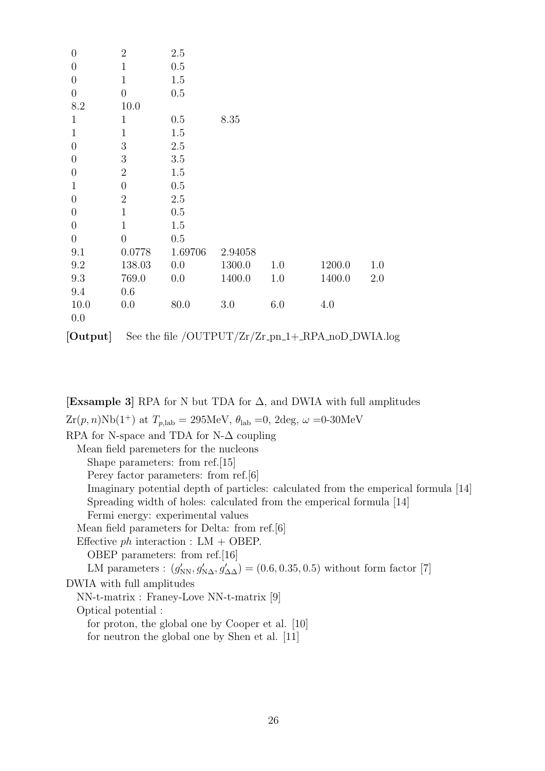```
0       2       2.5
0       1       0.5
0       1       1.5
0       0       0.5
8.2     10.0
1       1       0.5       8.35
1       1       1.5
0       3       2.5
0       3       3.5
0       2       1.5
1       0       0.5
0       2       2.5
0       1       0.5
0       1       1.5
0       0       0.5
9.1     0.0778  1.69706   2.94058
9.2     138.03  0.0       1300.0   1.0     1200.0   1.0
9.3     769.0   0.0       1400.0   1.0     1400.0   2.0
9.4     0.6
10.0    0.0     80.0      3.0      6.0     4.0
0.0
```

**[Output]** See the file /OUTPUT/Zr/Zr_pn_1+_RPA_noD_DWIA.log

**[Exsample 3]** RPA for N but TDA for $\Delta$, and DWIA with full amplitudes

$\mathrm{Zr}(p,n)\mathrm{Nb}(1^+)$ at $T_{p,\mathrm{lab}} = 295\mathrm{MeV}$, $\theta_{\mathrm{lab}} = 0$, 2deg, $\omega = 0$-30MeV

RPA for N-space and TDA for N-$\Delta$ coupling

- Mean field paremeters for the nucleons
  - Shape parameters: from ref.[15]
  - Perey factor parameters: from ref.[6]
  - Imaginary potential depth of particles: calculated from the emperical formula [14]
  - Spreading width of holes: calculated from the emperical formula [14]
  - Fermi energy: experimental values
- Mean field parameters for Delta: from ref.[6]
- Effective *ph* interaction : LM + OBEP.
  - OBEP parameters: from ref.[16]
  - LM parameters : $(g'_{\mathrm{NN}}, g'_{\mathrm{N}\Delta}, g'_{\Delta\Delta}) = (0.6, 0.35, 0.5)$ without form factor [7]

DWIA with full amplitudes

- NN-t-matrix : Franey-Love NN-t-matrix [9]
- Optical potential :
  - for proton, the global one by Cooper et al. [10]
  - for neutron the global one by Shen et al. [11]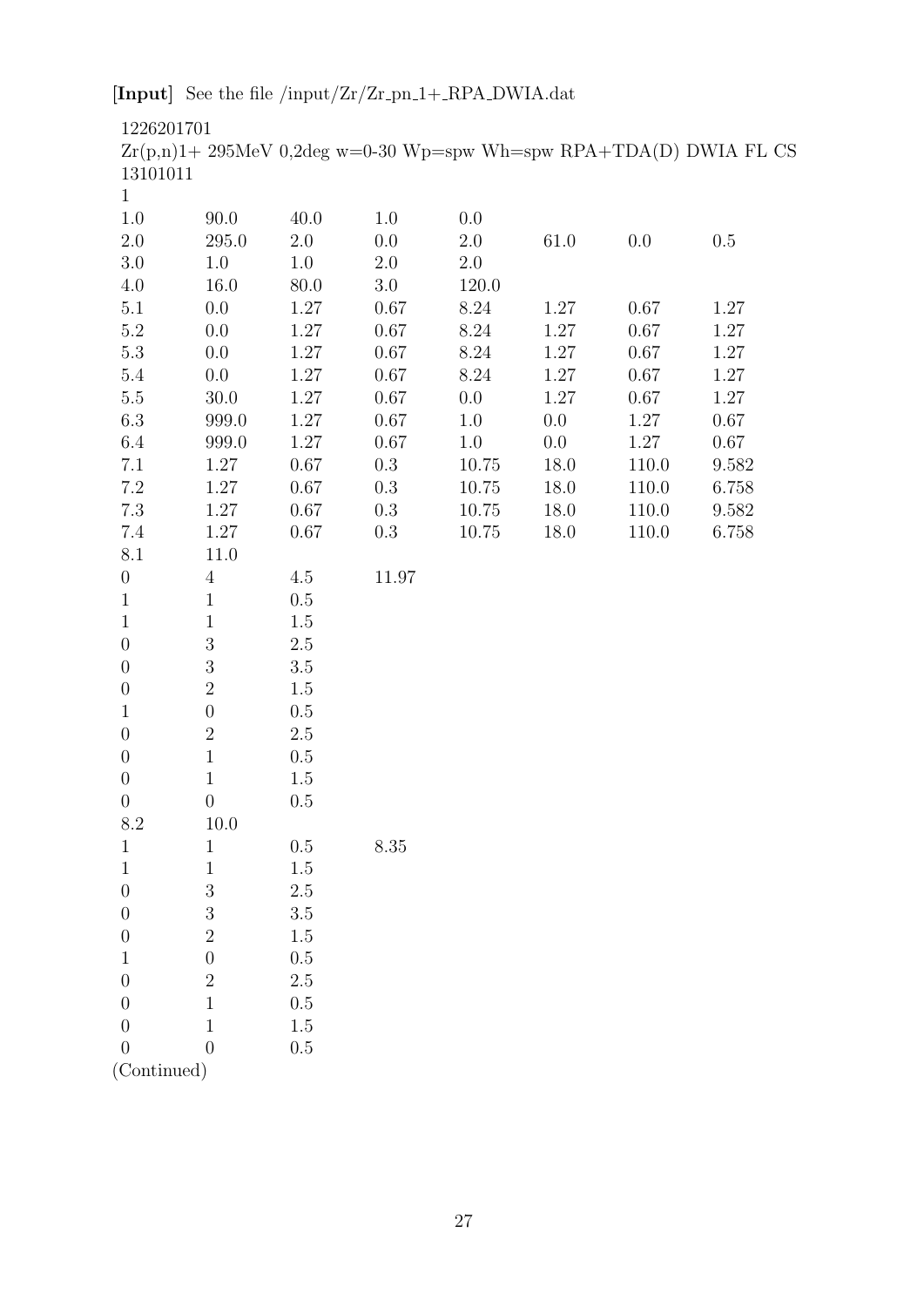**[Input]** See the file /input/Zr/Zr_pn_1+_RPA_DWIA.dat

```
1226201701
Zr(p,n)1+ 295MeV 0,2deg w=0-30 Wp=spw Wh=spw RPA+TDA(D) DWIA FL CS
13101011
1
1.0     90.0    40.0    1.0     0.0
2.0     295.0   2.0     0.0     2.0     61.0    0.0     0.5
3.0     1.0     1.0     2.0     2.0
4.0     16.0    80.0    3.0     120.0
5.1     0.0     1.27    0.67    8.24    1.27    0.67    1.27
5.2     0.0     1.27    0.67    8.24    1.27    0.67    1.27
5.3     0.0     1.27    0.67    8.24    1.27    0.67    1.27
5.4     0.0     1.27    0.67    8.24    1.27    0.67    1.27
5.5     30.0    1.27    0.67    0.0     1.27    0.67    1.27
6.3     999.0   1.27    0.67    1.0     0.0     1.27    0.67
6.4     999.0   1.27    0.67    1.0     0.0     1.27    0.67
7.1     1.27    0.67    0.3     10.75   18.0    110.0   9.582
7.2     1.27    0.67    0.3     10.75   18.0    110.0   6.758
7.3     1.27    0.67    0.3     10.75   18.0    110.0   9.582
7.4     1.27    0.67    0.3     10.75   18.0    110.0   6.758
8.1     11.0
0       4       4.5     11.97
1       1       0.5
1       1       1.5
0       3       2.5
0       3       3.5
0       2       1.5
1       0       0.5
0       2       2.5
0       1       0.5
0       1       1.5
0       0       0.5
8.2     10.0
1       1       0.5     8.35
1       1       1.5
0       3       2.5
0       3       3.5
0       2       1.5
1       0       0.5
0       2       2.5
0       1       0.5
0       1       1.5
0       0       0.5
```

(Continued)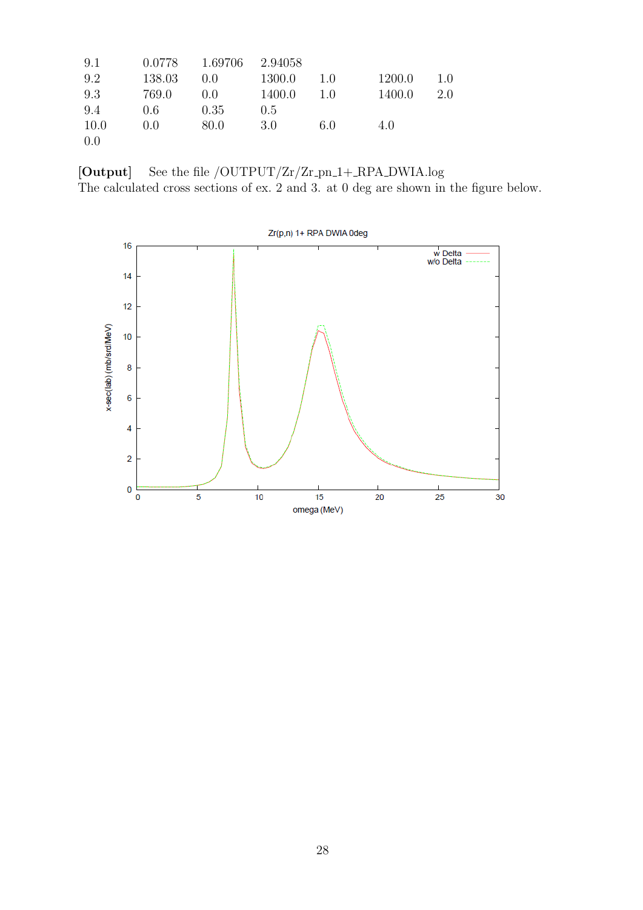```
9.1     0.0778   1.69706   2.94058
9.2     138.03   0.0       1300.0    1.0     1200.0    1.0
9.3     769.0    0.0       1400.0    1.0     1400.0    2.0
9.4     0.6      0.35      0.5
10.0    0.0      80.0      3.0       6.0     4.0
0.0
```

**[Output]** See the file /OUTPUT/Zr/Zr_pn_1+_RPA_DWIA.log
The calculated cross sections of ex. 2 and 3. at 0 deg are shown in the figure below.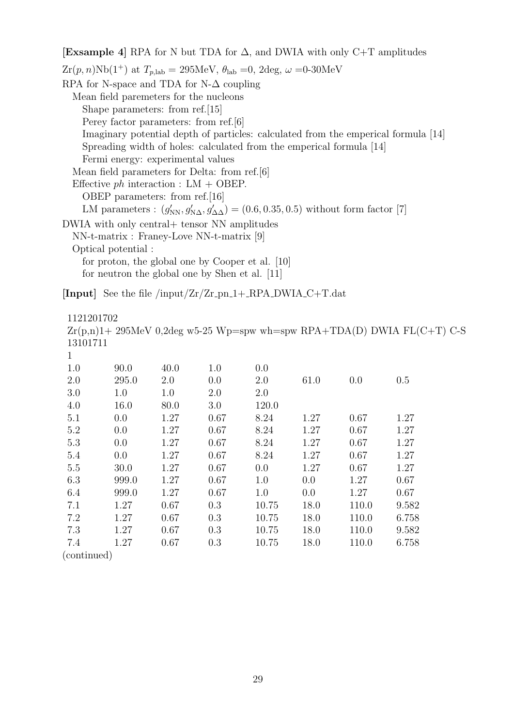**[Exsample 4]** RPA for N but TDA for Δ, and DWIA with only C+T amplitudes

$\mathrm{Zr}(p,n)\mathrm{Nb}(1^+)$ at $T_{p,\mathrm{lab}}$ = 295MeV, $\theta_{\mathrm{lab}}$ =0, 2deg, $\omega$ =0-30MeV

RPA for N-space and TDA for N-Δ coupling

- Mean field paremeters for the nucleons
  - Shape parameters: from ref.[15]
  - Perey factor parameters: from ref.[6]
  - Imaginary potential depth of particles: calculated from the emperical formula [14]
  - Spreading width of holes: calculated from the emperical formula [14]
  - Fermi energy: experimental values
- Mean field parameters for Delta: from ref.[6]
- Effective *ph* interaction : LM + OBEP.
  - OBEP parameters: from ref.[16]
  - LM parameters : $(g'_{\mathrm{NN}}, g'_{\mathrm{N}\Delta}, g'_{\Delta\Delta}) = (0.6, 0.35, 0.5)$ without form factor [7]

DWIA with only central+ tensor NN amplitudes

- NN-t-matrix : Franey-Love NN-t-matrix [9]
- Optical potential :
  - for proton, the global one by Cooper et al. [10]
  - for neutron the global one by Shen et al. [11]

**[Input]** See the file /input/Zr/Zr_pn_1+_RPA_DWIA_C+T.dat

```
1121201702
Zr(p,n)1+ 295MeV 0,2deg w5-25 Wp=spw wh=spw RPA+TDA(D) DWIA FL(C+T) C-S
13101711
1
1.0     90.0    40.0    1.0     0.0
2.0     295.0   2.0     0.0     2.0     61.0    0.0     0.5
3.0     1.0     1.0     2.0     2.0
4.0     16.0    80.0    3.0     120.0
5.1     0.0     1.27    0.67    8.24    1.27    0.67    1.27
5.2     0.0     1.27    0.67    8.24    1.27    0.67    1.27
5.3     0.0     1.27    0.67    8.24    1.27    0.67    1.27
5.4     0.0     1.27    0.67    8.24    1.27    0.67    1.27
5.5     30.0    1.27    0.67    0.0     1.27    0.67    1.27
6.3     999.0   1.27    0.67    1.0     0.0     1.27    0.67
6.4     999.0   1.27    0.67    1.0     0.0     1.27    0.67
7.1     1.27    0.67    0.3     10.75   18.0    110.0   9.582
7.2     1.27    0.67    0.3     10.75   18.0    110.0   6.758
7.3     1.27    0.67    0.3     10.75   18.0    110.0   9.582
7.4     1.27    0.67    0.3     10.75   18.0    110.0   6.758
```

(continued)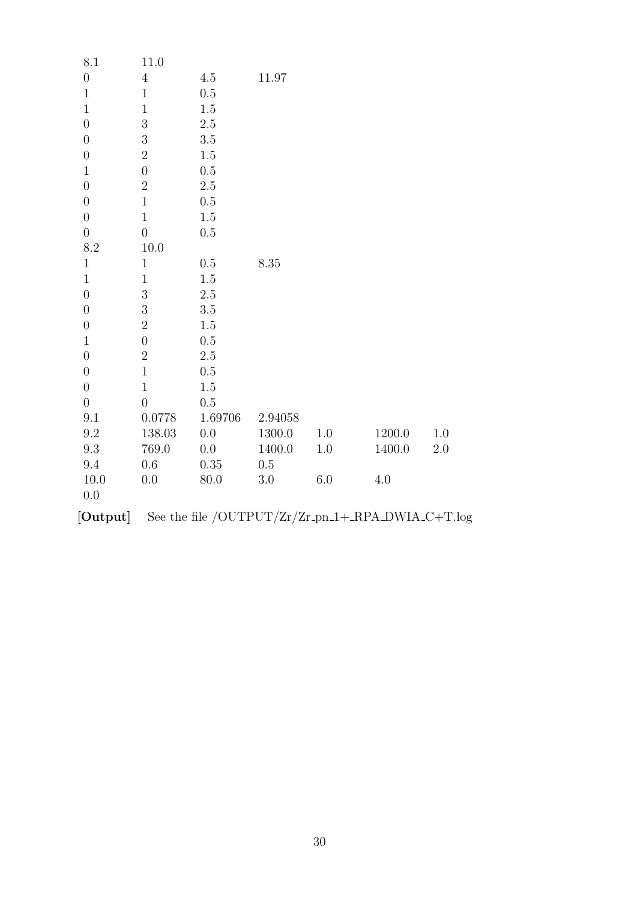```
8.1    11.0
0      4        4.5      11.97
1      1        0.5
1      1        1.5
0      3        2.5
0      3        3.5
0      2        1.5
1      0        0.5
0      2        2.5
0      1        0.5
0      1        1.5
0      0        0.5
8.2    10.0
1      1        0.5      8.35
1      1        1.5
0      3        2.5
0      3        3.5
0      2        1.5
1      0        0.5
0      2        2.5
0      1        0.5
0      1        1.5
0      0        0.5
9.1    0.0778   1.69706  2.94058
9.2    138.03   0.0      1300.0   1.0    1200.0   1.0
9.3    769.0    0.0      1400.0   1.0    1400.0   2.0
9.4    0.6      0.35     0.5
10.0   0.0      80.0     3.0      6.0    4.0
0.0
```

**[Output]** See the file /OUTPUT/Zr/Zr_pn_1+_RPA_DWIA_C+T.log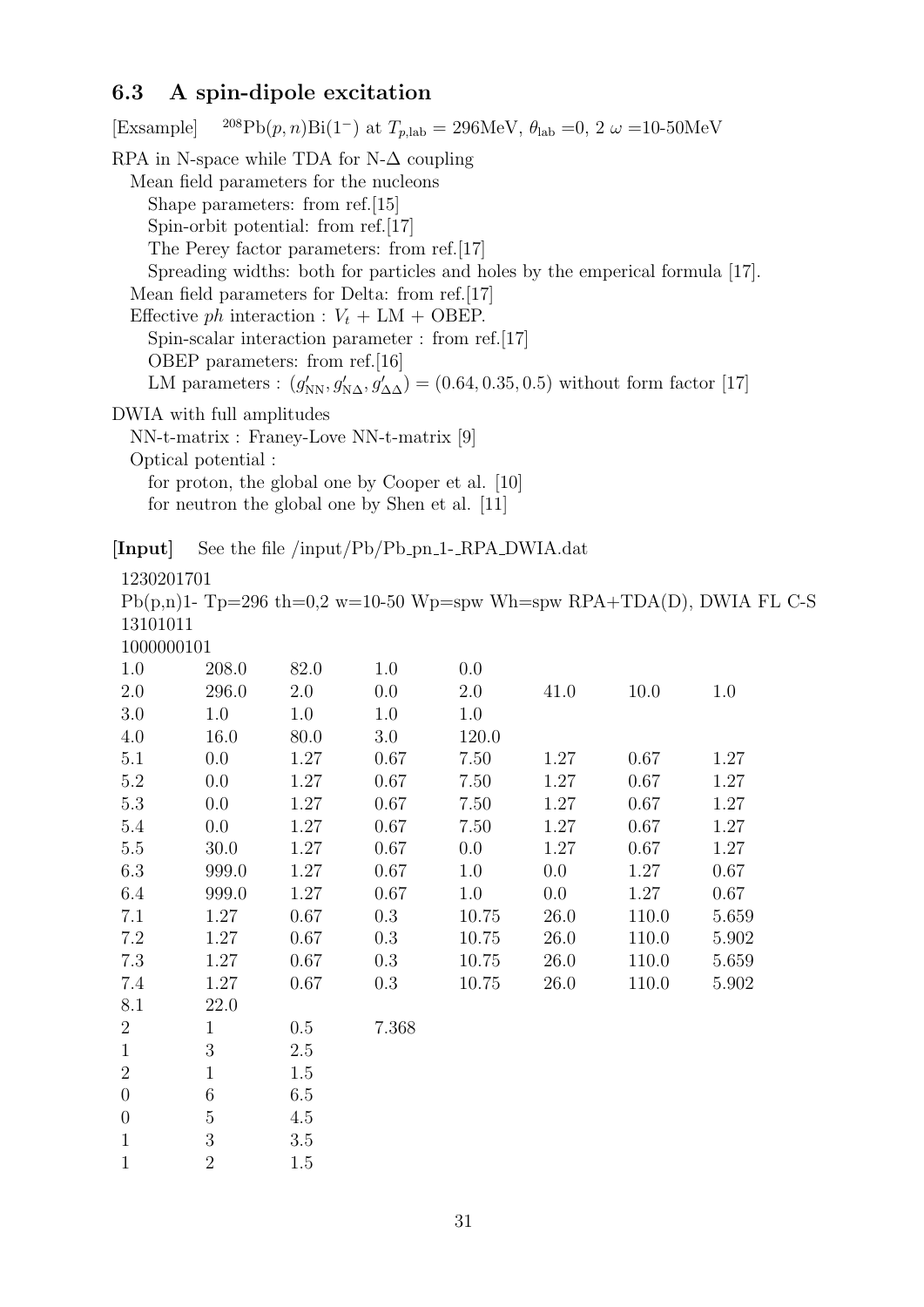### 6.3 A spin-dipole excitation

[Exsample] $^{208}$Pb$(p,n)$Bi$(1^-)$ at $T_{p,\mathrm{lab}} = 296$MeV, $\theta_{\mathrm{lab}} = 0$, 2 $\omega$ =10-50MeV

RPA in N-space while TDA for N-$\Delta$ coupling
- Mean field parameters for the nucleons
  - Shape parameters: from ref.[15]
  - Spin-orbit potential: from ref.[17]
  - The Perey factor parameters: from ref.[17]
  - Spreading widths: both for particles and holes by the emperical formula [17].
- Mean field parameters for Delta: from ref.[17]
- Effective *ph* interaction : $V_t$ + LM + OBEP.
  - Spin-scalar interaction parameter : from ref.[17]
  - OBEP parameters: from ref.[16]
  - LM parameters : $(g'_{\mathrm{NN}}, g'_{\mathrm{N}\Delta}, g'_{\Delta\Delta}) = (0.64, 0.35, 0.5)$ without form factor [17]

DWIA with full amplitudes
- NN-t-matrix : Franey-Love NN-t-matrix [9]
- Optical potential :
  - for proton, the global one by Cooper et al. [10]
  - for neutron the global one by Shen et al. [11]

**[Input]** See the file /input/Pb/Pb_pn_1-_RPA_DWIA.dat

```
1230201701
Pb(p,n)1- Tp=296 th=0,2 w=10-50 Wp=spw Wh=spw RPA+TDA(D), DWIA FL C-S
13101011
1000000101
1.0     208.0   82.0    1.0     0.0
2.0     296.0   2.0     0.0     2.0     41.0    10.0    1.0
3.0     1.0     1.0     1.0     1.0
4.0     16.0    80.0    3.0     120.0
5.1     0.0     1.27    0.67    7.50    1.27    0.67    1.27
5.2     0.0     1.27    0.67    7.50    1.27    0.67    1.27
5.3     0.0     1.27    0.67    7.50    1.27    0.67    1.27
5.4     0.0     1.27    0.67    7.50    1.27    0.67    1.27
5.5     30.0    1.27    0.67    0.0     1.27    0.67    1.27
6.3     999.0   1.27    0.67    1.0     0.0     1.27    0.67
6.4     999.0   1.27    0.67    1.0     0.0     1.27    0.67
7.1     1.27    0.67    0.3     10.75   26.0    110.0   5.659
7.2     1.27    0.67    0.3     10.75   26.0    110.0   5.902
7.3     1.27    0.67    0.3     10.75   26.0    110.0   5.659
7.4     1.27    0.67    0.3     10.75   26.0    110.0   5.902
8.1     22.0
2       1       0.5     7.368
1       3       2.5
2       1       1.5
0       6       6.5
0       5       4.5
1       3       3.5
1       2       1.5
```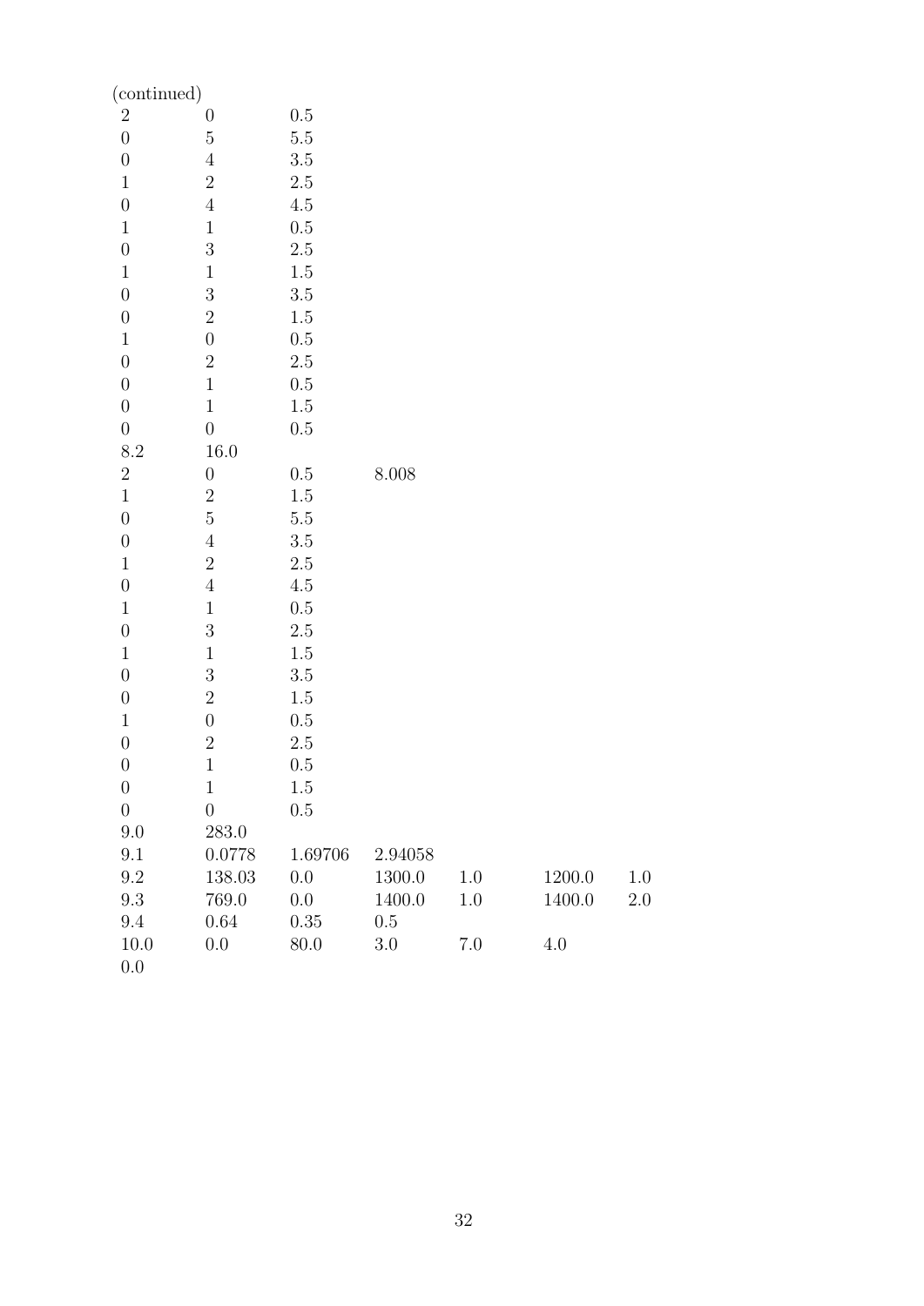(continued)

```
2      0       0.5
0      5       5.5
0      4       3.5
1      2       2.5
0      4       4.5
1      1       0.5
0      3       2.5
1      1       1.5
0      3       3.5
0      2       1.5
1      0       0.5
0      2       2.5
0      1       0.5
0      1       1.5
0      0       0.5
8.2    16.0
2      0       0.5      8.008
1      2       1.5
0      5       5.5
0      4       3.5
1      2       2.5
0      4       4.5
1      1       0.5
0      3       2.5
1      1       1.5
0      3       3.5
0      2       1.5
1      0       0.5
0      2       2.5
0      1       0.5
0      1       1.5
0      0       0.5
9.0    283.0
9.1    0.0778  1.69706  2.94058
9.2    138.03  0.0      1300.0   1.0    1200.0   1.0
9.3    769.0   0.0      1400.0   1.0    1400.0   2.0
9.4    0.64    0.35     0.5
10.0   0.0     80.0     3.0      7.0    4.0
0.0
```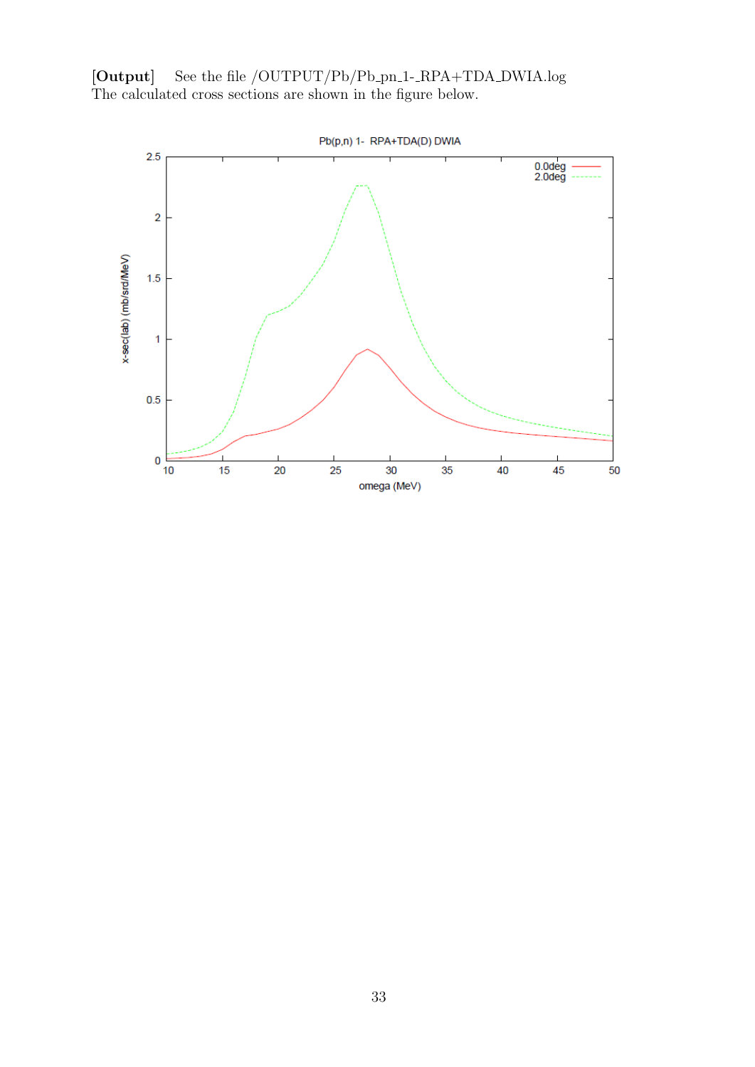**[Output]** See the file /OUTPUT/Pb/Pb_pn_1-_RPA+TDA_DWIA.log
The calculated cross sections are shown in the figure below.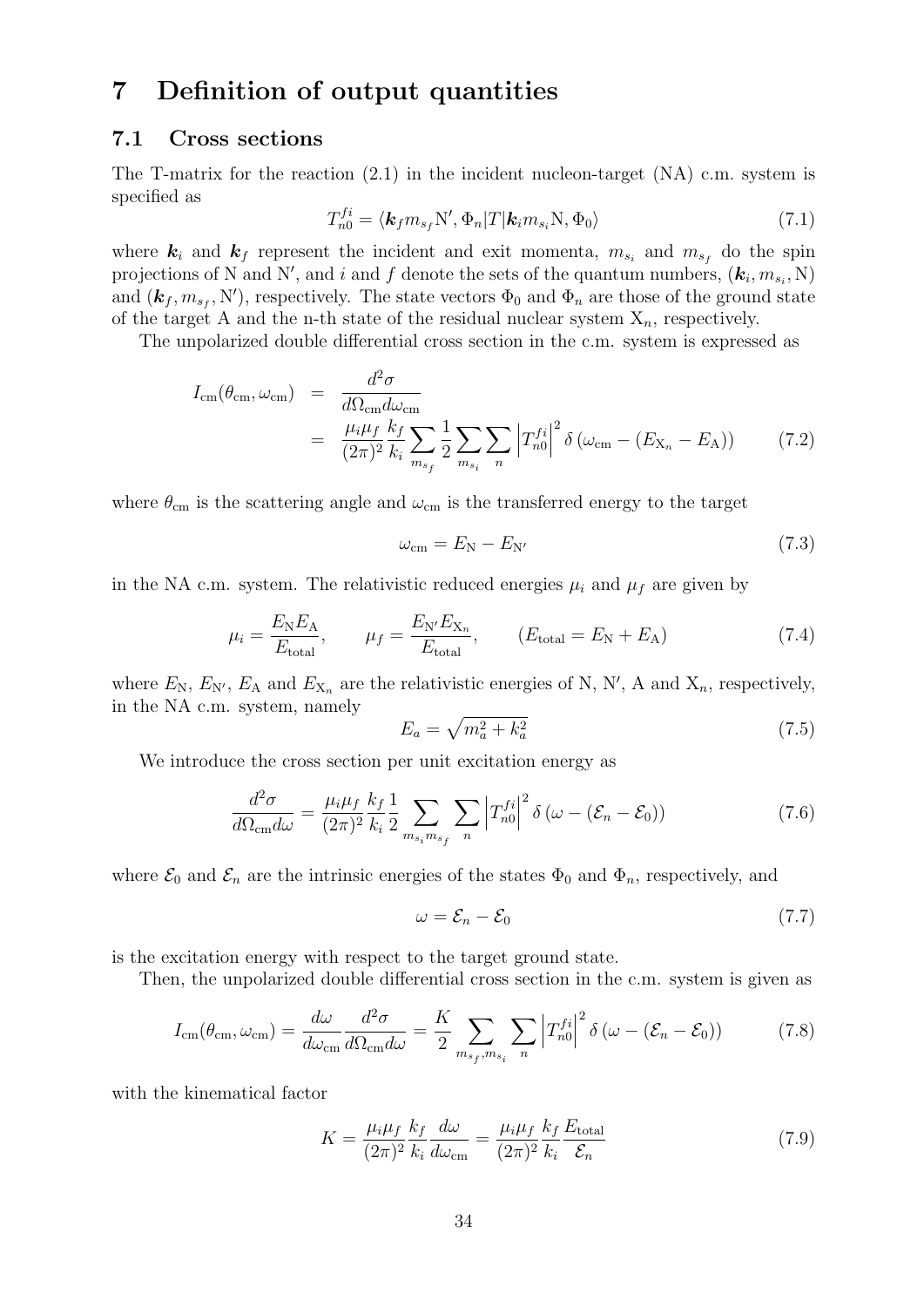# 7 Definition of output quantities

## 7.1 Cross sections

The T-matrix for the reaction (2.1) in the incident nucleon-target (NA) c.m. system is specified as

$$T_{n0}^{fi} = \langle \boldsymbol{k}_f m_{s_f} \mathrm{N}', \Phi_n | T | \boldsymbol{k}_i m_{s_i} \mathrm{N}, \Phi_0 \rangle \tag{7.1}$$

where $\boldsymbol{k}_i$ and $\boldsymbol{k}_f$ represent the incident and exit momenta, $m_{s_i}$ and $m_{s_f}$ do the spin projections of N and N$'$, and $i$ and $f$ denote the sets of the quantum numbers, $(\boldsymbol{k}_i, m_{s_i}, \mathrm{N})$ and $(\boldsymbol{k}_f, m_{s_f}, \mathrm{N}')$, respectively. The state vectors $\Phi_0$ and $\Phi_n$ are those of the ground state of the target A and the n-th state of the residual nuclear system $\mathrm{X}_n$, respectively.

The unpolarized double differential cross section in the c.m. system is expressed as

$$\begin{aligned} I_{\mathrm{cm}}(\theta_{\mathrm{cm}}, \omega_{\mathrm{cm}}) &= \frac{d^2\sigma}{d\Omega_{\mathrm{cm}} d\omega_{\mathrm{cm}}} \\ &= \frac{\mu_i \mu_f}{(2\pi)^2} \frac{k_f}{k_i} \sum_{m_{s_f}} \frac{1}{2} \sum_{m_{s_i}} \sum_{n} \left| T_{n0}^{fi} \right|^2 \delta\left(\omega_{\mathrm{cm}} - (E_{\mathrm{X}_n} - E_{\mathrm{A}})\right) \end{aligned} \tag{7.2}$$

where $\theta_{\mathrm{cm}}$ is the scattering angle and $\omega_{\mathrm{cm}}$ is the transferred energy to the target

$$\omega_{\mathrm{cm}} = E_{\mathrm{N}} - E_{\mathrm{N}'} \tag{7.3}$$

in the NA c.m. system. The relativistic reduced energies $\mu_i$ and $\mu_f$ are given by

$$\mu_i = \frac{E_{\mathrm{N}} E_{\mathrm{A}}}{E_{\mathrm{total}}}, \qquad \mu_f = \frac{E_{\mathrm{N}'} E_{\mathrm{X}_n}}{E_{\mathrm{total}}}, \qquad (E_{\mathrm{total}} = E_{\mathrm{N}} + E_{\mathrm{A}}) \tag{7.4}$$

where $E_{\mathrm{N}}$, $E_{\mathrm{N}'}$, $E_{\mathrm{A}}$ and $E_{\mathrm{X}_n}$ are the relativistic energies of N, N$'$, A and $\mathrm{X}_n$, respectively, in the NA c.m. system, namely

$$E_a = \sqrt{m_a^2 + k_a^2} \tag{7.5}$$

We introduce the cross section per unit excitation energy as

$$\frac{d^2\sigma}{d\Omega_{\mathrm{cm}} d\omega} = \frac{\mu_i \mu_f}{(2\pi)^2} \frac{k_f}{k_i} \frac{1}{2} \sum_{m_{s_i} m_{s_f}} \sum_{n} \left| T_{n0}^{fi} \right|^2 \delta\left(\omega - (\mathcal{E}_n - \mathcal{E}_0)\right) \tag{7.6}$$

where $\mathcal{E}_0$ and $\mathcal{E}_n$ are the intrinsic energies of the states $\Phi_0$ and $\Phi_n$, respectively, and

$$\omega = \mathcal{E}_n - \mathcal{E}_0 \tag{7.7}$$

is the excitation energy with respect to the target ground state.

Then, the unpolarized double differential cross section in the c.m. system is given as

$$I_{\mathrm{cm}}(\theta_{\mathrm{cm}}, \omega_{\mathrm{cm}}) = \frac{d\omega}{d\omega_{\mathrm{cm}}} \frac{d^2\sigma}{d\Omega_{\mathrm{cm}} d\omega} = \frac{K}{2} \sum_{m_{s_f}, m_{s_i}} \sum_{n} \left| T_{n0}^{fi} \right|^2 \delta\left(\omega - (\mathcal{E}_n - \mathcal{E}_0)\right) \tag{7.8}$$

with the kinematical factor

$$K = \frac{\mu_i \mu_f}{(2\pi)^2} \frac{k_f}{k_i} \frac{d\omega}{d\omega_{\mathrm{cm}}} = \frac{\mu_i \mu_f}{(2\pi)^2} \frac{k_f}{k_i} \frac{E_{\mathrm{total}}}{\mathcal{E}_n} \tag{7.9}$$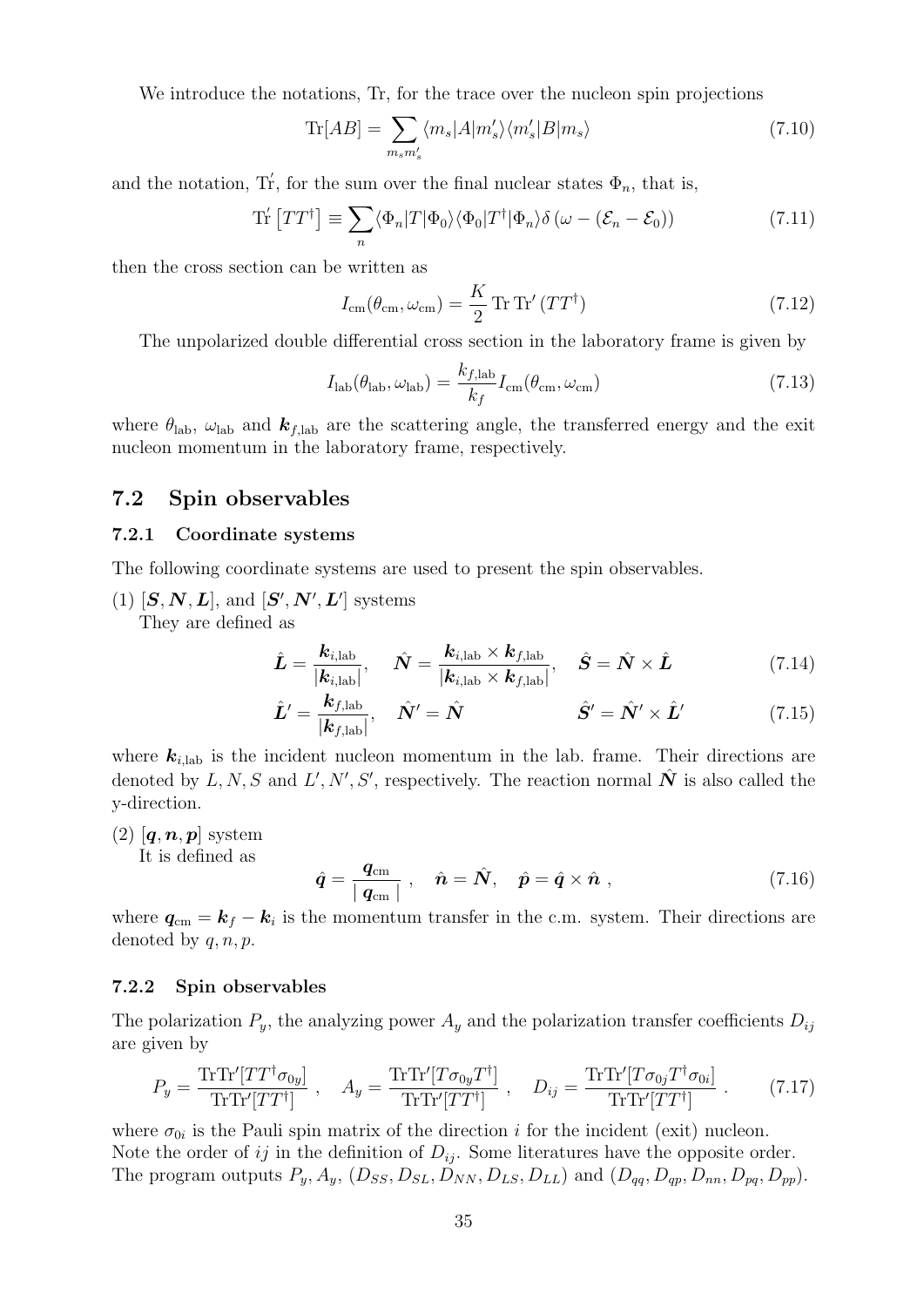We introduce the notations, Tr, for the trace over the nucleon spin projections

$$\mathrm{Tr}[AB] = \sum_{m_s m_s'} \langle m_s|A|m_s'\rangle\langle m_s'|B|m_s\rangle \tag{7.10}$$

and the notation, Tr′, for the sum over the final nuclear states $\Phi_n$, that is,

$$\mathrm{Tr}'\left[TT^\dagger\right] \equiv \sum_n \langle\Phi_n|T|\Phi_0\rangle\langle\Phi_0|T^\dagger|\Phi_n\rangle\delta\left(\omega - (\mathcal{E}_n - \mathcal{E}_0)\right) \tag{7.11}$$

then the cross section can be written as

$$I_{\rm cm}(\theta_{\rm cm}, \omega_{\rm cm}) = \frac{K}{2}\,\mathrm{Tr}\,\mathrm{Tr}'\,(TT^\dagger) \tag{7.12}$$

The unpolarized double differential cross section in the laboratory frame is given by

$$I_{\rm lab}(\theta_{\rm lab}, \omega_{\rm lab}) = \frac{k_{f,\rm lab}}{k_f} I_{\rm cm}(\theta_{\rm cm}, \omega_{\rm cm}) \tag{7.13}$$

where $\theta_{\rm lab}$, $\omega_{\rm lab}$ and $\boldsymbol{k}_{f,\rm lab}$ are the scattering angle, the transferred energy and the exit nucleon momentum in the laboratory frame, respectively.

## 7.2 Spin observables

### 7.2.1 Coordinate systems

The following coordinate systems are used to present the spin observables.

(1) $[\boldsymbol{S}, \boldsymbol{N}, \boldsymbol{L}]$, and $[\boldsymbol{S}', \boldsymbol{N}', \boldsymbol{L}']$ systems
They are defined as

$$\hat{\boldsymbol{L}} = \frac{\boldsymbol{k}_{i,\rm lab}}{|\boldsymbol{k}_{i,\rm lab}|}, \quad \hat{\boldsymbol{N}} = \frac{\boldsymbol{k}_{i,\rm lab} \times \boldsymbol{k}_{f,\rm lab}}{|\boldsymbol{k}_{i,\rm lab} \times \boldsymbol{k}_{f,\rm lab}|}, \quad \hat{\boldsymbol{S}} = \hat{\boldsymbol{N}} \times \hat{\boldsymbol{L}} \tag{7.14}$$

$$\hat{\boldsymbol{L}}' = \frac{\boldsymbol{k}_{f,\rm lab}}{|\boldsymbol{k}_{f,\rm lab}|}, \quad \hat{\boldsymbol{N}}' = \hat{\boldsymbol{N}} \quad \hat{\boldsymbol{S}}' = \hat{\boldsymbol{N}}' \times \hat{\boldsymbol{L}}' \tag{7.15}$$

where $\boldsymbol{k}_{i,\rm lab}$ is the incident nucleon momentum in the lab. frame. Their directions are denoted by $L, N, S$ and $L', N', S'$, respectively. The reaction normal $\hat{\boldsymbol{N}}$ is also called the y-direction.

(2) $[\boldsymbol{q}, \boldsymbol{n}, \boldsymbol{p}]$ system
It is defined as

$$\hat{\boldsymbol{q}} = \frac{\boldsymbol{q}_{\rm cm}}{|\,\boldsymbol{q}_{\rm cm}\,|}\ , \quad \hat{\boldsymbol{n}} = \hat{\boldsymbol{N}}, \quad \hat{\boldsymbol{p}} = \hat{\boldsymbol{q}} \times \hat{\boldsymbol{n}}\ , \tag{7.16}$$

where $\boldsymbol{q}_{\rm cm} = \boldsymbol{k}_f - \boldsymbol{k}_i$ is the momentum transfer in the c.m. system. Their directions are denoted by $q, n, p$.

### 7.2.2 Spin observables

The polarization $P_y$, the analyzing power $A_y$ and the polarization transfer coefficients $D_{ij}$ are given by

$$P_y = \frac{\mathrm{Tr}\mathrm{Tr}'[TT^\dagger\sigma_{0y}]}{\mathrm{Tr}\mathrm{Tr}'[TT^\dagger]}\ , \quad A_y = \frac{\mathrm{Tr}\mathrm{Tr}'[T\sigma_{0y}T^\dagger]}{\mathrm{Tr}\mathrm{Tr}'[TT^\dagger]}\ , \quad D_{ij} = \frac{\mathrm{Tr}\mathrm{Tr}'[T\sigma_{0j}T^\dagger\sigma_{0i}]}{\mathrm{Tr}\mathrm{Tr}'[TT^\dagger]}\ . \tag{7.17}$$

where $\sigma_{0i}$ is the Pauli spin matrix of the direction $i$ for the incident (exit) nucleon. Note the order of $ij$ in the definition of $D_{ij}$. Some literatures have the opposite order. The program outputs $P_y, A_y$, $(D_{SS}, D_{SL}, D_{NN}, D_{LS}, D_{LL})$ and $(D_{qq}, D_{qp}, D_{nn}, D_{pq}, D_{pp})$.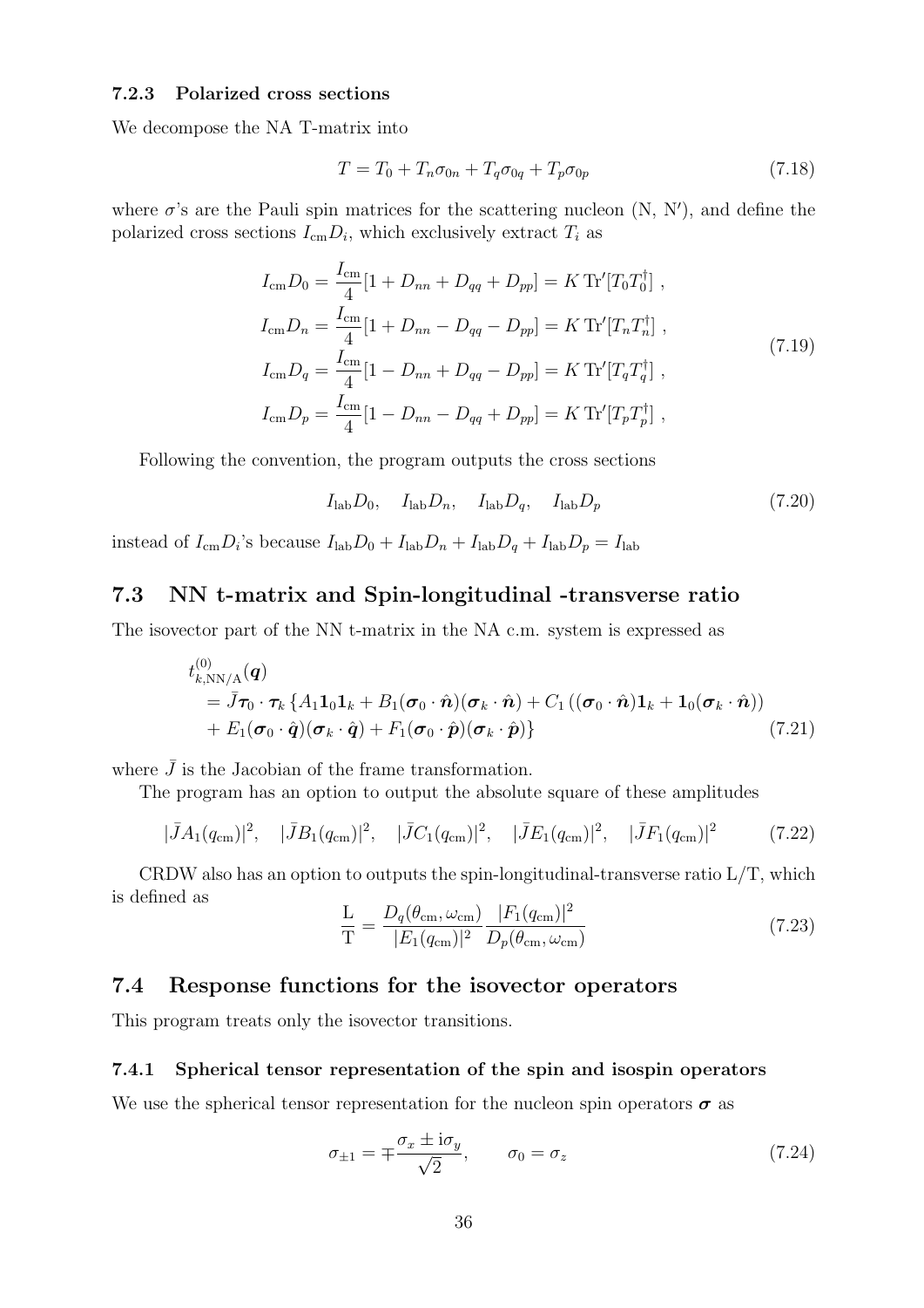### 7.2.3 Polarized cross sections

We decompose the NA T-matrix into

$$T = T_0 + T_n \sigma_{0n} + T_q \sigma_{0q} + T_p \sigma_{0p} \tag{7.18}$$

where $\sigma$'s are the Pauli spin matrices for the scattering nucleon (N, N′), and define the polarized cross sections $I_{\rm cm} D_i$, which exclusively extract $T_i$ as

$$\begin{aligned}
I_{\rm cm} D_0 &= \frac{I_{\rm cm}}{4}[1 + D_{nn} + D_{qq} + D_{pp}] = K\,{\rm Tr}'[T_0 T_0^\dagger]\ ,\\
I_{\rm cm} D_n &= \frac{I_{\rm cm}}{4}[1 + D_{nn} - D_{qq} - D_{pp}] = K\,{\rm Tr}'[T_n T_n^\dagger]\ ,\\
I_{\rm cm} D_q &= \frac{I_{\rm cm}}{4}[1 - D_{nn} + D_{qq} - D_{pp}] = K\,{\rm Tr}'[T_q T_q^\dagger]\ ,\\
I_{\rm cm} D_p &= \frac{I_{\rm cm}}{4}[1 - D_{nn} - D_{qq} + D_{pp}] = K\,{\rm Tr}'[T_p T_p^\dagger]\ ,
\end{aligned} \tag{7.19}$$

Following the convention, the program outputs the cross sections

$$I_{\rm lab} D_0, \quad I_{\rm lab} D_n, \quad I_{\rm lab} D_q, \quad I_{\rm lab} D_p \tag{7.20}$$

instead of $I_{\rm cm} D_i$'s because $I_{\rm lab} D_0 + I_{\rm lab} D_n + I_{\rm lab} D_q + I_{\rm lab} D_p = I_{\rm lab}$

## 7.3 NN t-matrix and Spin-longitudinal -transverse ratio

The isovector part of the NN t-matrix in the NA c.m. system is expressed as

$$\begin{aligned}
&t^{(0)}_{k,{\rm NN/A}}(\boldsymbol{q})\\
&= \bar{J} \boldsymbol{\tau}_0 \cdot \boldsymbol{\tau}_k \left\{ A_1 \mathbf{1}_0 \mathbf{1}_k + B_1 (\boldsymbol{\sigma}_0 \cdot \hat{\boldsymbol{n}})(\boldsymbol{\sigma}_k \cdot \hat{\boldsymbol{n}}) + C_1 \left( (\boldsymbol{\sigma}_0 \cdot \hat{\boldsymbol{n}}) \mathbf{1}_k + \mathbf{1}_0 (\boldsymbol{\sigma}_k \cdot \hat{\boldsymbol{n}}) \right) \right.\\
&\quad \left. + E_1 (\boldsymbol{\sigma}_0 \cdot \hat{\boldsymbol{q}})(\boldsymbol{\sigma}_k \cdot \hat{\boldsymbol{q}}) + F_1 (\boldsymbol{\sigma}_0 \cdot \hat{\boldsymbol{p}})(\boldsymbol{\sigma}_k \cdot \hat{\boldsymbol{p}}) \right\}
\end{aligned} \tag{7.21}$$

where $\bar{J}$ is the Jacobian of the frame transformation.

The program has an option to output the absolute square of these amplitudes

$$|\bar{J} A_1(q_{\rm cm})|^2, \quad |\bar{J} B_1(q_{\rm cm})|^2, \quad |\bar{J} C_1(q_{\rm cm})|^2, \quad |\bar{J} E_1(q_{\rm cm})|^2, \quad |\bar{J} F_1(q_{\rm cm})|^2 \tag{7.22}$$

CRDW also has an option to outputs the spin-longitudinal-transverse ratio L/T, which is defined as

$$\frac{\rm L}{\rm T} = \frac{D_q(\theta_{\rm cm}, \omega_{\rm cm})}{|E_1(q_{\rm cm})|^2} \frac{|F_1(q_{\rm cm})|^2}{D_p(\theta_{\rm cm}, \omega_{\rm cm})} \tag{7.23}$$

## 7.4 Response functions for the isovector operators

This program treats only the isovector transitions.

### 7.4.1 Spherical tensor representation of the spin and isospin operators

We use the spherical tensor representation for the nucleon spin operators $\boldsymbol{\sigma}$ as

$$\sigma_{\pm 1} = \mp \frac{\sigma_x \pm {\rm i}\sigma_y}{\sqrt{2}}, \qquad \sigma_0 = \sigma_z \tag{7.24}$$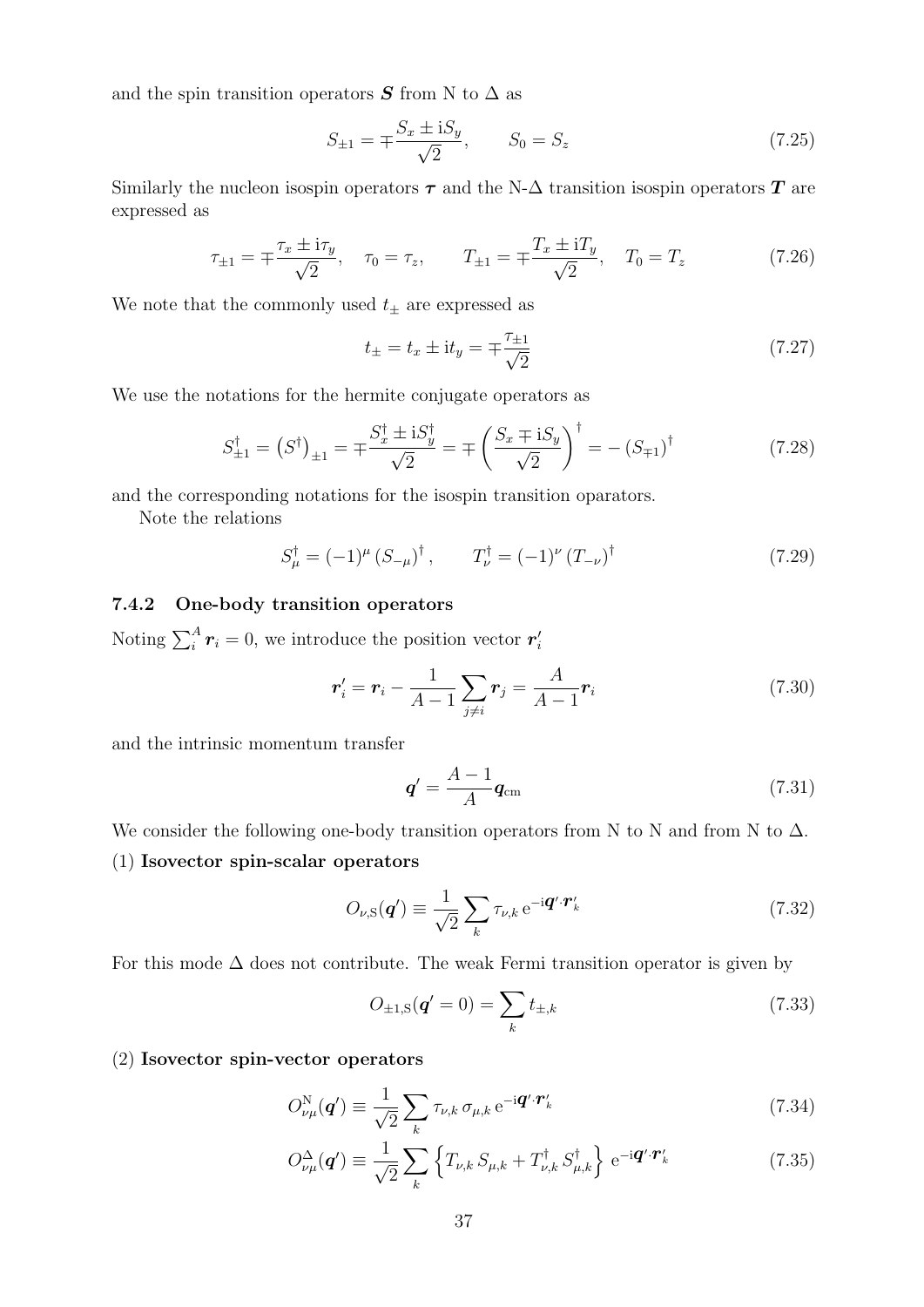and the spin transition operators $\boldsymbol{S}$ from N to $\Delta$ as

$$S_{\pm 1} = \mp \frac{S_x \pm \mathrm{i} S_y}{\sqrt{2}}, \qquad S_0 = S_z \tag{7.25}$$

Similarly the nucleon isospin operators $\boldsymbol{\tau}$ and the N-$\Delta$ transition isospin operators $\boldsymbol{T}$ are expressed as

$$\tau_{\pm 1} = \mp \frac{\tau_x \pm \mathrm{i}\tau_y}{\sqrt{2}}, \quad \tau_0 = \tau_z, \qquad T_{\pm 1} = \mp \frac{T_x \pm \mathrm{i} T_y}{\sqrt{2}}, \quad T_0 = T_z \tag{7.26}$$

We note that the commonly used $t_\pm$ are expressed as

$$t_\pm = t_x \pm \mathrm{i} t_y = \mp \frac{\tau_{\pm 1}}{\sqrt{2}} \tag{7.27}$$

We use the notations for the hermite conjugate operators as

$$S^\dagger_{\pm 1} = \left(S^\dagger\right)_{\pm 1} = \mp \frac{S^\dagger_x \pm \mathrm{i} S^\dagger_y}{\sqrt{2}} = \mp \left(\frac{S_x \mp \mathrm{i} S_y}{\sqrt{2}}\right)^\dagger = -\left(S_{\mp 1}\right)^\dagger \tag{7.28}$$

and the corresponding notations for the isospin transition oparators.

Note the relations

$$S^\dagger_\mu = (-1)^\mu \left(S_{-\mu}\right)^\dagger, \qquad T^\dagger_\nu = (-1)^\nu \left(T_{-\nu}\right)^\dagger \tag{7.29}$$

### 7.4.2 One-body transition operators

Noting $\sum_i^A \boldsymbol{r}_i = 0$, we introduce the position vector $\boldsymbol{r}'_i$

$$\boldsymbol{r}'_i = \boldsymbol{r}_i - \frac{1}{A-1} \sum_{j \neq i} \boldsymbol{r}_j = \frac{A}{A-1} \boldsymbol{r}_i \tag{7.30}$$

and the intrinsic momentum transfer

$$\boldsymbol{q}' = \frac{A-1}{A} \boldsymbol{q}_{\mathrm{cm}} \tag{7.31}$$

We consider the following one-body transition operators from N to N and from N to $\Delta$.

(1) **Isovector spin-scalar operators**

$$O_{\nu,\mathrm{S}}(\boldsymbol{q}') \equiv \frac{1}{\sqrt{2}} \sum_k \tau_{\nu,k}\, \mathrm{e}^{-\mathrm{i}\boldsymbol{q}'\cdot \boldsymbol{r}'_k} \tag{7.32}$$

For this mode $\Delta$ does not contribute. The weak Fermi transition operator is given by

$$O_{\pm 1,\mathrm{S}}(\boldsymbol{q}' = 0) = \sum_k t_{\pm,k} \tag{7.33}$$

(2) **Isovector spin-vector operators**

$$O^{\mathrm{N}}_{\nu\mu}(\boldsymbol{q}') \equiv \frac{1}{\sqrt{2}} \sum_k \tau_{\nu,k}\, \sigma_{\mu,k}\, \mathrm{e}^{-\mathrm{i}\boldsymbol{q}'\cdot \boldsymbol{r}'_k} \tag{7.34}$$

$$O^{\Delta}_{\nu\mu}(\boldsymbol{q}') \equiv \frac{1}{\sqrt{2}} \sum_k \left\{ T_{\nu,k}\, S_{\mu,k} + T^\dagger_{\nu,k}\, S^\dagger_{\mu,k} \right\} \mathrm{e}^{-\mathrm{i}\boldsymbol{q}'\cdot \boldsymbol{r}'_k} \tag{7.35}$$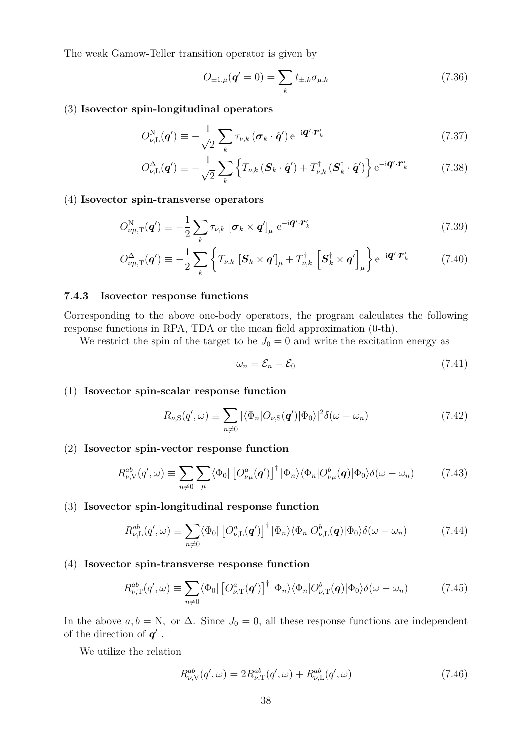The weak Gamow-Teller transition operator is given by

$$O_{\pm 1,\mu}(\boldsymbol{q}'=0) = \sum_k t_{\pm,k}\sigma_{\mu,k} \tag{7.36}$$

(3) **Isovector spin-longitudinal operators**

$$O^{\rm N}_{\nu,{\rm L}}(\boldsymbol{q}') \equiv -\frac{1}{\sqrt{2}}\sum_k \tau_{\nu,k}\,(\boldsymbol{\sigma}_k\cdot\hat{\boldsymbol{q}}')\,{\rm e}^{-{\rm i}\boldsymbol{q}'\cdot\boldsymbol{r}'_k} \tag{7.37}$$

$$O^{\Delta}_{\nu,{\rm L}}(\boldsymbol{q}') \equiv -\frac{1}{\sqrt{2}}\sum_k \left\{T_{\nu,k}\,(\boldsymbol{S}_k\cdot\hat{\boldsymbol{q}}') + T^{\dagger}_{\nu,k}\,(\boldsymbol{S}^{\dagger}_k\cdot\hat{\boldsymbol{q}}')\right\}{\rm e}^{-{\rm i}\boldsymbol{q}'\cdot\boldsymbol{r}'_k} \tag{7.38}$$

(4) **Isovector spin-transverse operators**

$$O^{\rm N}_{\nu\mu,{\rm T}}(\boldsymbol{q}') \equiv -\frac{1}{2}\sum_k \tau_{\nu,k}\,\left[\boldsymbol{\sigma}_k\times\boldsymbol{q}'\right]_\mu\,{\rm e}^{-{\rm i}\boldsymbol{q}'\cdot\boldsymbol{r}'_k} \tag{7.39}$$

$$O^{\Delta}_{\nu\mu,{\rm T}}(\boldsymbol{q}') \equiv -\frac{1}{2}\sum_k \left\{T_{\nu,k}\,\left[\boldsymbol{S}_k\times\boldsymbol{q}'\right]_\mu + T^{\dagger}_{\nu,k}\,\left[\boldsymbol{S}^{\dagger}_k\times\boldsymbol{q}'\right]_\mu\right\}{\rm e}^{-{\rm i}\boldsymbol{q}'\cdot\boldsymbol{r}'_k} \tag{7.40}$$

### 7.4.3 Isovector response functions

Corresponding to the above one-body operators, the program calculates the following response functions in RPA, TDA or the mean field approximation (0-th).

We restrict the spin of the target to be $J_0 = 0$ and write the excitation energy as

$$\omega_n = \mathcal{E}_n - \mathcal{E}_0 \tag{7.41}$$

(1) **Isovector spin-scalar response function**

$$R_{\nu,{\rm S}}(q',\omega) \equiv \sum_{n\neq 0} |\langle\Phi_n|O_{\nu,{\rm S}}(\boldsymbol{q}')|\Phi_0\rangle|^2\delta(\omega-\omega_n) \tag{7.42}$$

(2) **Isovector spin-vector response function**

$$R^{ab}_{\nu,{\rm V}}(q',\omega) \equiv \sum_{n\neq 0}\sum_{\mu}\langle\Phi_0|\left[O^a_{\nu\mu}(\boldsymbol{q}')\right]^{\dagger}|\Phi_n\rangle\langle\Phi_n|O^b_{\nu\mu}(\boldsymbol{q})|\Phi_0\rangle\delta(\omega-\omega_n) \tag{7.43}$$

(3) **Isovector spin-longitudinal response function**

$$R^{ab}_{\nu,{\rm L}}(q',\omega) \equiv \sum_{n\neq 0}\langle\Phi_0|\left[O^a_{\nu,{\rm L}}(\boldsymbol{q}')\right]^{\dagger}|\Phi_n\rangle\langle\Phi_n|O^b_{\nu,{\rm L}}(\boldsymbol{q})|\Phi_0\rangle\delta(\omega-\omega_n) \tag{7.44}$$

(4) **Isovector spin-transverse response function**

$$R^{ab}_{\nu,{\rm T}}(q',\omega) \equiv \sum_{n\neq 0}\langle\Phi_0|\left[O^a_{\nu,{\rm T}}(\boldsymbol{q}')\right]^{\dagger}|\Phi_n\rangle\langle\Phi_n|O^b_{\nu,{\rm T}}(\boldsymbol{q})|\Phi_0\rangle\delta(\omega-\omega_n) \tag{7.45}$$

In the above $a, b = {\rm N}$, or $\Delta$. Since $J_0 = 0$, all these response functions are independent of the direction of $\boldsymbol{q}'$ .

We utilize the relation

$$R^{ab}_{\nu,{\rm V}}(q',\omega) = 2R^{ab}_{\nu,{\rm T}}(q',\omega) + R^{ab}_{\nu,{\rm L}}(q',\omega) \tag{7.46}$$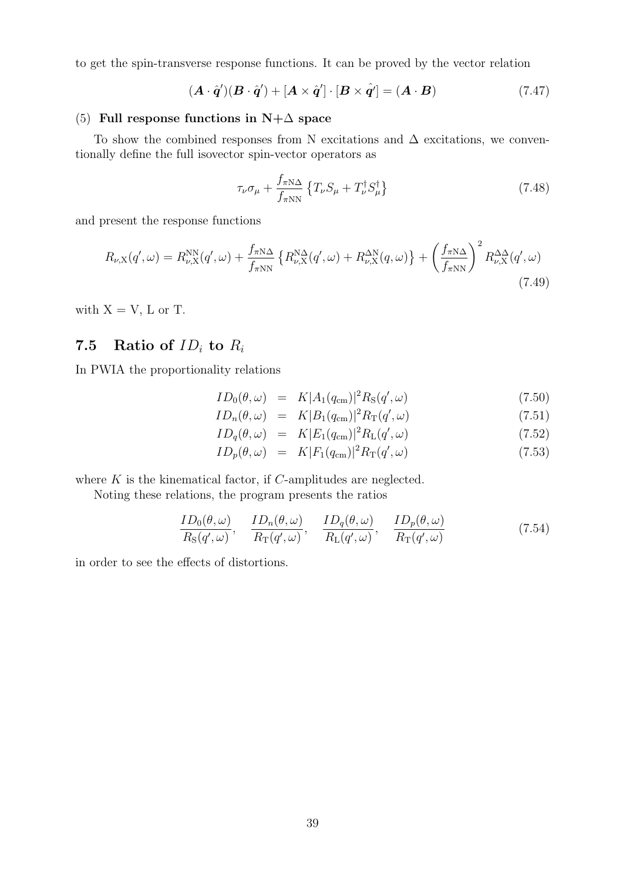to get the spin-transverse response functions. It can be proved by the vector relation

$$(\boldsymbol{A}\cdot\hat{\boldsymbol{q}}')(\boldsymbol{B}\cdot\hat{\boldsymbol{q}}') + [\boldsymbol{A}\times\hat{\boldsymbol{q}}']\cdot[\boldsymbol{B}\times\hat{\boldsymbol{q}}'] = (\boldsymbol{A}\cdot\boldsymbol{B}) \tag{7.47}$$

(5) **Full response functions in N+Δ space**

To show the combined responses from N excitations and Δ excitations, we conventionally define the full isovector spin-vector operators as

$$\tau_\nu\sigma_\mu + \frac{f_{\pi\mathrm{N}\Delta}}{f_{\pi\mathrm{NN}}}\left\{T_\nu S_\mu + T_\nu^\dagger S_\mu^\dagger\right\} \tag{7.48}$$

and present the response functions

$$R_{\nu,\mathrm{X}}(q',\omega) = R_{\nu,\mathrm{X}}^{\mathrm{NN}}(q',\omega) + \frac{f_{\pi\mathrm{N}\Delta}}{f_{\pi\mathrm{NN}}}\left\{R_{\nu,\mathrm{X}}^{\mathrm{N}\Delta}(q',\omega) + R_{\nu,\mathrm{X}}^{\Delta\mathrm{N}}(q,\omega)\right\} + \left(\frac{f_{\pi\mathrm{N}\Delta}}{f_{\pi\mathrm{NN}}}\right)^2 R_{\nu,\mathrm{X}}^{\Delta\Delta}(q',\omega) \tag{7.49}$$

with X = V, L or T.

## 7.5 Ratio of $ID_i$ to $R_i$

In PWIA the proportionality relations

$$ID_0(\theta,\omega) = K|A_1(q_{\mathrm{cm}})|^2 R_{\mathrm{S}}(q',\omega) \tag{7.50}$$

$$ID_n(\theta,\omega) = K|B_1(q_{\mathrm{cm}})|^2 R_{\mathrm{T}}(q',\omega) \tag{7.51}$$

$$ID_q(\theta,\omega) = K|E_1(q_{\mathrm{cm}})|^2 R_{\mathrm{L}}(q',\omega) \tag{7.52}$$

$$ID_p(\theta,\omega) = K|F_1(q_{\mathrm{cm}})|^2 R_{\mathrm{T}}(q',\omega) \tag{7.53}$$

where $K$ is the kinematical factor, if $C$-amplitudes are neglected.

Noting these relations, the program presents the ratios

$$\frac{ID_0(\theta,\omega)}{R_{\mathrm{S}}(q',\omega)},\quad \frac{ID_n(\theta,\omega)}{R_{\mathrm{T}}(q',\omega)},\quad \frac{ID_q(\theta,\omega)}{R_{\mathrm{L}}(q',\omega)},\quad \frac{ID_p(\theta,\omega)}{R_{\mathrm{T}}(q',\omega)} \tag{7.54}$$

in order to see the effects of distortions.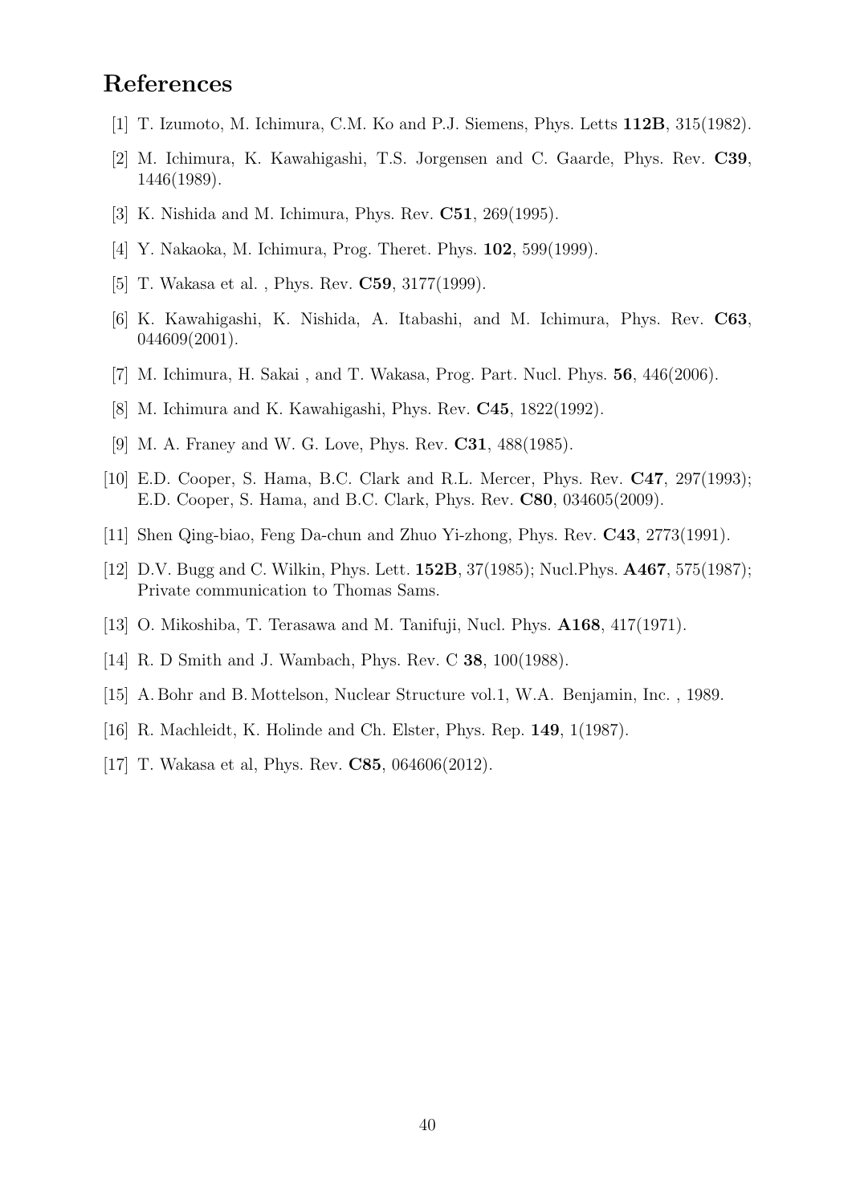# References

[1] T. Izumoto, M. Ichimura, C.M. Ko and P.J. Siemens, Phys. Letts **112B**, 315(1982).

[2] M. Ichimura, K. Kawahigashi, T.S. Jorgensen and C. Gaarde, Phys. Rev. **C39**, 1446(1989).

[3] K. Nishida and M. Ichimura, Phys. Rev. **C51**, 269(1995).

[4] Y. Nakaoka, M. Ichimura, Prog. Theret. Phys. **102**, 599(1999).

[5] T. Wakasa et al. , Phys. Rev. **C59**, 3177(1999).

[6] K. Kawahigashi, K. Nishida, A. Itabashi, and M. Ichimura, Phys. Rev. **C63**, 044609(2001).

[7] M. Ichimura, H. Sakai , and T. Wakasa, Prog. Part. Nucl. Phys. **56**, 446(2006).

[8] M. Ichimura and K. Kawahigashi, Phys. Rev. **C45**, 1822(1992).

[9] M. A. Franey and W. G. Love, Phys. Rev. **C31**, 488(1985).

[10] E.D. Cooper, S. Hama, B.C. Clark and R.L. Mercer, Phys. Rev. **C47**, 297(1993); E.D. Cooper, S. Hama, and B.C. Clark, Phys. Rev. **C80**, 034605(2009).

[11] Shen Qing-biao, Feng Da-chun and Zhuo Yi-zhong, Phys. Rev. **C43**, 2773(1991).

[12] D.V. Bugg and C. Wilkin, Phys. Lett. **152B**, 37(1985); Nucl.Phys. **A467**, 575(1987); Private communication to Thomas Sams.

[13] O. Mikoshiba, T. Terasawa and M. Tanifuji, Nucl. Phys. **A168**, 417(1971).

[14] R. D Smith and J. Wambach, Phys. Rev. C **38**, 100(1988).

[15] A. Bohr and B. Mottelson, Nuclear Structure vol.1, W.A. Benjamin, Inc. , 1989.

[16] R. Machleidt, K. Holinde and Ch. Elster, Phys. Rep. **149**, 1(1987).

[17] T. Wakasa et al, Phys. Rev. **C85**, 064606(2012).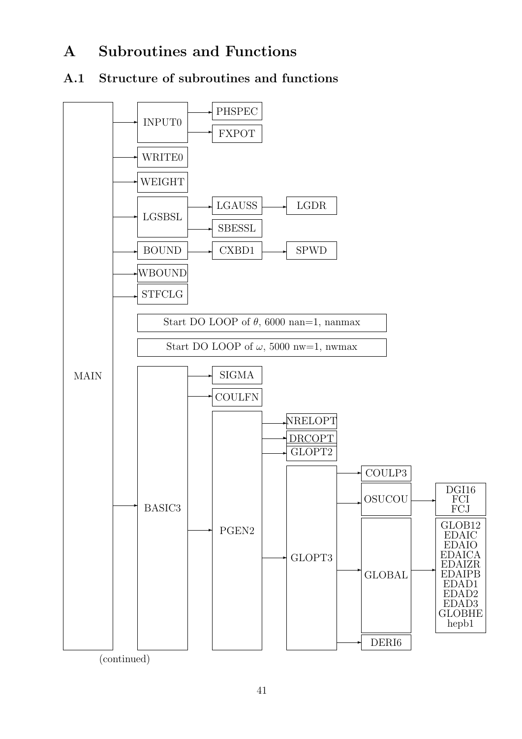# A Subroutines and Functions

## A.1 Structure of subroutines and functions

```
MAIN
├── INPUT0
│   ├── PHSPEC
│   └── FXPOT
├── WRITE0
├── WEIGHT
├── LGSBSL
│   ├── LGAUSS ── LGDR
│   └── SBESSL
├── BOUND ── CXBD1 ── SPWD
├── WBOUND
├── STFCLG
│   Start DO LOOP of θ, 6000 nan=1, nanmax
│   Start DO LOOP of ω, 5000 nw=1, nwmax
└── BASIC3
    ├── SIGMA
    ├── COULFN
    └── PGEN2
        ├── NRELOPT
        ├── DRCOPT
        ├── GLOPT2
        └── GLOPT3
            ├── COULP3
            ├── OSUCOU ── DGI16, FCI, FCJ
            ├── GLOBAL ── GLOB12, EDAIC, EDAIO, EDAICA, EDAIZR, EDAIPB, EDAD1, EDAD2, EDAD3, GLOBHE, hepb1
            └── DERI6
```

(continued)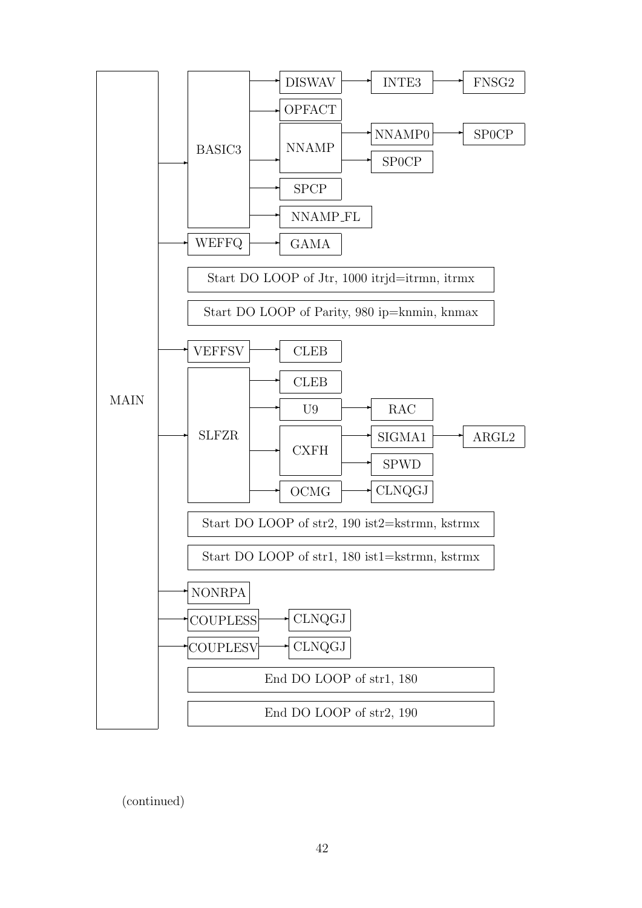```
MAIN
├── BASIC3
│   ├── DISWAV ──> INTE3 ──> FNSG2
│   ├── OPFACT
│   ├── NNAMP
│   │   ├── NNAMP0 ──> SP0CP
│   │   └── SP0CP
│   ├── SPCP
│   └── NNAMP_FL
├── WEFFQ ──> GAMA
│
│   Start DO LOOP of Jtr, 1000 itrjd=itrmn, itrmx
│   Start DO LOOP of Parity, 980 ip=knmin, knmax
│
├── VEFFSV ──> CLEB
├── SLFZR
│   ├── CLEB
│   ├── U9 ──> RAC
│   ├── CXFH
│   │   ├── SIGMA1 ──> ARGL2
│   │   └── SPWD
│   └── OCMG ──> CLNQGJ
│
│   Start DO LOOP of str2, 190 ist2=kstrmn, kstrmx
│   Start DO LOOP of str1, 180 ist1=kstrmn, kstrmx
│
├── NONRPA
├── COUPLESS ──> CLNQGJ
├── COUPLESV ──> CLNQGJ
│
│   End DO LOOP of str1, 180
│   End DO LOOP of str2, 190
```

(continued)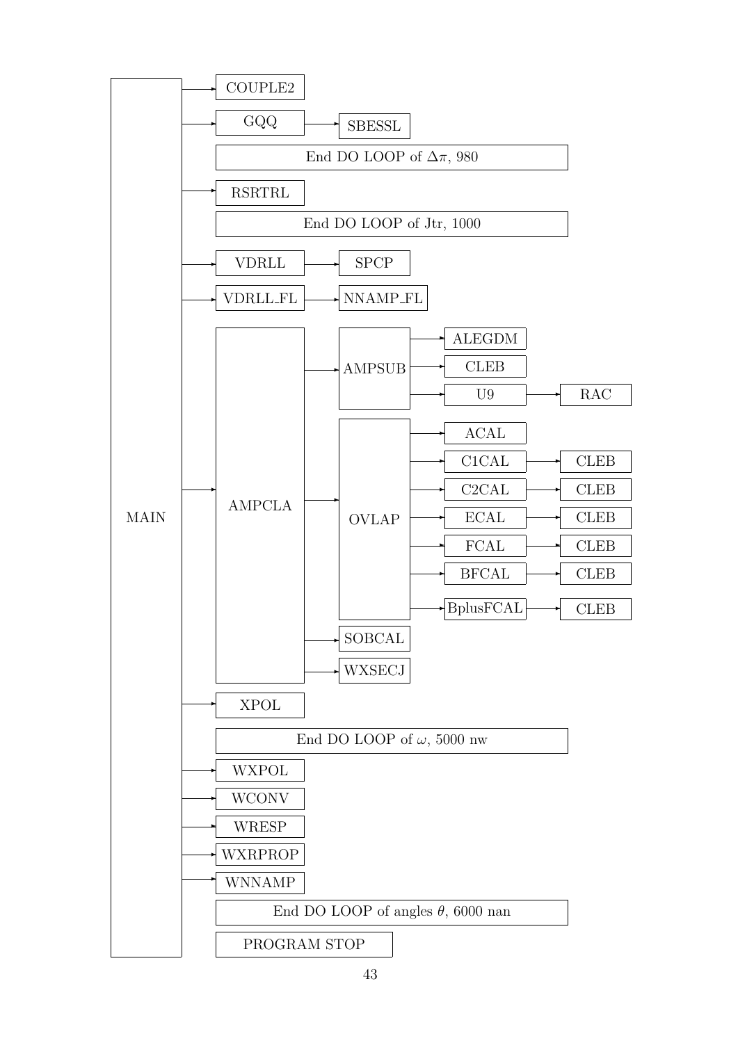```
MAIN
 ├──> COUPLE2
 ├──> GQQ ──> SBESSL
 │    End DO LOOP of Δπ, 980
 ├──> RSRTRL
 │    End DO LOOP of Jtr, 1000
 ├──> VDRLL ──> SPCP
 ├──> VDRLL_FL ──> NNAMP_FL
 ├──> AMPCLA
 │     ├──> AMPSUB
 │     │     ├──> ALEGDM
 │     │     ├──> CLEB
 │     │     └──> U9 ──> RAC
 │     ├──> OVLAP
 │     │     ├──> ACAL
 │     │     ├──> C1CAL ──> CLEB
 │     │     ├──> C2CAL ──> CLEB
 │     │     ├──> ECAL ──> CLEB
 │     │     ├──> FCAL ──> CLEB
 │     │     ├──> BFCAL ──> CLEB
 │     │     └──> BplusFCAL ──> CLEB
 │     ├──> SOBCAL
 │     └──> WXSECJ
 ├──> XPOL
 │    End DO LOOP of ω, 5000 nw
 ├──> WXPOL
 ├──> WCONV
 ├──> WRESP
 ├──> WXRPROP
 ├──> WNNAMP
 │    End DO LOOP of angles θ, 6000 nan
 └    PROGRAM STOP
```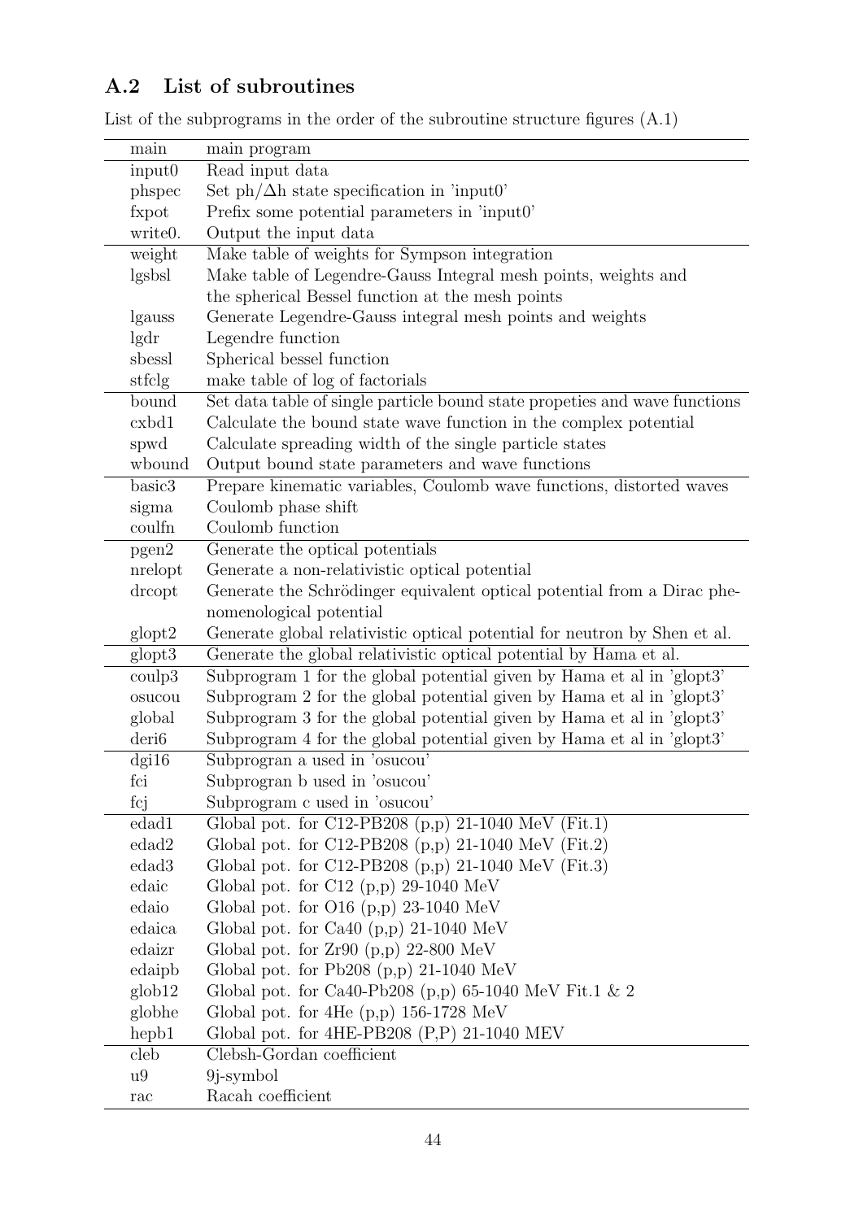## A.2 List of subroutines

List of the subprograms in the order of the subroutine structure figures (A.1)

| main | main program |
|---|---|
| input0 | Read input data |
| phspec | Set ph/$\Delta$h state specification in 'input0' |
| fxpot | Prefix some potential parameters in 'input0' |
| write0. | Output the input data |
| weight | Make table of weights for Sympson integration |
| lgsbsl | Make table of Legendre-Gauss Integral mesh points, weights and the spherical Bessel function at the mesh points |
| lgauss | Generate Legendre-Gauss integral mesh points and weights |
| lgdr | Legendre function |
| sbessl | Spherical bessel function |
| stfclg | make table of log of factorials |
| bound | Set data table of single particle bound state propeties and wave functions |
| cxbd1 | Calculate the bound state wave function in the complex potential |
| spwd | Calculate spreading width of the single particle states |
| wbound | Output bound state parameters and wave functions |
| basic3 | Prepare kinematic variables, Coulomb wave functions, distorted waves |
| sigma | Coulomb phase shift |
| coulfn | Coulomb function |
| pgen2 | Generate the optical potentials |
| nrelopt | Generate a non-relativistic optical potential |
| drcopt | Generate the Schrödinger equivalent optical potential from a Dirac phenomenological potential |
| glopt2 | Generate global relativistic optical potential for neutron by Shen et al. |
| glopt3 | Generate the global relativistic optical potential by Hama et al. |
| coulp3 | Subprogram 1 for the global potential given by Hama et al in 'glopt3' |
| osucou | Subprogram 2 for the global potential given by Hama et al in 'glopt3' |
| global | Subprogram 3 for the global potential given by Hama et al in 'glopt3' |
| deri6 | Subprogram 4 for the global potential given by Hama et al in 'glopt3' |
| dgi16 | Subprogran a used in 'osucou' |
| fci | Subprogran b used in 'osucou' |
| fcj | Subprogram c used in 'osucou' |
| edad1 | Global pot. for C12-PB208 (p,p) 21-1040 MeV (Fit.1) |
| edad2 | Global pot. for C12-PB208 (p,p) 21-1040 MeV (Fit.2) |
| edad3 | Global pot. for C12-PB208 (p,p) 21-1040 MeV (Fit.3) |
| edaic | Global pot. for C12 (p,p) 29-1040 MeV |
| edaio | Global pot. for O16 (p,p) 23-1040 MeV |
| edaica | Global pot. for Ca40 (p,p) 21-1040 MeV |
| edaizr | Global pot. for Zr90 (p,p) 22-800 MeV |
| edaipb | Global pot. for Pb208 (p,p) 21-1040 MeV |
| glob12 | Global pot. for Ca40-Pb208 (p,p) 65-1040 MeV Fit.1 & 2 |
| globhe | Global pot. for 4He (p,p) 156-1728 MeV |
| hepb1 | Global pot. for 4HE-PB208 (P,P) 21-1040 MEV |
| cleb | Clebsh-Gordan coefficient |
| u9 | 9j-symbol |
| rac | Racah coefficient |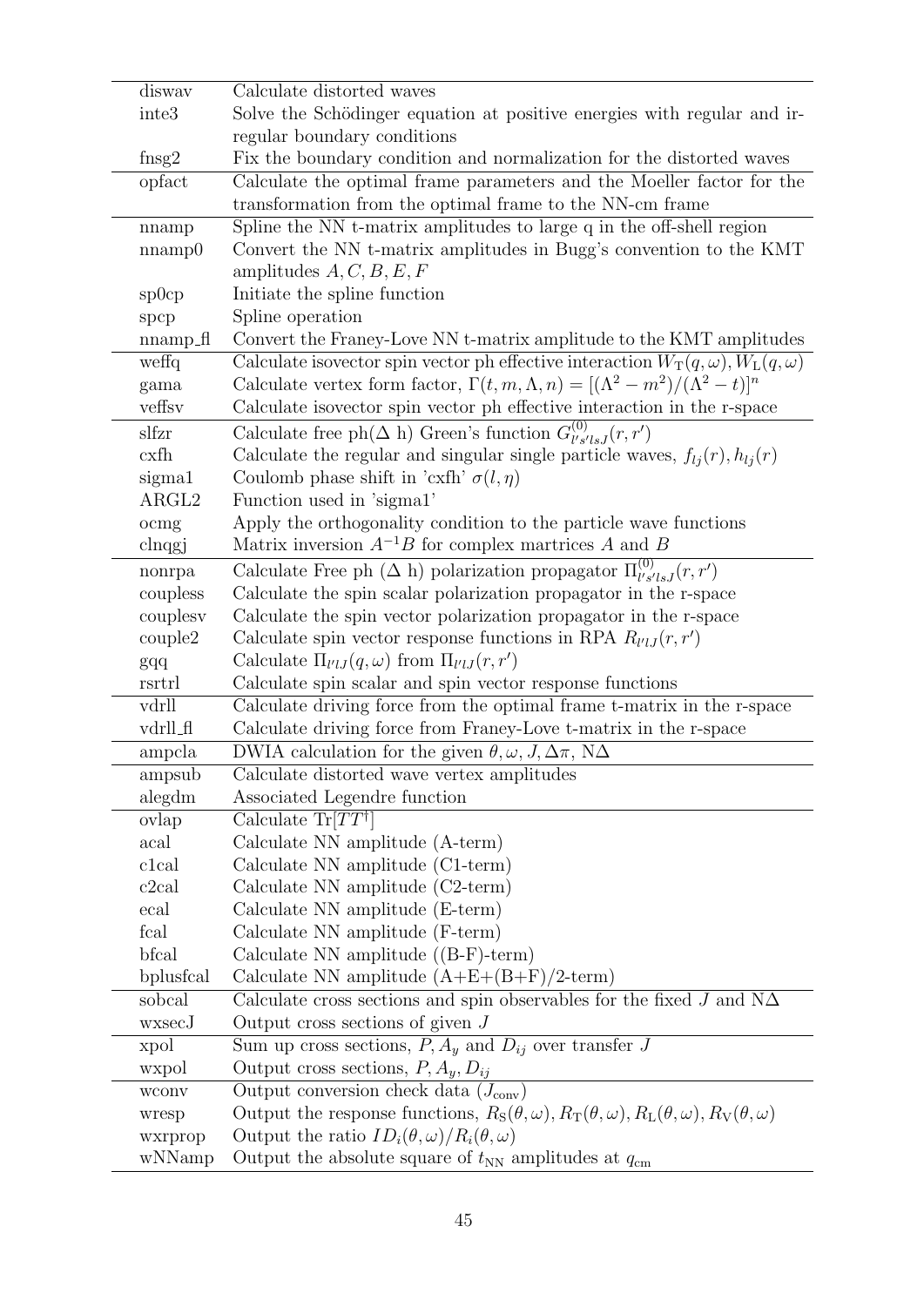| | |
|---|---|
| diswav | Calculate distorted waves |
| inte3 | Solve the Schödinger equation at positive energies with regular and irregular boundary conditions |
| fnsg2 | Fix the boundary condition and normalization for the distorted waves |
| opfact | Calculate the optimal frame parameters and the Moeller factor for the transformation from the optimal frame to the NN-cm frame |
| nnamp | Spline the NN t-matrix amplitudes to large q in the off-shell region |
| nnamp0 | Convert the NN t-matrix amplitudes in Bugg's convention to the KMT amplitudes $A, C, B, E, F$ |
| sp0cp | Initiate the spline function |
| spcp | Spline operation |
| nnamp_fl | Convert the Franey-Love NN t-matrix amplitude to the KMT amplitudes |
| weffq | Calculate isovector spin vector ph effective interaction $W_{\rm T}(q,\omega), W_{\rm L}(q,\omega)$ |
| gama | Calculate vertex form factor, $\Gamma(t,m,\Lambda,n) = [(\Lambda^2 - m^2)/(\Lambda^2 - t)]^n$ |
| veffsv | Calculate isovector spin vector ph effective interaction in the r-space |
| slfzr | Calculate free ph($\Delta$ h) Green's function $G^{(0)}_{l's'lsJ}(r,r')$ |
| cxfh | Calculate the regular and singular single particle waves, $f_{lj}(r), h_{lj}(r)$ |
| sigma1 | Coulomb phase shift in 'cxfh' $\sigma(l,\eta)$ |
| ARGL2 | Function used in 'sigma1' |
| ocmg | Apply the orthogonality condition to the particle wave functions |
| clnqgj | Matrix inversion $A^{-1}B$ for complex martrices $A$ and $B$ |
| nonrpa | Calculate Free ph ($\Delta$ h) polarization propagator $\Pi^{(0)}_{l's'lsJ}(r,r')$ |
| coupless | Calculate the spin scalar polarization propagator in the r-space |
| couplesv | Calculate the spin vector polarization propagator in the r-space |
| couple2 | Calculate spin vector response functions in RPA $R_{l'lJ}(r,r')$ |
| gqq | Calculate $\Pi_{l'lJ}(q,\omega)$ from $\Pi_{l'lJ}(r,r')$ |
| rsrtrl | Calculate spin scalar and spin vector response functions |
| vdrll | Calculate driving force from the optimal frame t-matrix in the r-space |
| vdrll_fl | Calculate driving force from Franey-Love t-matrix in the r-space |
| ampcla | DWIA calculation for the given $\theta, \omega, J, \Delta\pi$, N$\Delta$ |
| ampsub | Calculate distorted wave vertex amplitudes |
| alegdm | Associated Legendre function |
| ovlap | Calculate Tr$[TT^{\dagger}]$ |
| acal | Calculate NN amplitude (A-term) |
| c1cal | Calculate NN amplitude (C1-term) |
| c2cal | Calculate NN amplitude (C2-term) |
| ecal | Calculate NN amplitude (E-term) |
| fcal | Calculate NN amplitude (F-term) |
| bfcal | Calculate NN amplitude ((B-F)-term) |
| bplusfcal | Calculate NN amplitude (A+E+(B+F)/2-term) |
| sobcal | Calculate cross sections and spin observables for the fixed $J$ and N$\Delta$ |
| wxsecJ | Output cross sections of given $J$ |
| xpol | Sum up cross sections, $P, A_y$ and $D_{ij}$ over transfer $J$ |
| wxpol | Output cross sections, $P, A_y, D_{ij}$ |
| wconv | Output conversion check data ($J_{\rm conv}$) |
| wresp | Output the response functions, $R_{\rm S}(\theta,\omega), R_{\rm T}(\theta,\omega), R_{\rm L}(\theta,\omega), R_{\rm V}(\theta,\omega)$ |
| wxrprop | Output the ratio $ID_i(\theta,\omega)/R_i(\theta,\omega)$ |
| wNNamp | Output the absolute square of $t_{\rm NN}$ amplitudes at $q_{\rm cm}$ |